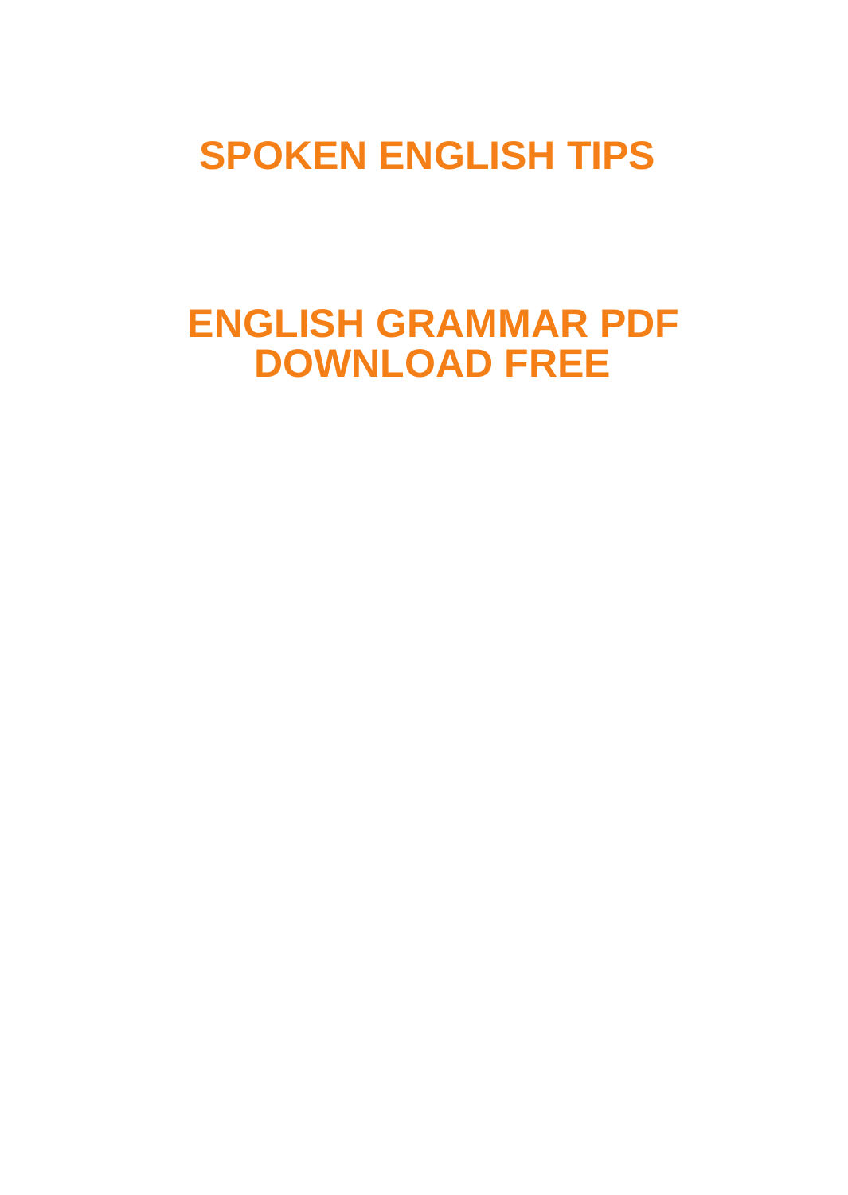# SPOKEN ENGLISH TIPS

# ENGLISH GRAMMAR PDF DOWNLOAD FREE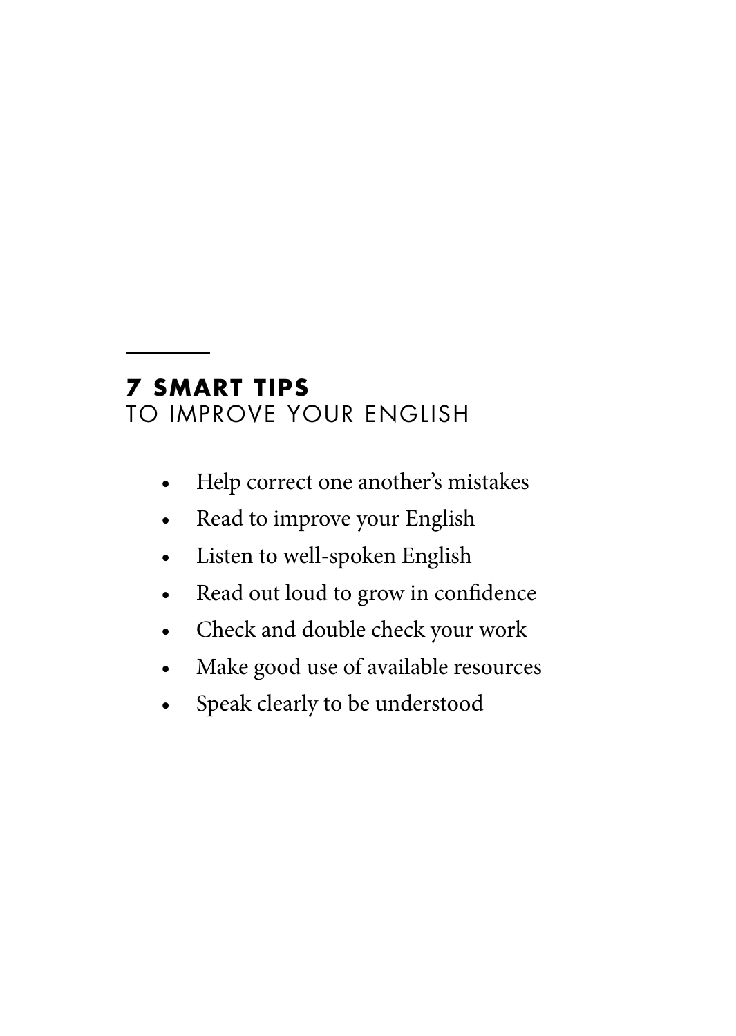## **7 SMART TIPS**
TO IMPROVE YOUR ENGLISH

- Help correct one another's mistakes
- Read to improve your English
- Listen to well-spoken English
- Read out loud to grow in confidence
- Check and double check your work
- Make good use of available resources
- Speak clearly to be understood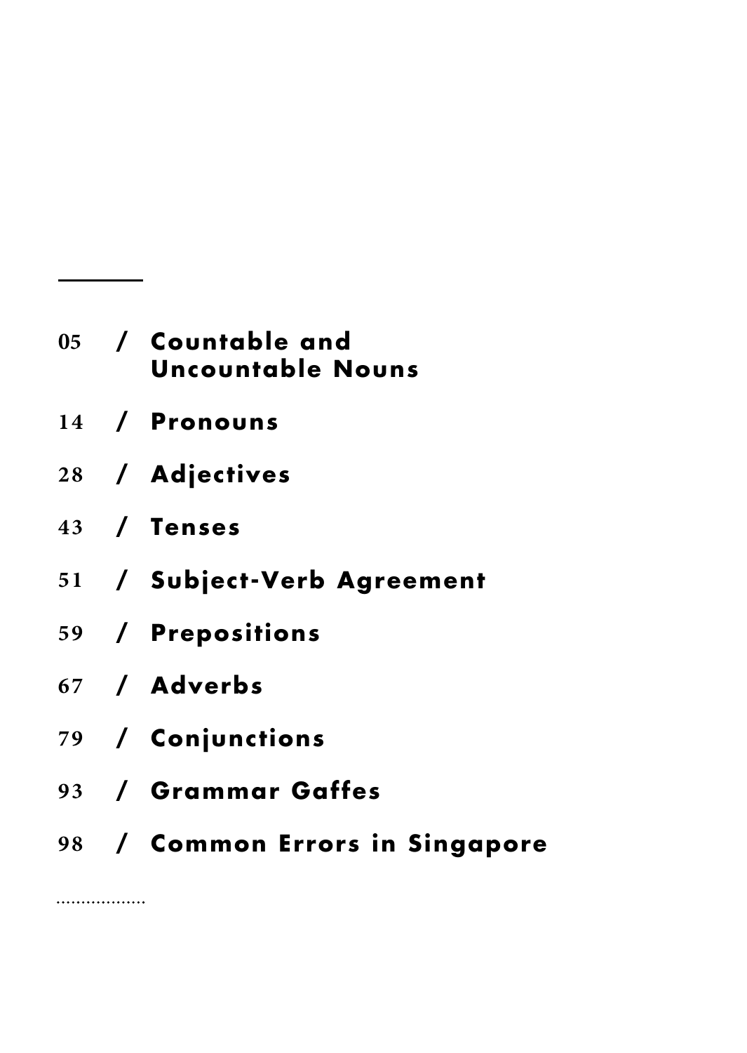05 / **Countable and Uncountable Nouns**

14 / **Pronouns**

28 / **Adjectives**

43 / **Tenses**

51 / **Subject-Verb Agreement**

59 / **Prepositions**

67 / **Adverbs**

79 / **Conjunctions**

93 / **Grammar Gaffes**

98 / **Common Errors in Singapore**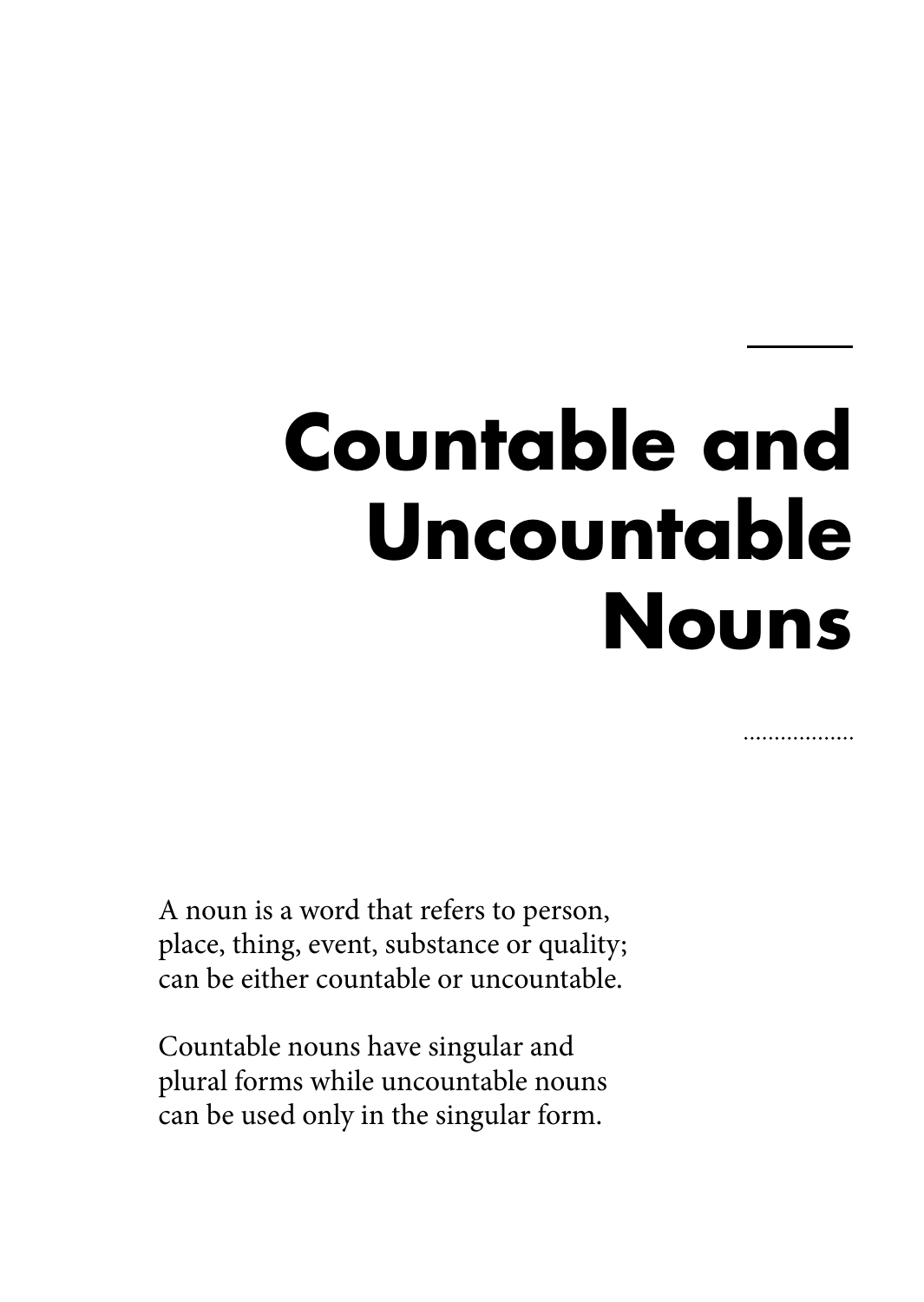# Countable and Uncountable Nouns

A noun is a word that refers to person, place, thing, event, substance or quality; can be either countable or uncountable.

Countable nouns have singular and plural forms while uncountable nouns can be used only in the singular form.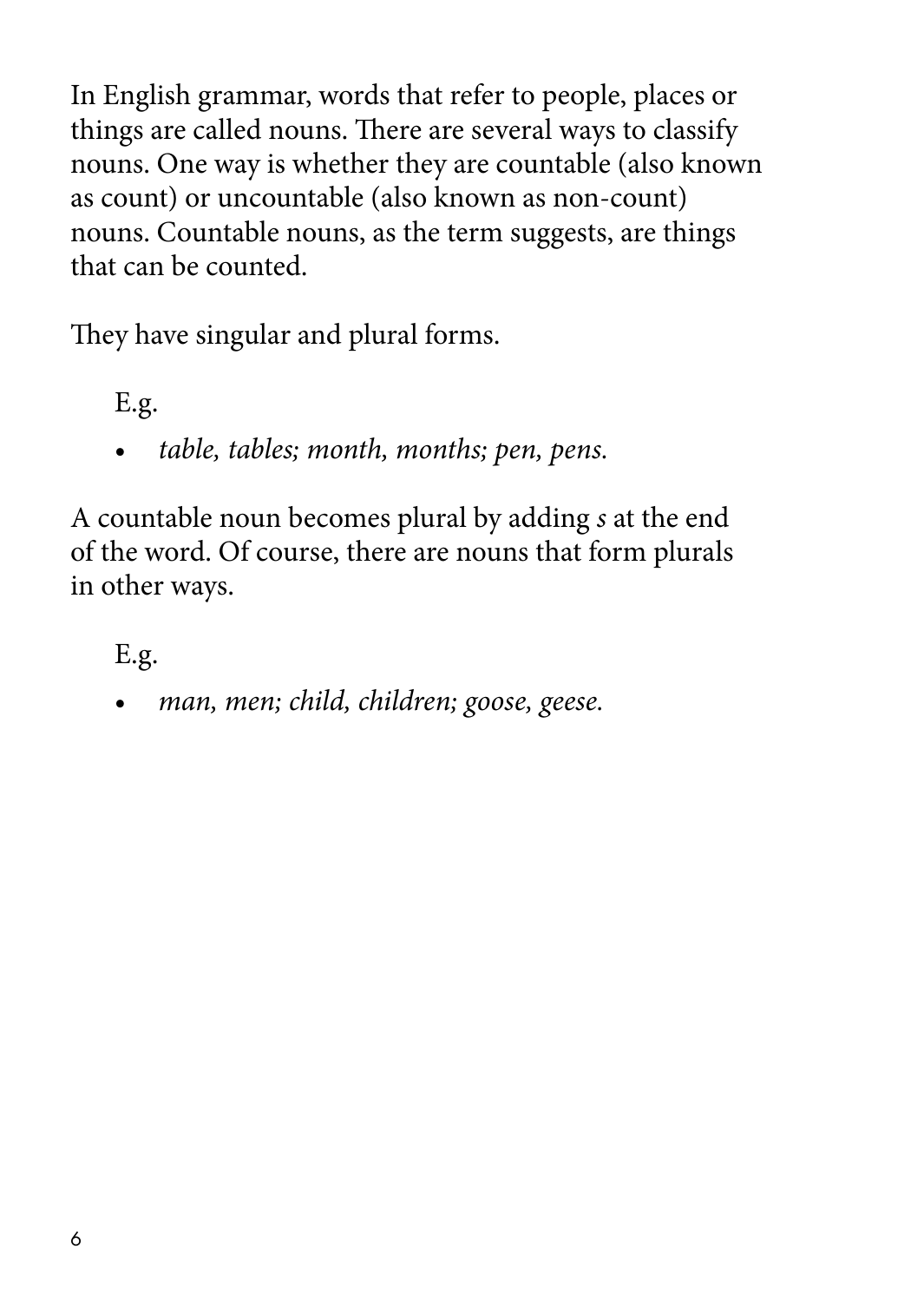In English grammar, words that refer to people, places or things are called nouns. There are several ways to classify nouns. One way is whether they are countable (also known as count) or uncountable (also known as non-count) nouns. Countable nouns, as the term suggests, are things that can be counted.

They have singular and plural forms.

E.g.

- *table, tables; month, months; pen, pens.*

A countable noun becomes plural by adding *s* at the end of the word. Of course, there are nouns that form plurals in other ways.

E.g.

- *man, men; child, children; goose, geese.*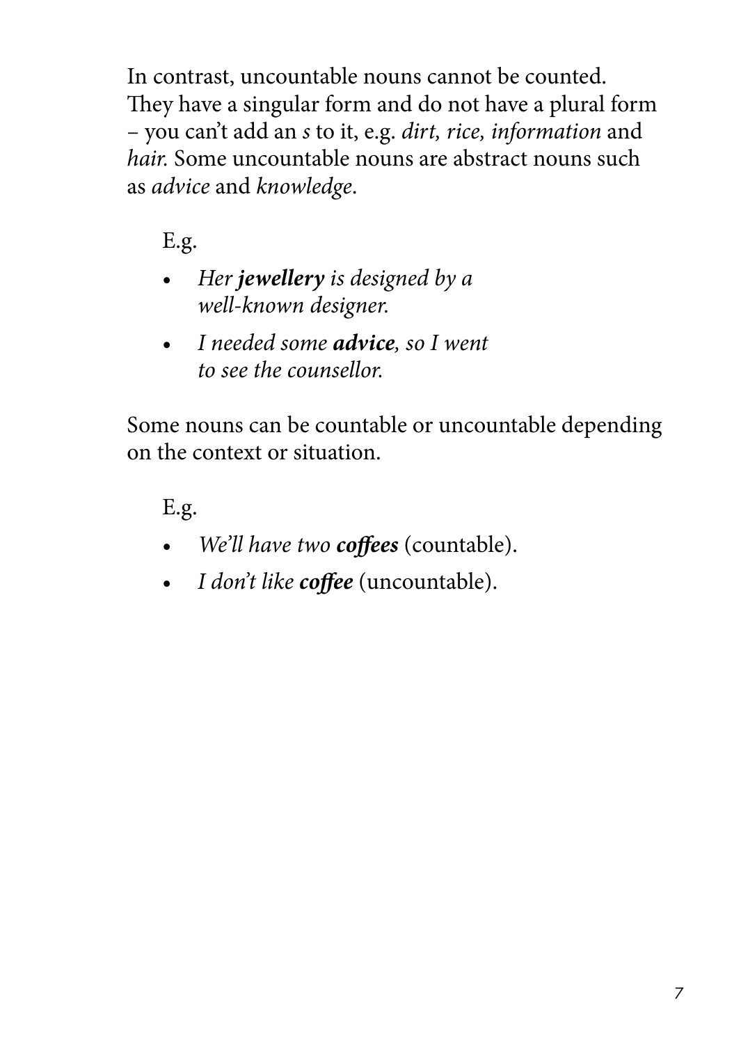In contrast, uncountable nouns cannot be counted. They have a singular form and do not have a plural form – you can't add an *s* to it, e.g. *dirt, rice, information* and *hair.* Some uncountable nouns are abstract nouns such as *advice* and *knowledge*.

E.g.

- *Her **jewellery** is designed by a well-known designer.*
- *I needed some **advice**, so I went to see the counsellor.*

Some nouns can be countable or uncountable depending on the context or situation.

E.g.

- *We'll have two **coffees*** (countable).
- *I don't like **coffee*** (uncountable).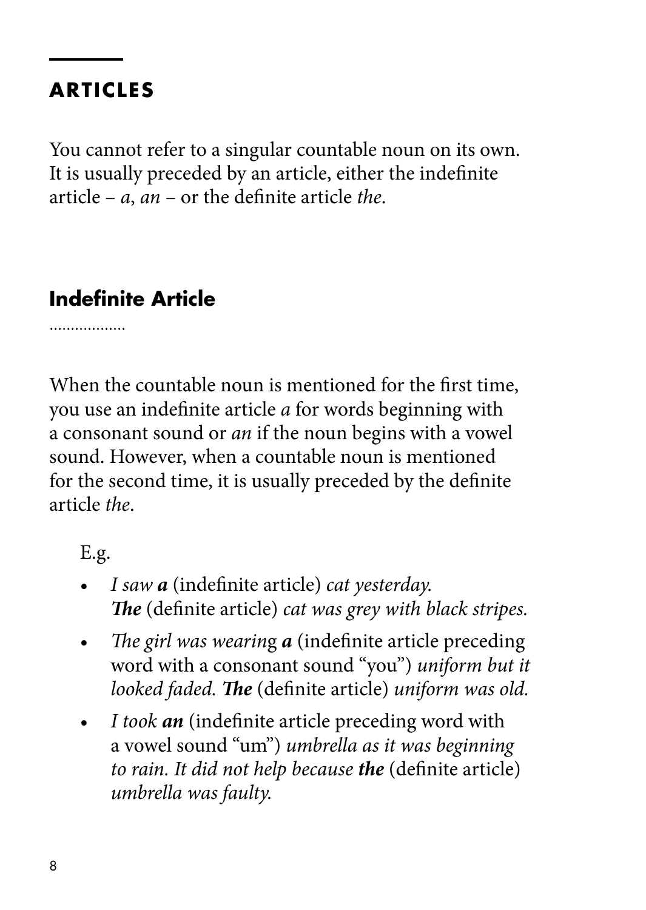# ARTICLES

You cannot refer to a singular countable noun on its own. It is usually preceded by an article, either the indefinite article – *a*, *an* – or the definite article *the*.

## Indefinite Article

When the countable noun is mentioned for the first time, you use an indefinite article *a* for words beginning with a consonant sound or *an* if the noun begins with a vowel sound. However, when a countable noun is mentioned for the second time, it is usually preceded by the definite article *the*.

E.g.

- *I saw **a*** (indefinite article) *cat yesterday.* ***The*** (definite article) *cat was grey with black stripes.*
- *The girl was wearing **a*** (indefinite article preceding word with a consonant sound "you") *uniform but it looked faded.* ***The*** (definite article) *uniform was old.*
- *I took **an*** (indefinite article preceding word with a vowel sound "um") *umbrella as it was beginning to rain. It did not help because **the*** (definite article) *umbrella was faulty.*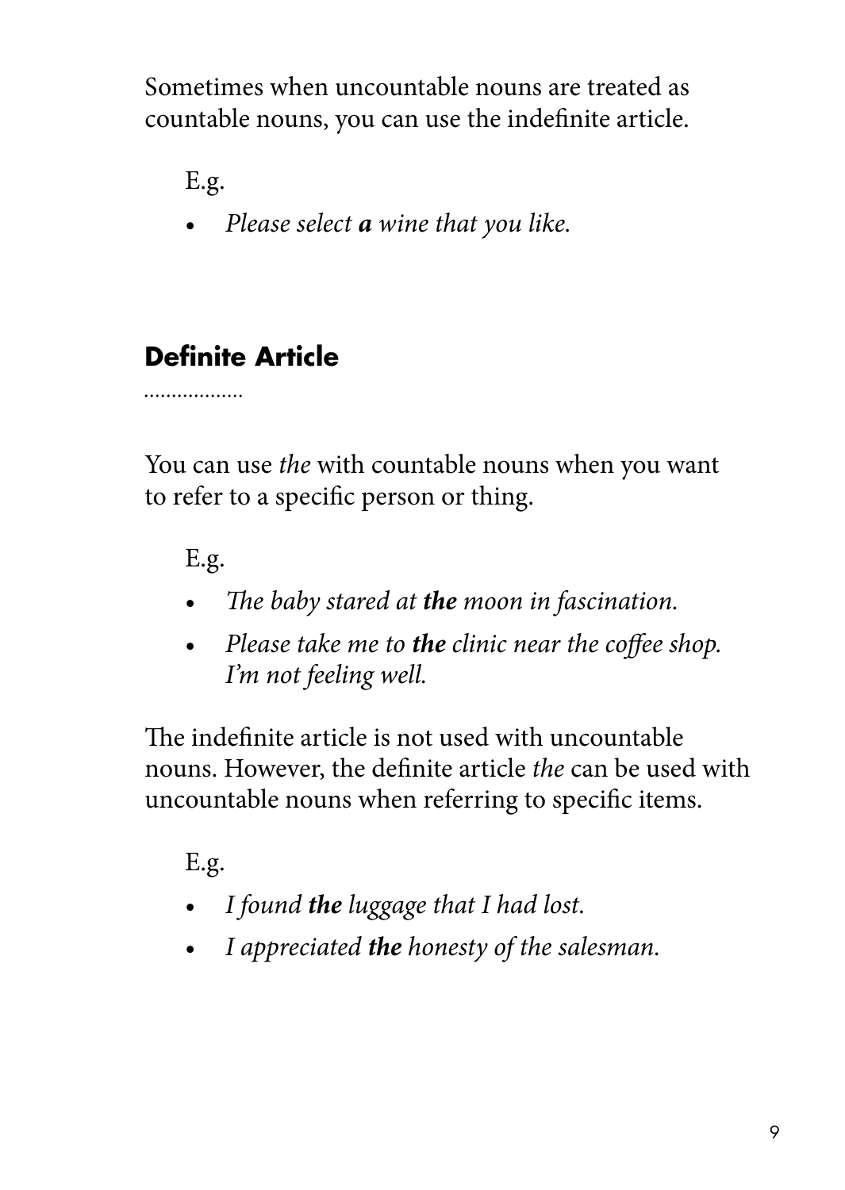Sometimes when uncountable nouns are treated as countable nouns, you can use the indefinite article.

E.g.

- *Please select **a** wine that you like.*

## Definite Article

You can use *the* with countable nouns when you want to refer to a specific person or thing.

E.g.

- *The baby stared at **the** moon in fascination.*
- *Please take me to **the** clinic near the coffee shop. I'm not feeling well.*

The indefinite article is not used with uncountable nouns. However, the definite article *the* can be used with uncountable nouns when referring to specific items.

E.g.

- *I found **the** luggage that I had lost.*
- *I appreciated **the** honesty of the salesman.*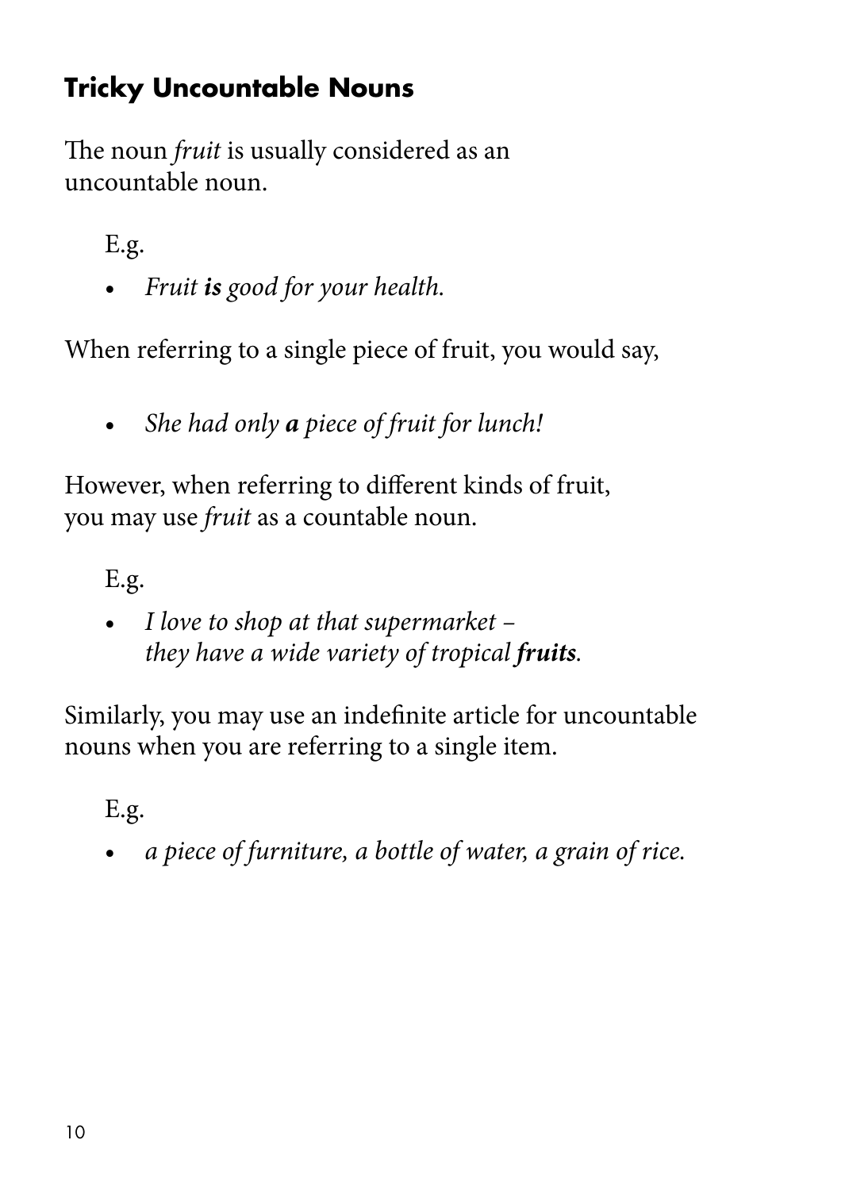## Tricky Uncountable Nouns

The noun *fruit* is usually considered as an uncountable noun.

E.g.

- *Fruit **is** good for your health.*

When referring to a single piece of fruit, you would say,

- *She had only **a** piece of fruit for lunch!*

However, when referring to different kinds of fruit, you may use *fruit* as a countable noun.

E.g.

- *I love to shop at that supermarket – they have a wide variety of tropical **fruits**.*

Similarly, you may use an indefinite article for uncountable nouns when you are referring to a single item.

E.g.

- *a piece of furniture, a bottle of water, a grain of rice.*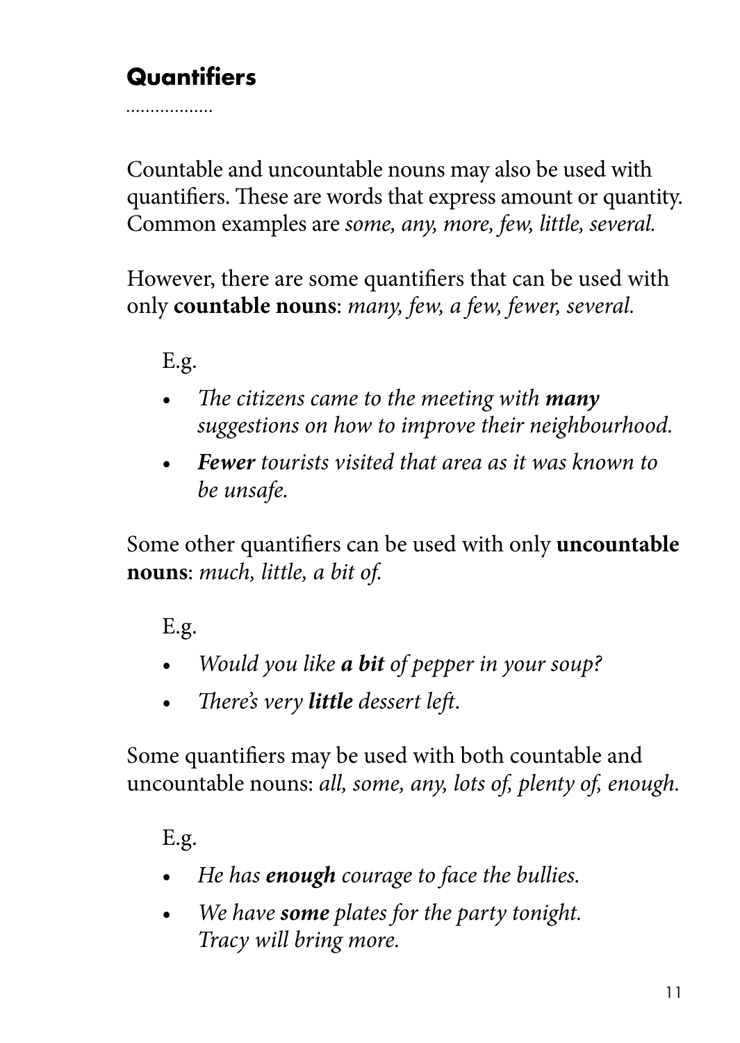## Quantifiers

Countable and uncountable nouns may also be used with quantifiers. These are words that express amount or quantity. Common examples are *some, any, more, few, little, several.*

However, there are some quantifiers that can be used with only **countable nouns**: *many, few, a few, fewer, several.*

E.g.

- *The citizens came to the meeting with **many** suggestions on how to improve their neighbourhood.*
- ***Fewer** tourists visited that area as it was known to be unsafe.*

Some other quantifiers can be used with only **uncountable nouns**: *much, little, a bit of.*

E.g.

- *Would you like **a bit** of pepper in your soup?*
- *There's very **little** dessert left.*

Some quantifiers may be used with both countable and uncountable nouns: *all, some, any, lots of, plenty of, enough.*

E.g.

- *He has **enough** courage to face the bullies.*
- *We have **some** plates for the party tonight. Tracy will bring more.*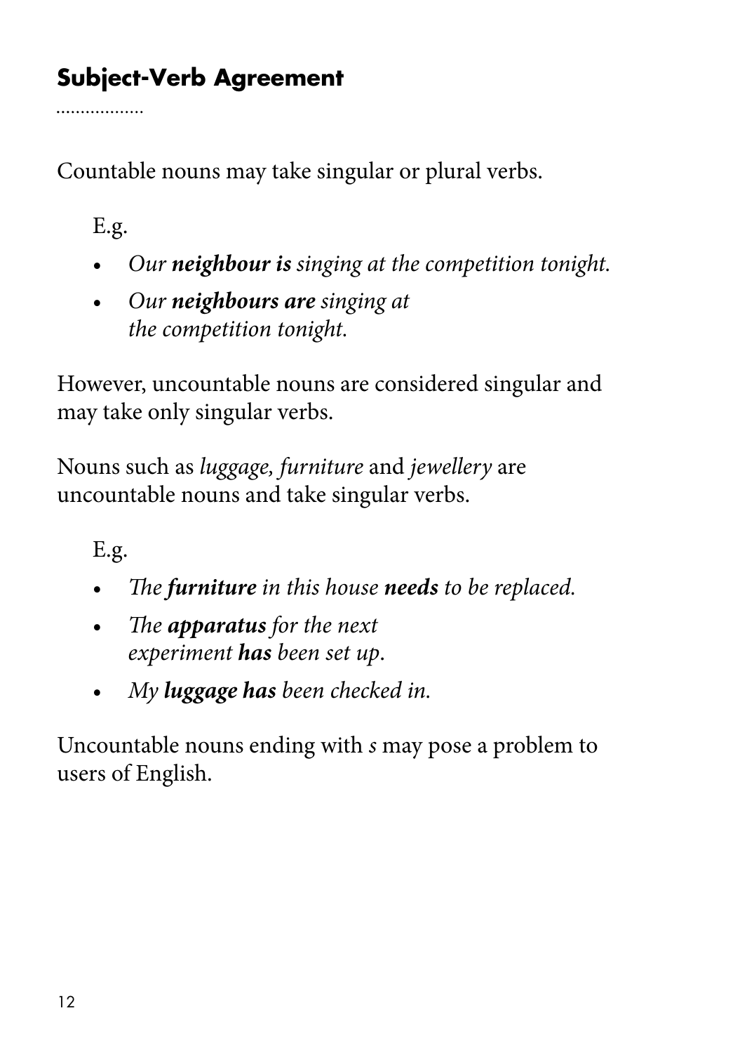## Subject-Verb Agreement

Countable nouns may take singular or plural verbs.

E.g.

- *Our **neighbour is** singing at the competition tonight.*
- *Our **neighbours are** singing at the competition tonight.*

However, uncountable nouns are considered singular and may take only singular verbs.

Nouns such as *luggage, furniture* and *jewellery* are uncountable nouns and take singular verbs.

E.g.

- *The **furniture** in this house **needs** to be replaced.*
- *The **apparatus** for the next experiment **has** been set up.*
- *My **luggage has** been checked in.*

Uncountable nouns ending with *s* may pose a problem to users of English.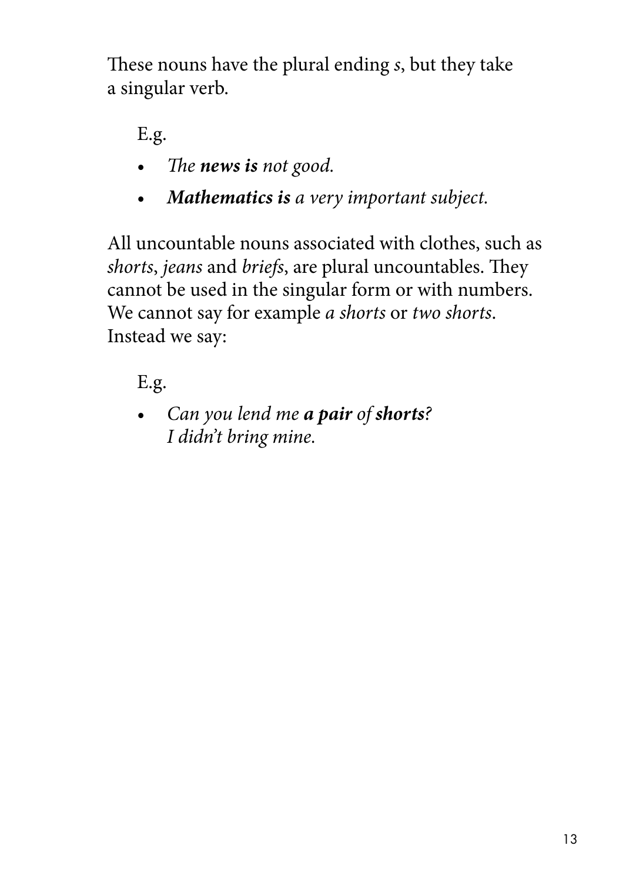These nouns have the plural ending *s*, but they take a singular verb.

E.g.

- *The **news is** not good.*
- ***Mathematics is** a very important subject.*

All uncountable nouns associated with clothes, such as *shorts*, *jeans* and *briefs*, are plural uncountables. They cannot be used in the singular form or with numbers. We cannot say for example *a shorts* or *two shorts*. Instead we say:

E.g.

- *Can you lend me **a pair** of **shorts**? I didn't bring mine.*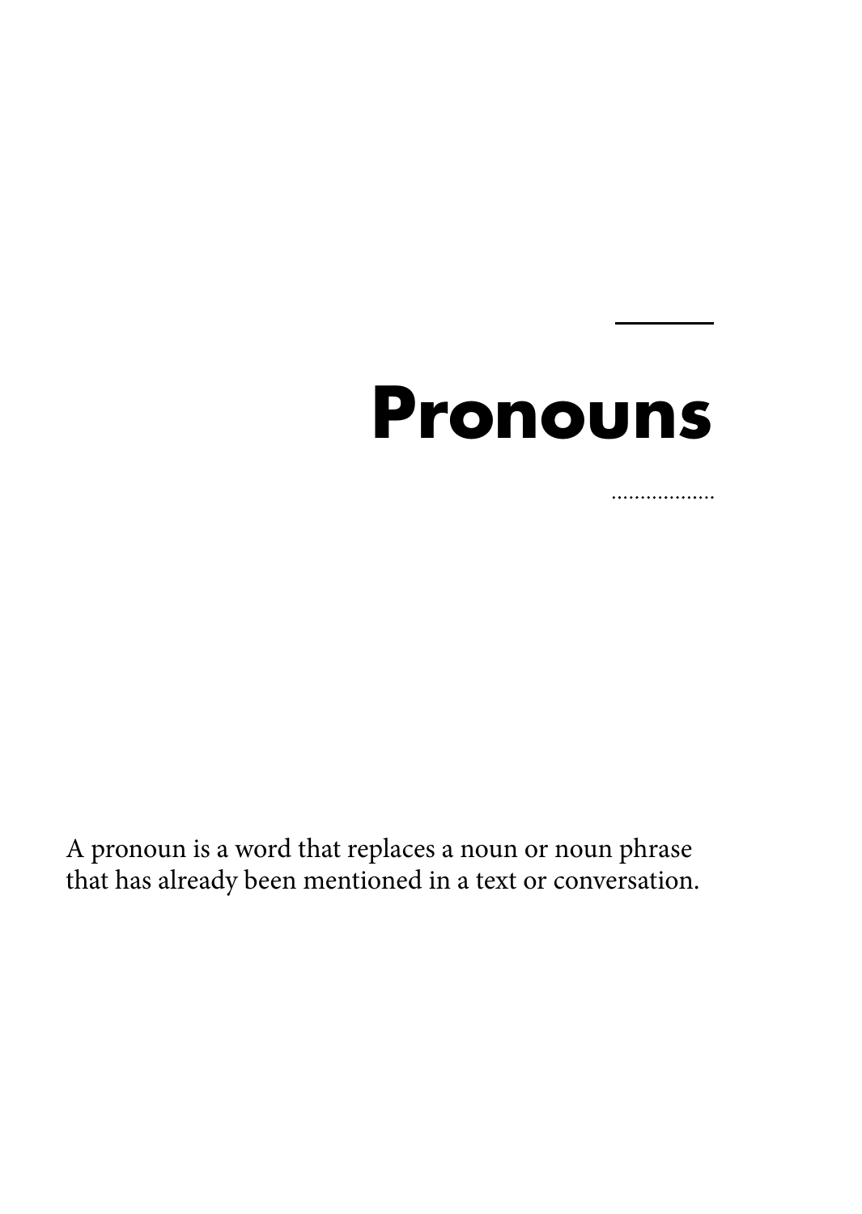# Pronouns

A pronoun is a word that replaces a noun or noun phrase that has already been mentioned in a text or conversation.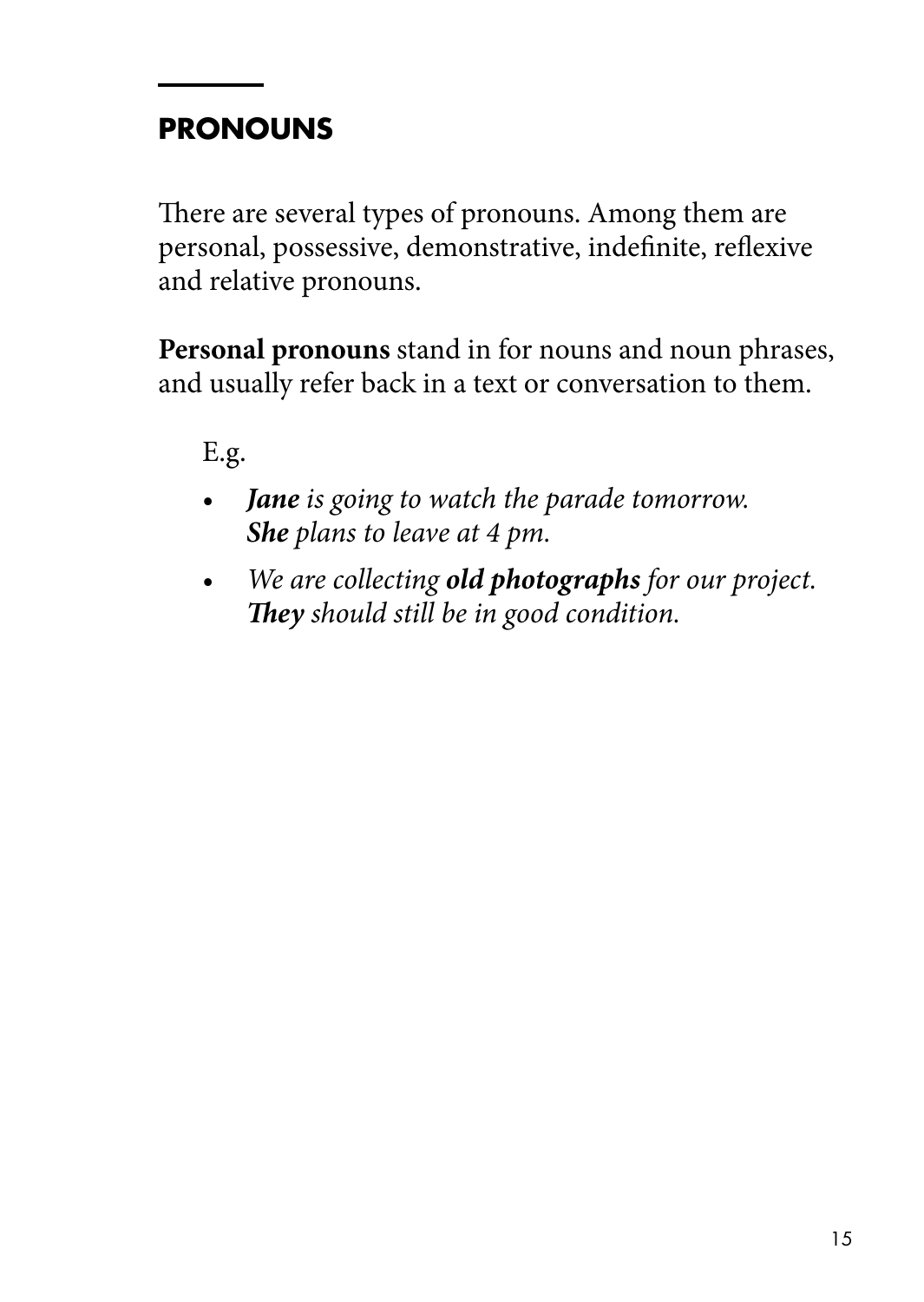## PRONOUNS

There are several types of pronouns. Among them are personal, possessive, demonstrative, indefinite, reflexive and relative pronouns.

**Personal pronouns** stand in for nouns and noun phrases, and usually refer back in a text or conversation to them.

E.g.

- ***Jane*** *is going to watch the parade tomorrow.* ***She*** *plans to leave at 4 pm.*
- *We are collecting* ***old photographs*** *for our project.* ***They*** *should still be in good condition.*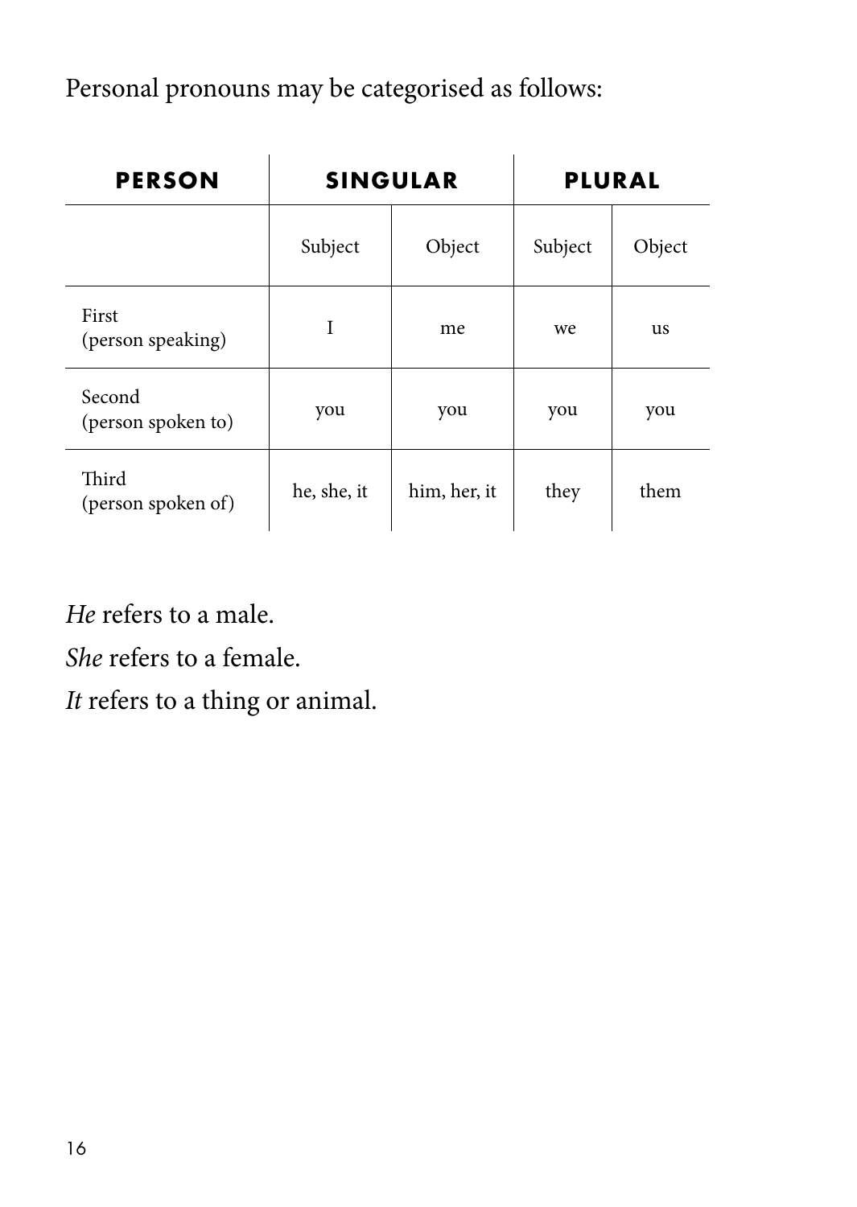Personal pronouns may be categorised as follows:

| **PERSON** | **SINGULAR** | | **PLURAL** | |
|---|---|---|---|---|
| | Subject | Object | Subject | Object |
| First (person speaking) | I | me | we | us |
| Second (person spoken to) | you | you | you | you |
| Third (person spoken of) | he, she, it | him, her, it | they | them |

*He* refers to a male.

*She* refers to a female.

*It* refers to a thing or animal.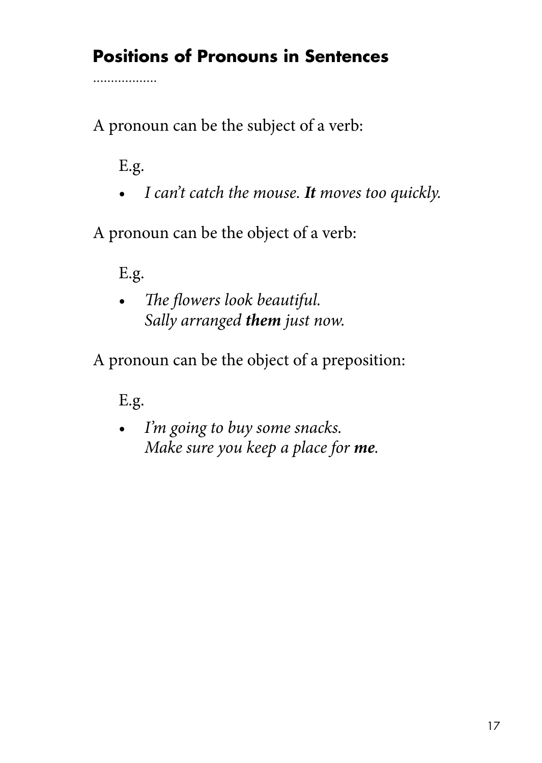## Positions of Pronouns in Sentences

A pronoun can be the subject of a verb:

E.g.

- *I can't catch the mouse. **It** moves too quickly.*

A pronoun can be the object of a verb:

E.g.

- *The flowers look beautiful.*
  *Sally arranged **them** just now.*

A pronoun can be the object of a preposition:

E.g.

- *I'm going to buy some snacks.*
  *Make sure you keep a place for **me**.*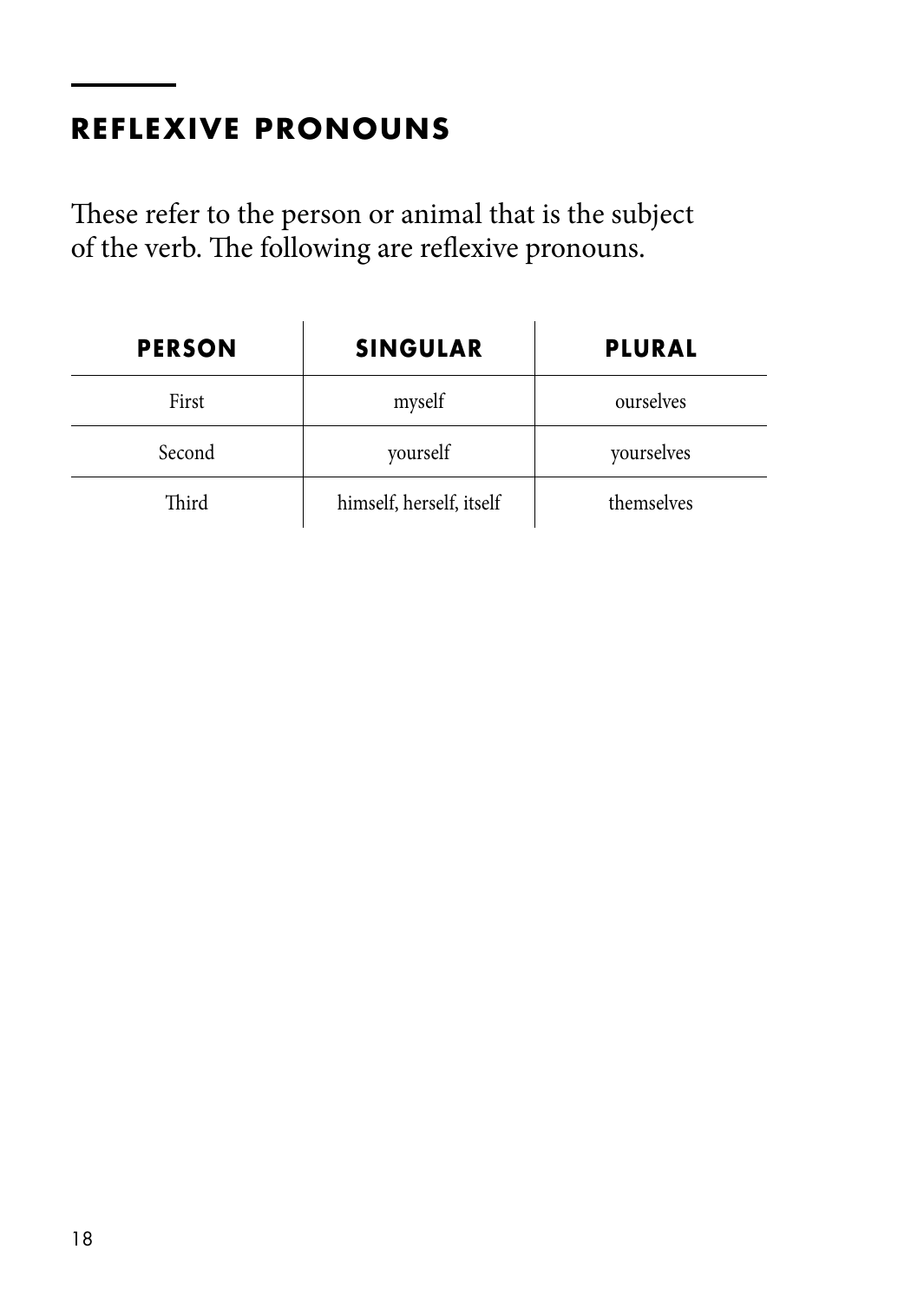## REFLEXIVE PRONOUNS

These refer to the person or animal that is the subject of the verb. The following are reflexive pronouns.

| PERSON | SINGULAR | PLURAL |
| --- | --- | --- |
| First | myself | ourselves |
| Second | yourself | yourselves |
| Third | himself, herself, itself | themselves |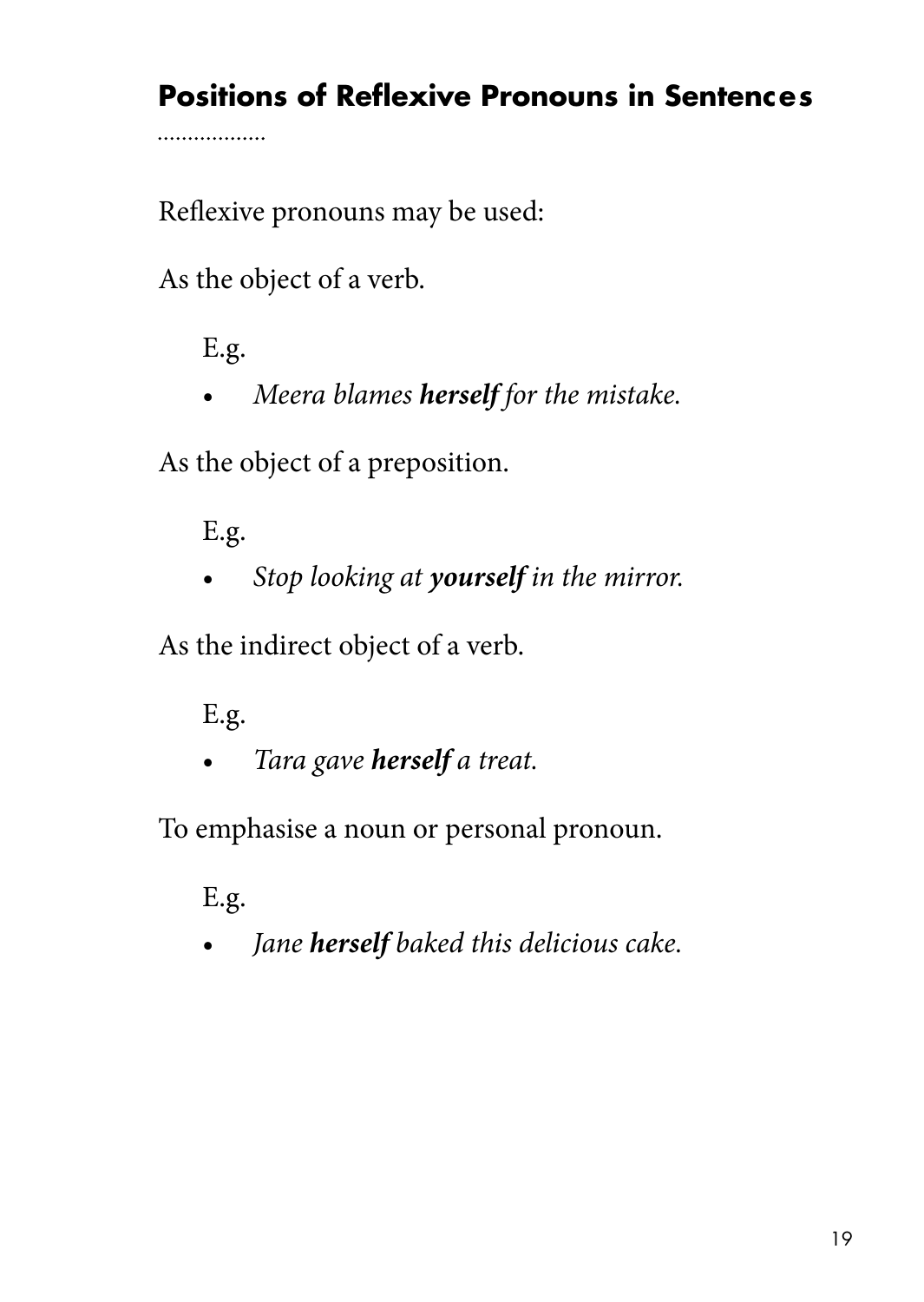## Positions of Reflexive Pronouns in Sentences

Reflexive pronouns may be used:

As the object of a verb.

E.g.

- *Meera blames **herself** for the mistake.*

As the object of a preposition.

E.g.

- *Stop looking at **yourself** in the mirror.*

As the indirect object of a verb.

E.g.

- *Tara gave **herself** a treat.*

To emphasise a noun or personal pronoun.

E.g.

- *Jane **herself** baked this delicious cake.*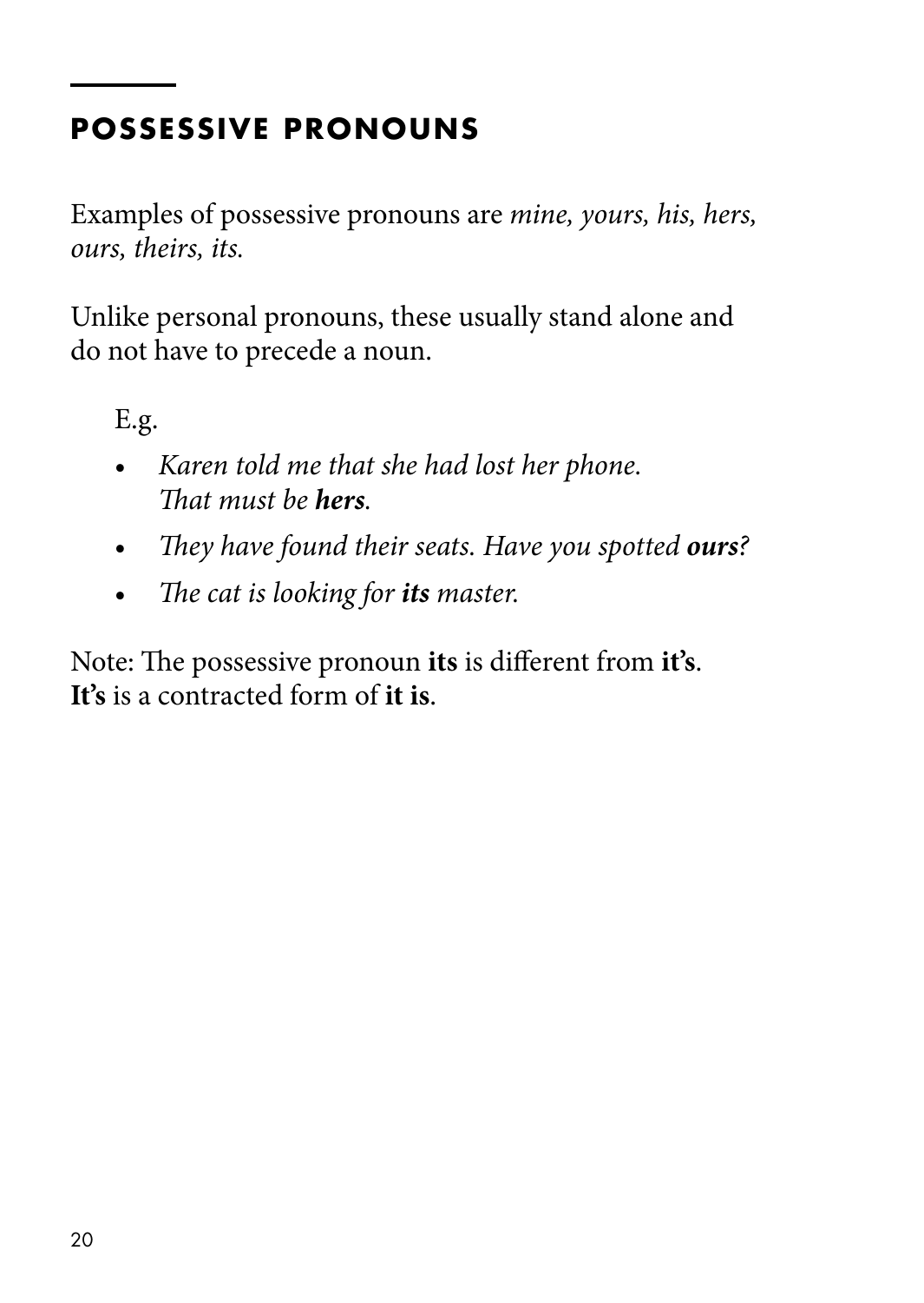## POSSESSIVE PRONOUNS

Examples of possessive pronouns are *mine, yours, his, hers, ours, theirs, its.*

Unlike personal pronouns, these usually stand alone and do not have to precede a noun.

E.g.

- *Karen told me that she had lost her phone. That must be **hers**.*
- *They have found their seats. Have you spotted **ours**?*
- *The cat is looking for **its** master.*

Note: The possessive pronoun **its** is different from **it's**. **It's** is a contracted form of **it is**.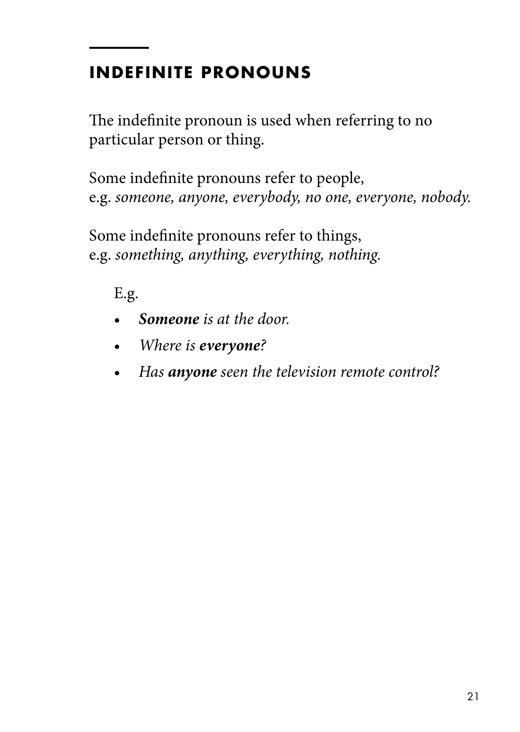## INDEFINITE PRONOUNS

The indefinite pronoun is used when referring to no particular person or thing.

Some indefinite pronouns refer to people, e.g. *someone, anyone, everybody, no one, everyone, nobody.*

Some indefinite pronouns refer to things, e.g. *something, anything, everything, nothing.*

E.g.

- ***Someone*** *is at the door.*
- *Where is* ***everyone****?*
- *Has* ***anyone*** *seen the television remote control?*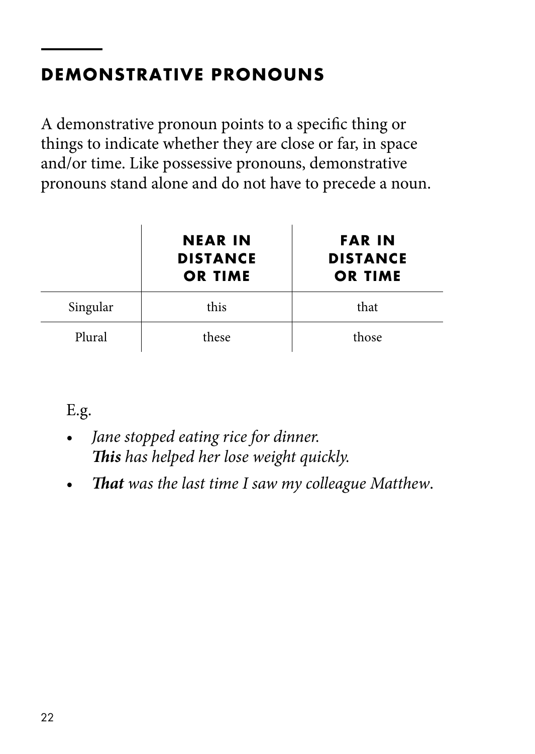## DEMONSTRATIVE PRONOUNS

A demonstrative pronoun points to a specific thing or things to indicate whether they are close or far, in space and/or time. Like possessive pronouns, demonstrative pronouns stand alone and do not have to precede a noun.

| | **NEAR IN DISTANCE OR TIME** | **FAR IN DISTANCE OR TIME** |
|---|---|---|
| Singular | this | that |
| Plural | these | those |

E.g.

- *Jane stopped eating rice for dinner.*
  ***This** has helped her lose weight quickly.*
- ***That** was the last time I saw my colleague Matthew.*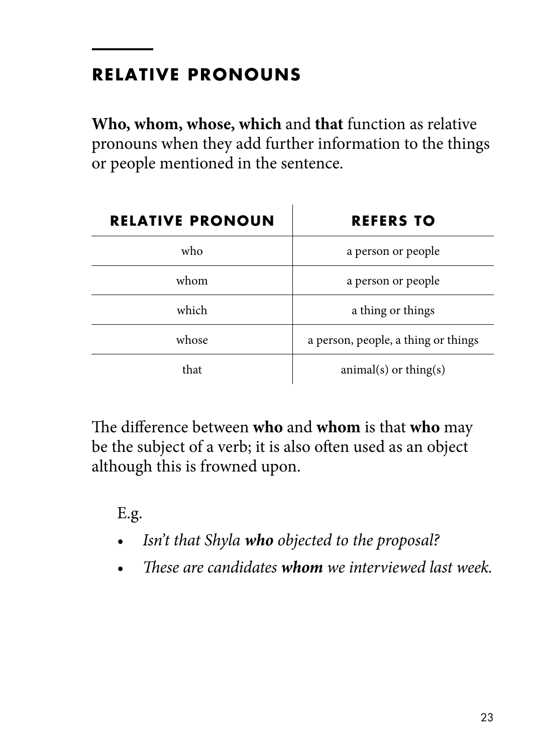## RELATIVE PRONOUNS

**Who, whom, whose, which** and **that** function as relative pronouns when they add further information to the things or people mentioned in the sentence.

| RELATIVE PRONOUN | REFERS TO |
| --- | --- |
| who | a person or people |
| whom | a person or people |
| which | a thing or things |
| whose | a person, people, a thing or things |
| that | animal(s) or thing(s) |

The difference between **who** and **whom** is that **who** may be the subject of a verb; it is also often used as an object although this is frowned upon.

E.g.

- *Isn't that Shyla* ***who*** *objected to the proposal?*
- *These are candidates* ***whom*** *we interviewed last week.*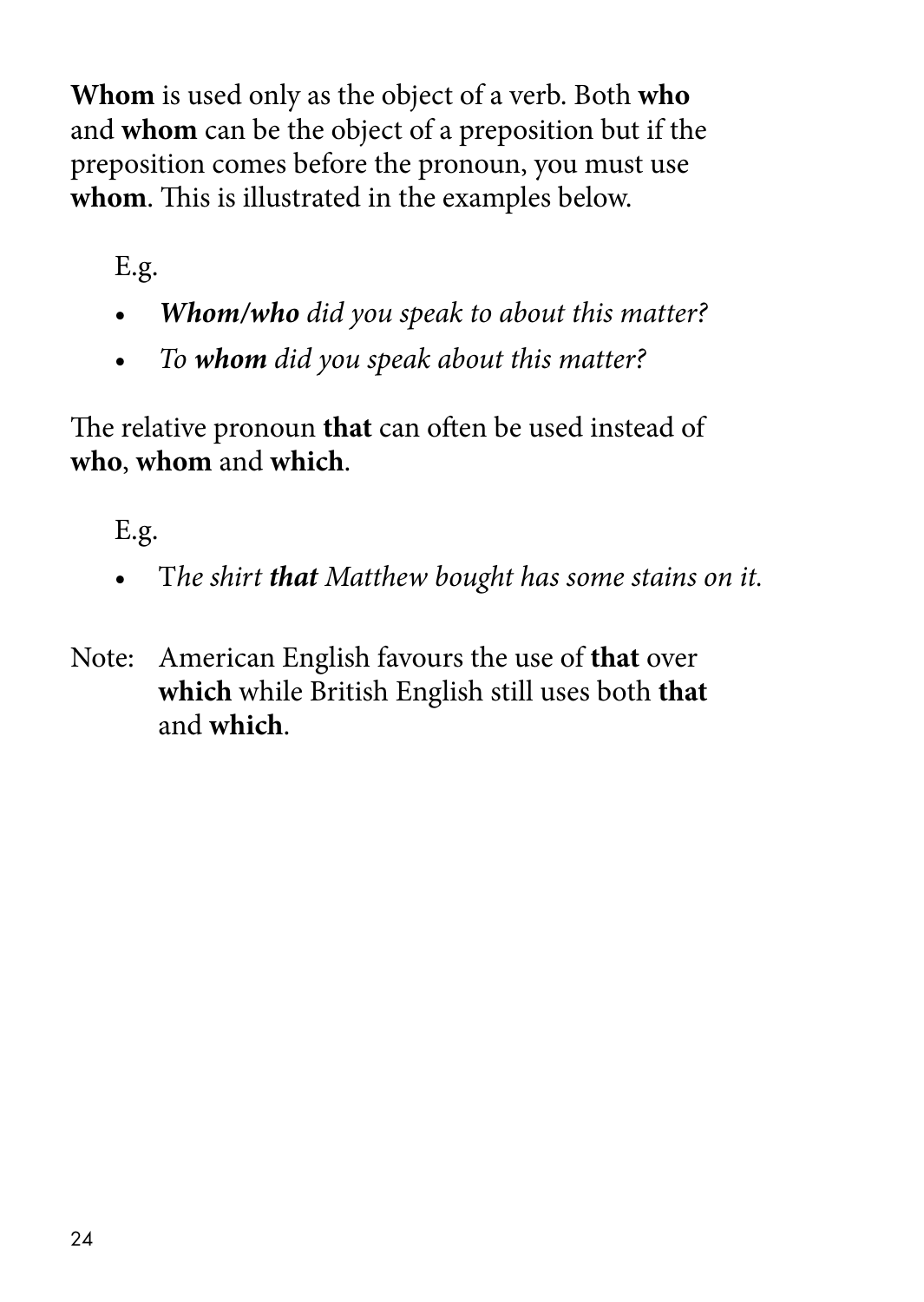**Whom** is used only as the object of a verb. Both **who** and **whom** can be the object of a preposition but if the preposition comes before the pronoun, you must use **whom**. This is illustrated in the examples below.

E.g.

- ***Whom/who*** *did you speak to about this matter?*
- *To* ***whom*** *did you speak about this matter?*

The relative pronoun **that** can often be used instead of **who**, **whom** and **which**.

E.g.

- T*he shirt* ***that*** *Matthew bought has some stains on it.*

Note: American English favours the use of **that** over **which** while British English still uses both **that** and **which**.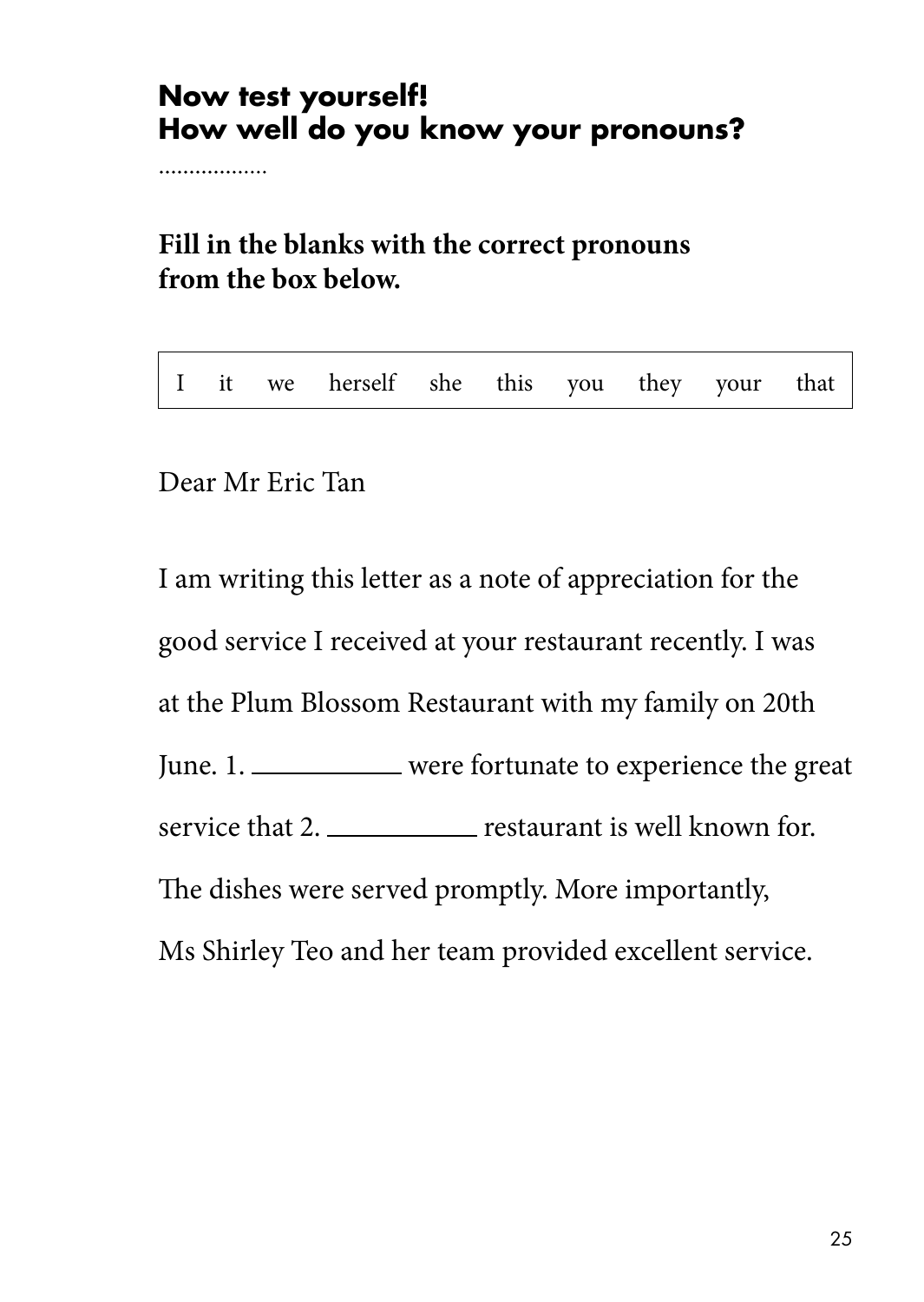## Now test yourself!
## How well do you know your pronouns?

..................

**Fill in the blanks with the correct pronouns from the box below.**

| I | it | we | herself | she | this | you | they | your | that |
|---|---|---|---|---|---|---|---|---|---|

Dear Mr Eric Tan

I am writing this letter as a note of appreciation for the good service I received at your restaurant recently. I was at the Plum Blossom Restaurant with my family on 20th June. 1. __________ were fortunate to experience the great service that 2. __________ restaurant is well known for. The dishes were served promptly. More importantly, Ms Shirley Teo and her team provided excellent service.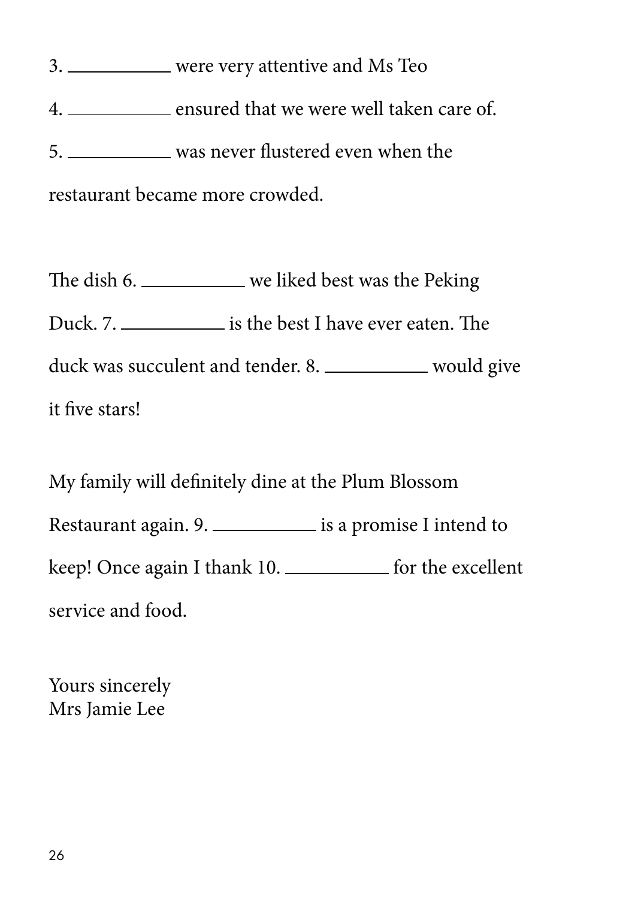3. __________ were very attentive and Ms Teo

4. __________ ensured that we were well taken care of.

5. __________ was never flustered even when the restaurant became more crowded.

The dish 6. __________ we liked best was the Peking Duck. 7. __________ is the best I have ever eaten. The duck was succulent and tender. 8. __________ would give it five stars!

My family will definitely dine at the Plum Blossom Restaurant again. 9. __________ is a promise I intend to keep! Once again I thank 10. __________ for the excellent service and food.

Yours sincerely
Mrs Jamie Lee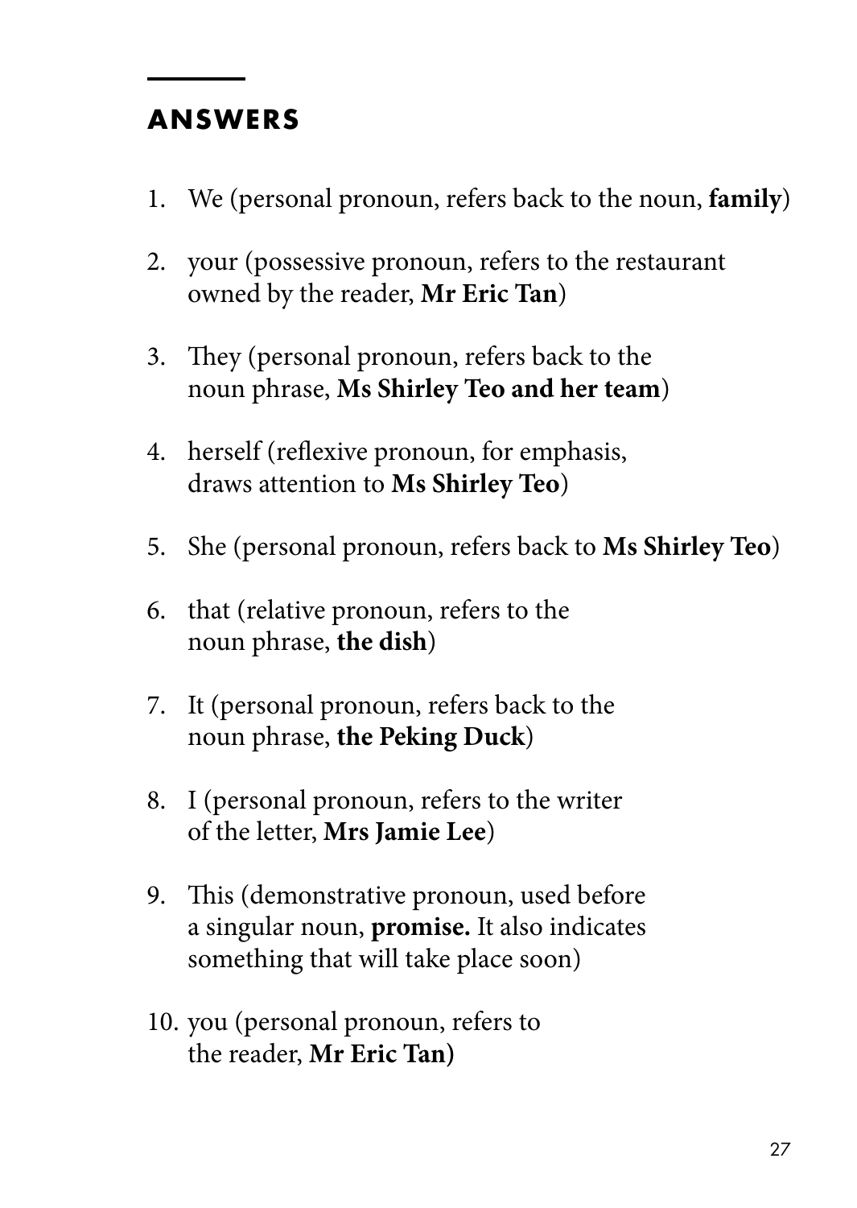## ANSWERS

1. We (personal pronoun, refers back to the noun, **family**)
2. your (possessive pronoun, refers to the restaurant owned by the reader, **Mr Eric Tan**)
3. They (personal pronoun, refers back to the noun phrase, **Ms Shirley Teo and her team**)
4. herself (reflexive pronoun, for emphasis, draws attention to **Ms Shirley Teo**)
5. She (personal pronoun, refers back to **Ms Shirley Teo**)
6. that (relative pronoun, refers to the noun phrase, **the dish**)
7. It (personal pronoun, refers back to the noun phrase, **the Peking Duck**)
8. I (personal pronoun, refers to the writer of the letter, **Mrs Jamie Lee**)
9. This (demonstrative pronoun, used before a singular noun, **promise.** It also indicates something that will take place soon)
10. you (personal pronoun, refers to the reader, **Mr Eric Tan)**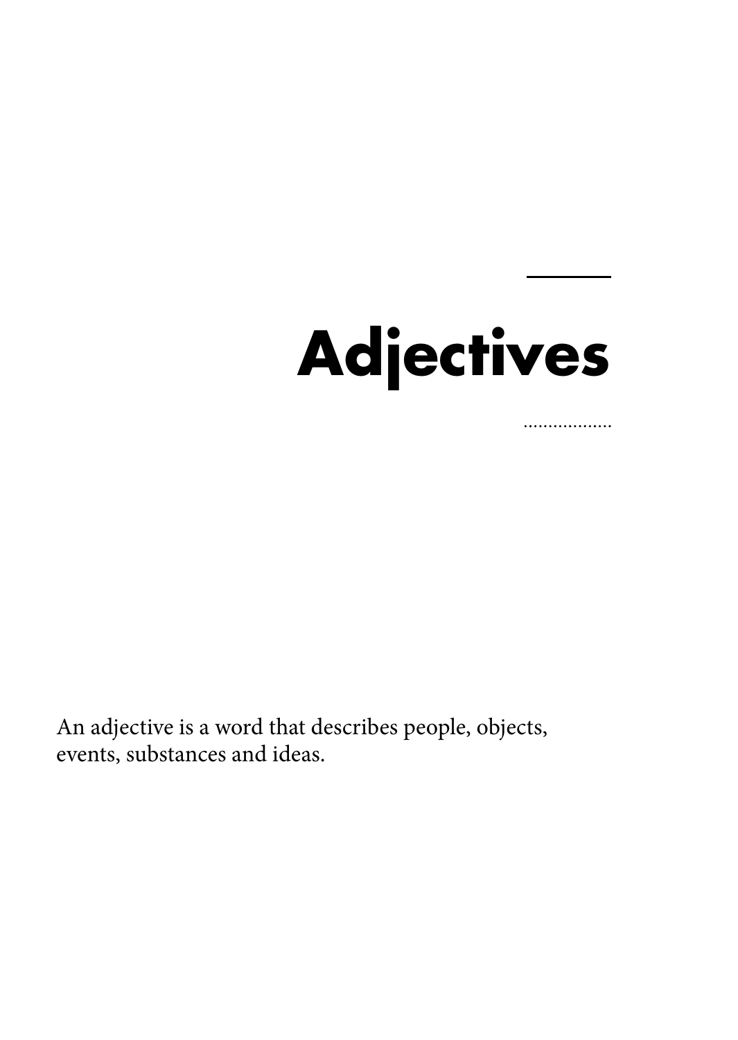# Adjectives

An adjective is a word that describes people, objects, events, substances and ideas.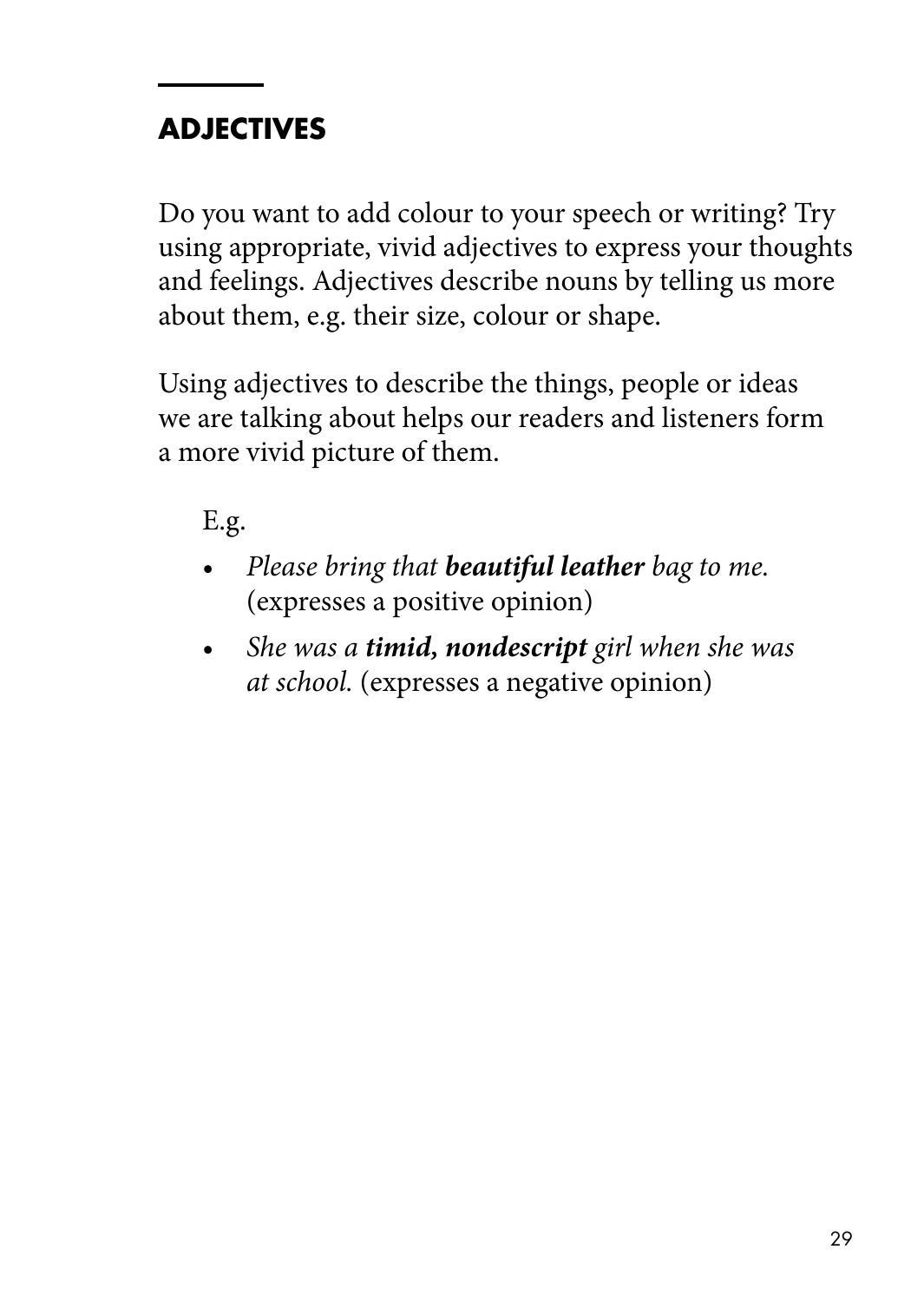## ADJECTIVES

Do you want to add colour to your speech or writing? Try using appropriate, vivid adjectives to express your thoughts and feelings. Adjectives describe nouns by telling us more about them, e.g. their size, colour or shape.

Using adjectives to describe the things, people or ideas we are talking about helps our readers and listeners form a more vivid picture of them.

E.g.

- *Please bring that **beautiful leather** bag to me.* (expresses a positive opinion)
- *She was a **timid, nondescript** girl when she was at school.* (expresses a negative opinion)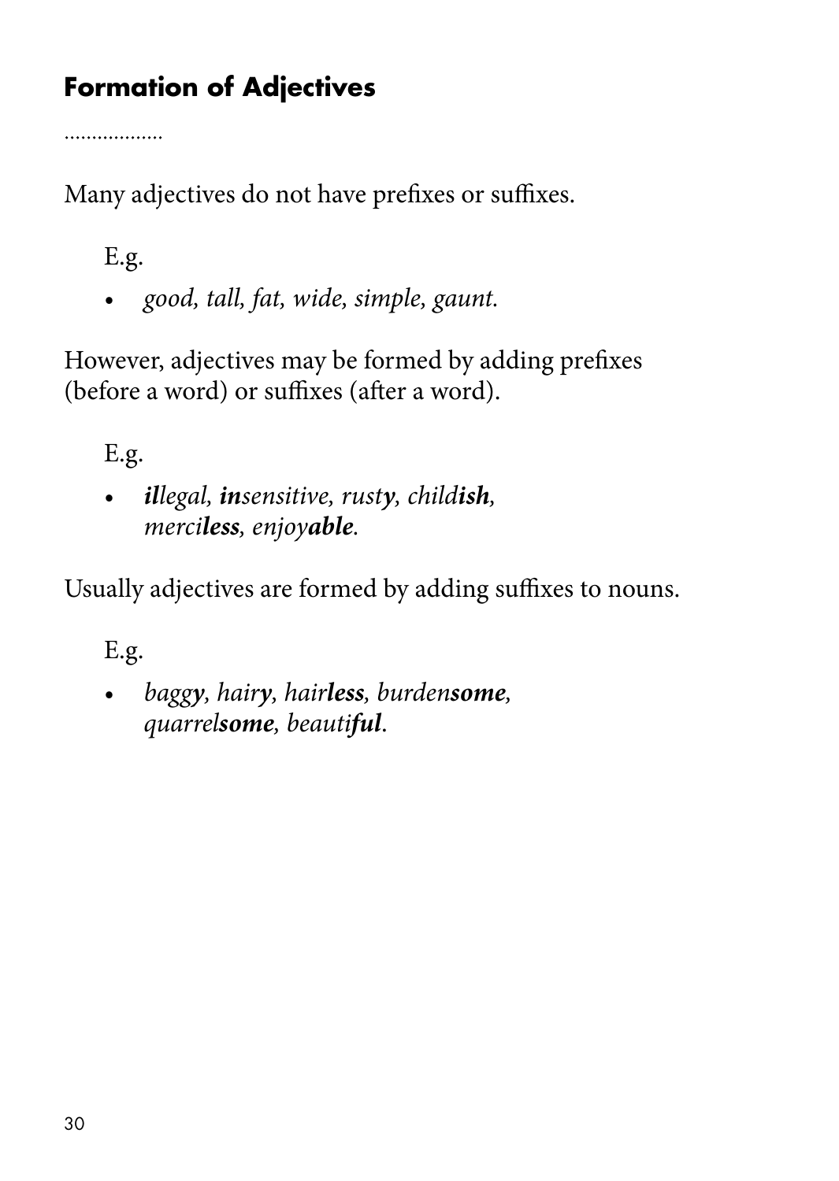## Formation of Adjectives

Many adjectives do not have prefixes or suffixes.

E.g.

- *good, tall, fat, wide, simple, gaunt.*

However, adjectives may be formed by adding prefixes (before a word) or suffixes (after a word).

E.g.

- ***il**legal, **in**sensitive, rust**y**, child**ish**, merci**less**, enjoy**able**.*

Usually adjectives are formed by adding suffixes to nouns.

E.g.

- *bagg**y**, hair**y**, hair**less**, burden**some**, quarrel**some**, beauti**ful**.*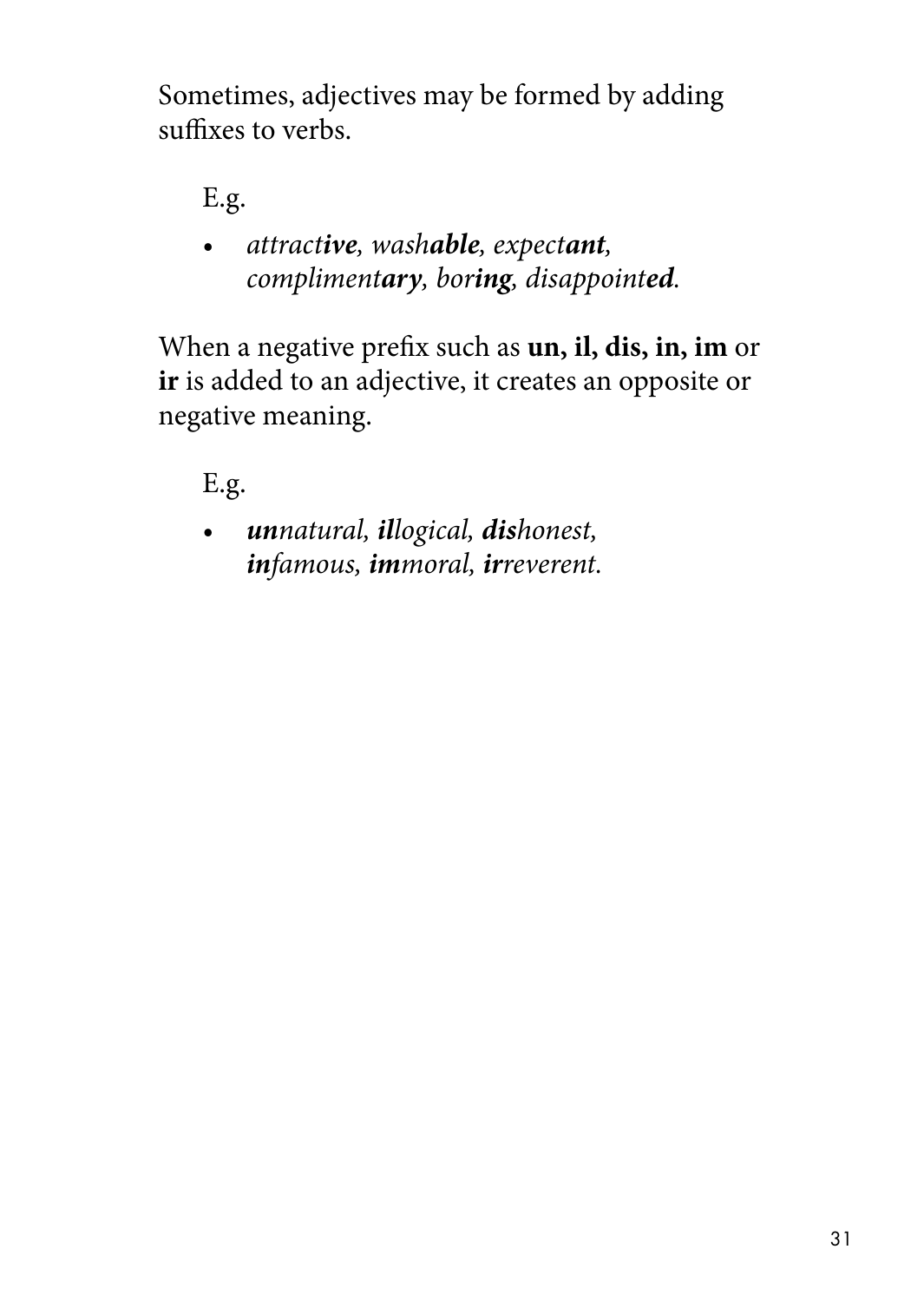Sometimes, adjectives may be formed by adding suffixes to verbs.

E.g.

- *attract**ive**, wash**able**, expect**ant**, compliment**ary**, bor**ing**, disappoint**ed**.*

When a negative prefix such as **un, il, dis, in, im** or **ir** is added to an adjective, it creates an opposite or negative meaning.

E.g.

- ***un**natural, **il**logical, **dis**honest, **in**famous, **im**moral, **ir**reverent.*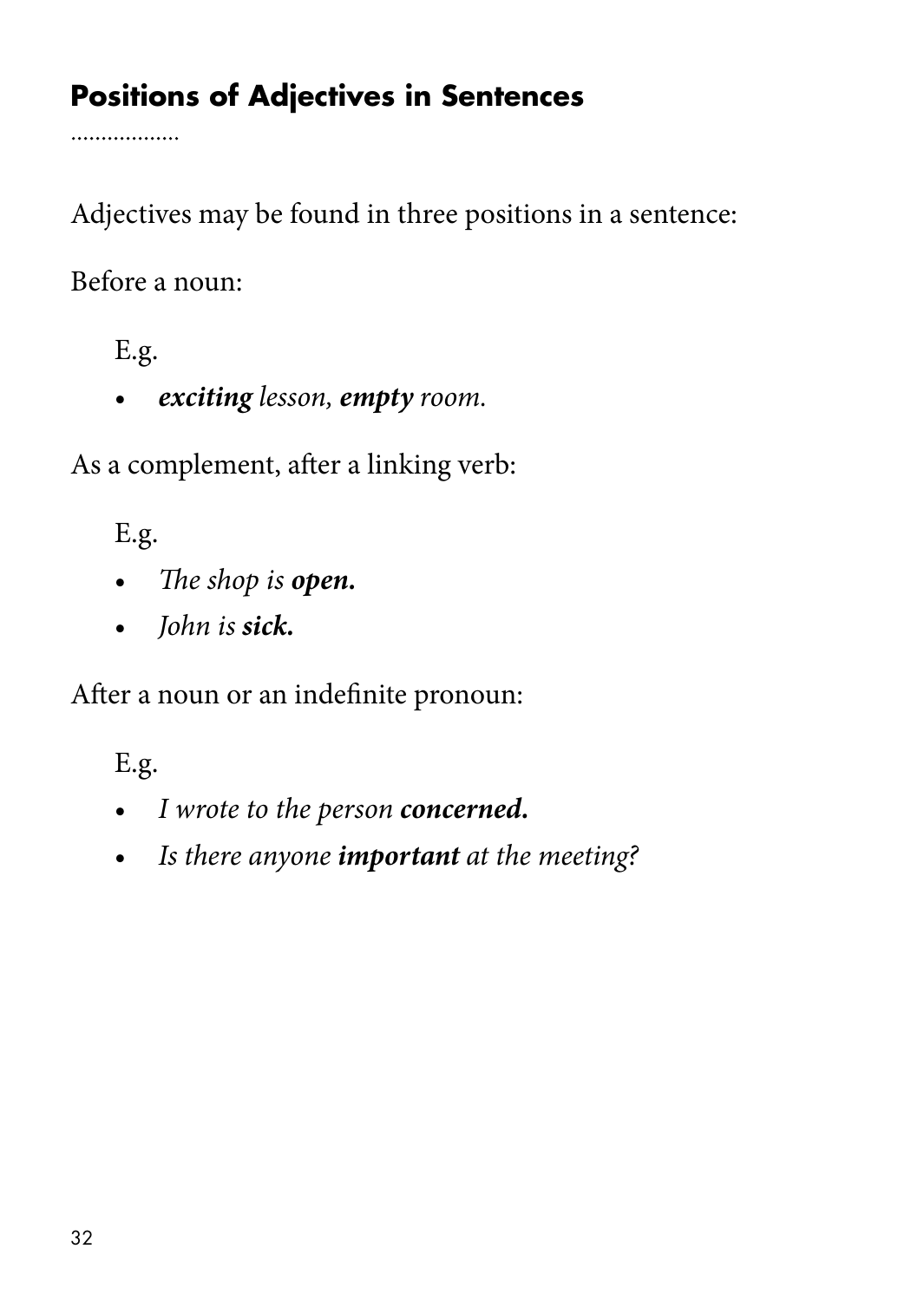## Positions of Adjectives in Sentences

Adjectives may be found in three positions in a sentence:

Before a noun:

E.g.

- ***exciting*** *lesson,* ***empty*** *room.*

As a complement, after a linking verb:

E.g.

- *The shop is* ***open.***
- *John is* ***sick.***

After a noun or an indefinite pronoun:

E.g.

- *I wrote to the person* ***concerned.***
- *Is there anyone* ***important*** *at the meeting?*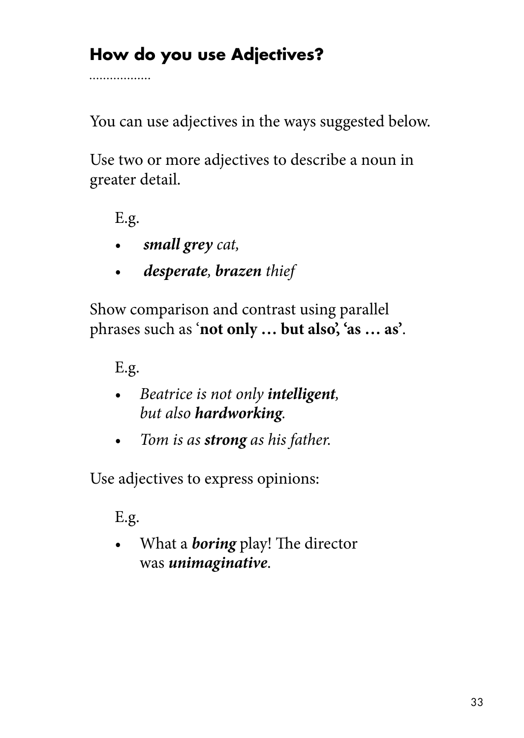## How do you use Adjectives?

You can use adjectives in the ways suggested below.

Use two or more adjectives to describe a noun in greater detail.

E.g.

- ***small grey*** *cat,*
- ***desperate****,* ***brazen*** *thief*

Show comparison and contrast using parallel phrases such as '**not only … but also', 'as … as**'.

E.g.

- *Beatrice is not only* ***intelligent****, but also* ***hardworking****.*
- *Tom is as* ***strong*** *as his father.*

Use adjectives to express opinions:

E.g.

- What a ***boring*** play! The director was ***unimaginative***.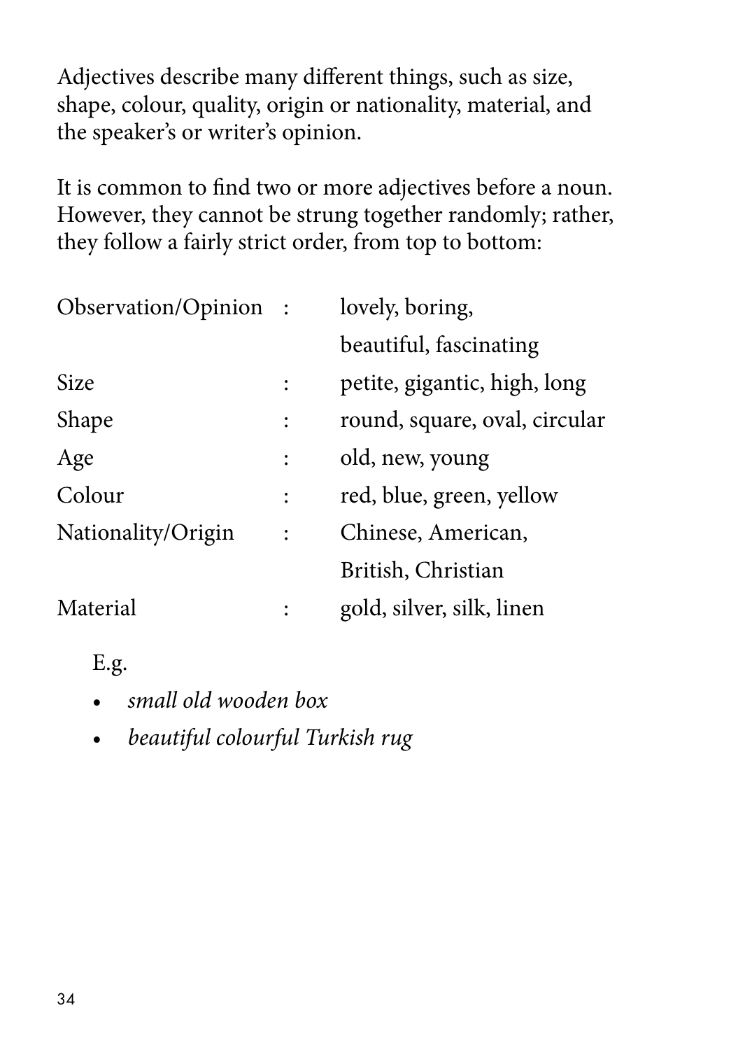Adjectives describe many different things, such as size, shape, colour, quality, origin or nationality, material, and the speaker's or writer's opinion.

It is common to find two or more adjectives before a noun. However, they cannot be strung together randomly; rather, they follow a fairly strict order, from top to bottom:

| | | |
|---|---|---|
| Observation/Opinion | : | lovely, boring, beautiful, fascinating |
| Size | : | petite, gigantic, high, long |
| Shape | : | round, square, oval, circular |
| Age | : | old, new, young |
| Colour | : | red, blue, green, yellow |
| Nationality/Origin | : | Chinese, American, British, Christian |
| Material | : | gold, silver, silk, linen |

E.g.

- *small old wooden box*
- *beautiful colourful Turkish rug*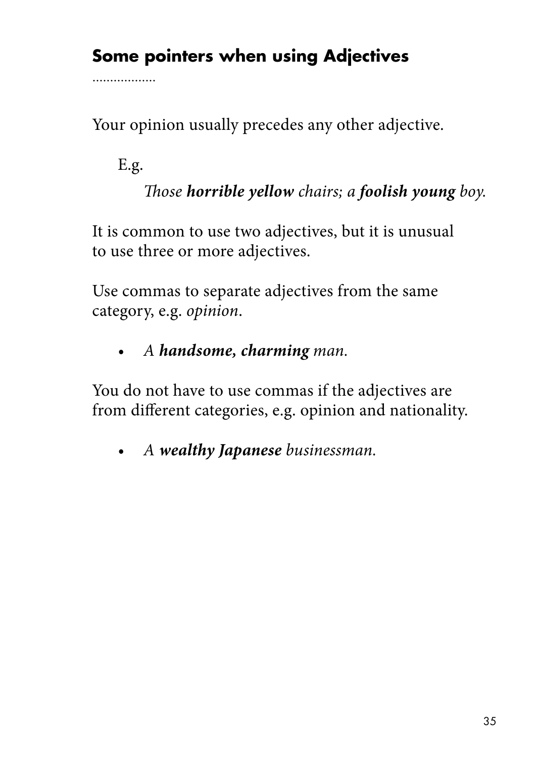## Some pointers when using Adjectives

Your opinion usually precedes any other adjective.

E.g.

*Those **horrible yellow** chairs; a **foolish young** boy.*

It is common to use two adjectives, but it is unusual to use three or more adjectives.

Use commas to separate adjectives from the same category, e.g. *opinion*.

- *A **handsome, charming** man.*

You do not have to use commas if the adjectives are from different categories, e.g. opinion and nationality.

- *A **wealthy Japanese** businessman.*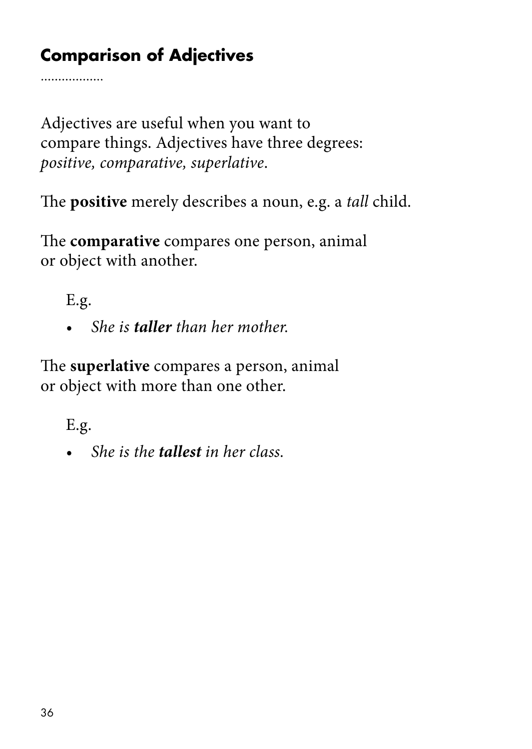## Comparison of Adjectives

Adjectives are useful when you want to compare things. Adjectives have three degrees: *positive, comparative, superlative*.

The **positive** merely describes a noun, e.g. a *tall* child.

The **comparative** compares one person, animal or object with another.

E.g.

- *She is **taller** than her mother.*

The **superlative** compares a person, animal or object with more than one other.

E.g.

- *She is the **tallest** in her class.*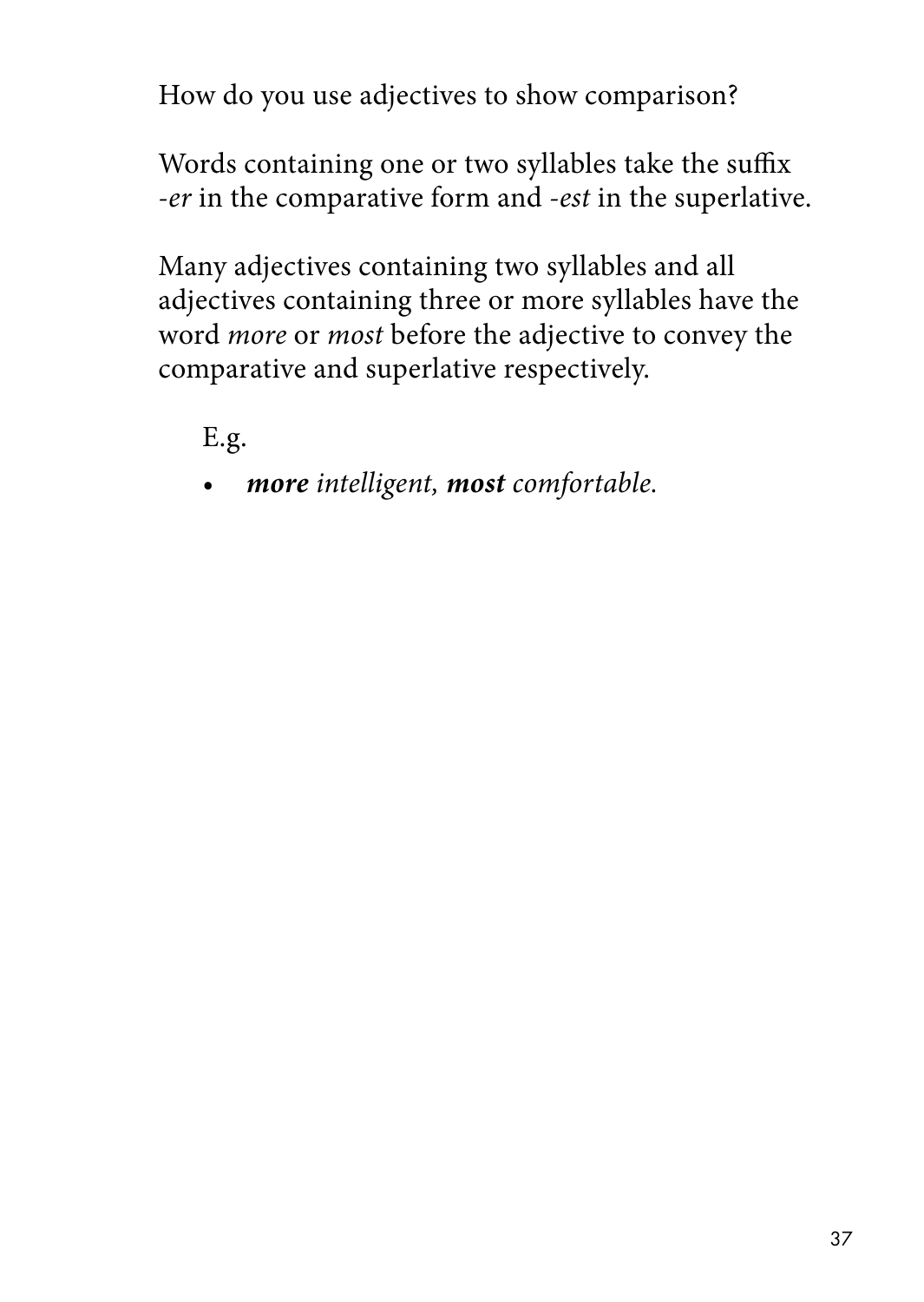How do you use adjectives to show comparison?

Words containing one or two syllables take the suffix *-er* in the comparative form and *-est* in the superlative.

Many adjectives containing two syllables and all adjectives containing three or more syllables have the word *more* or *most* before the adjective to convey the comparative and superlative respectively.

E.g.

- ***more*** *intelligent,* ***most*** *comfortable.*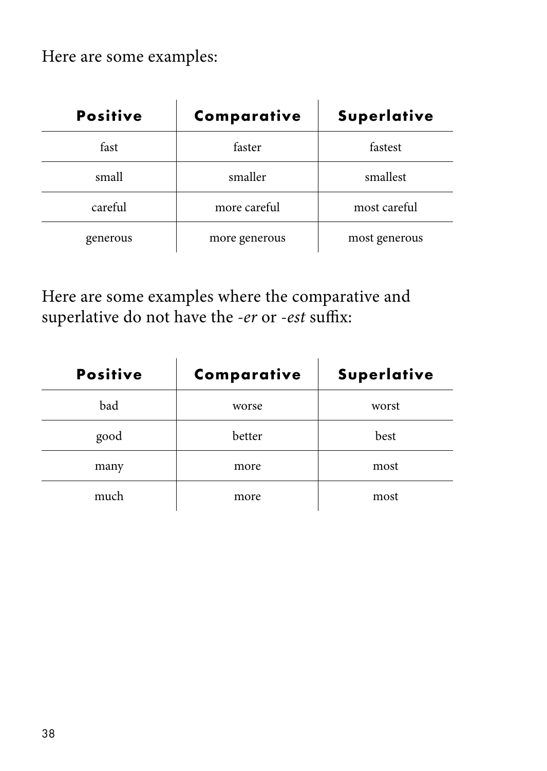Here are some examples:

| Positive | Comparative | Superlative |
| --- | --- | --- |
| fast | faster | fastest |
| small | smaller | smallest |
| careful | more careful | most careful |
| generous | more generous | most generous |

Here are some examples where the comparative and superlative do not have the *-er* or *-est* suffix:

| Positive | Comparative | Superlative |
| --- | --- | --- |
| bad | worse | worst |
| good | better | best |
| many | more | most |
| much | more | most |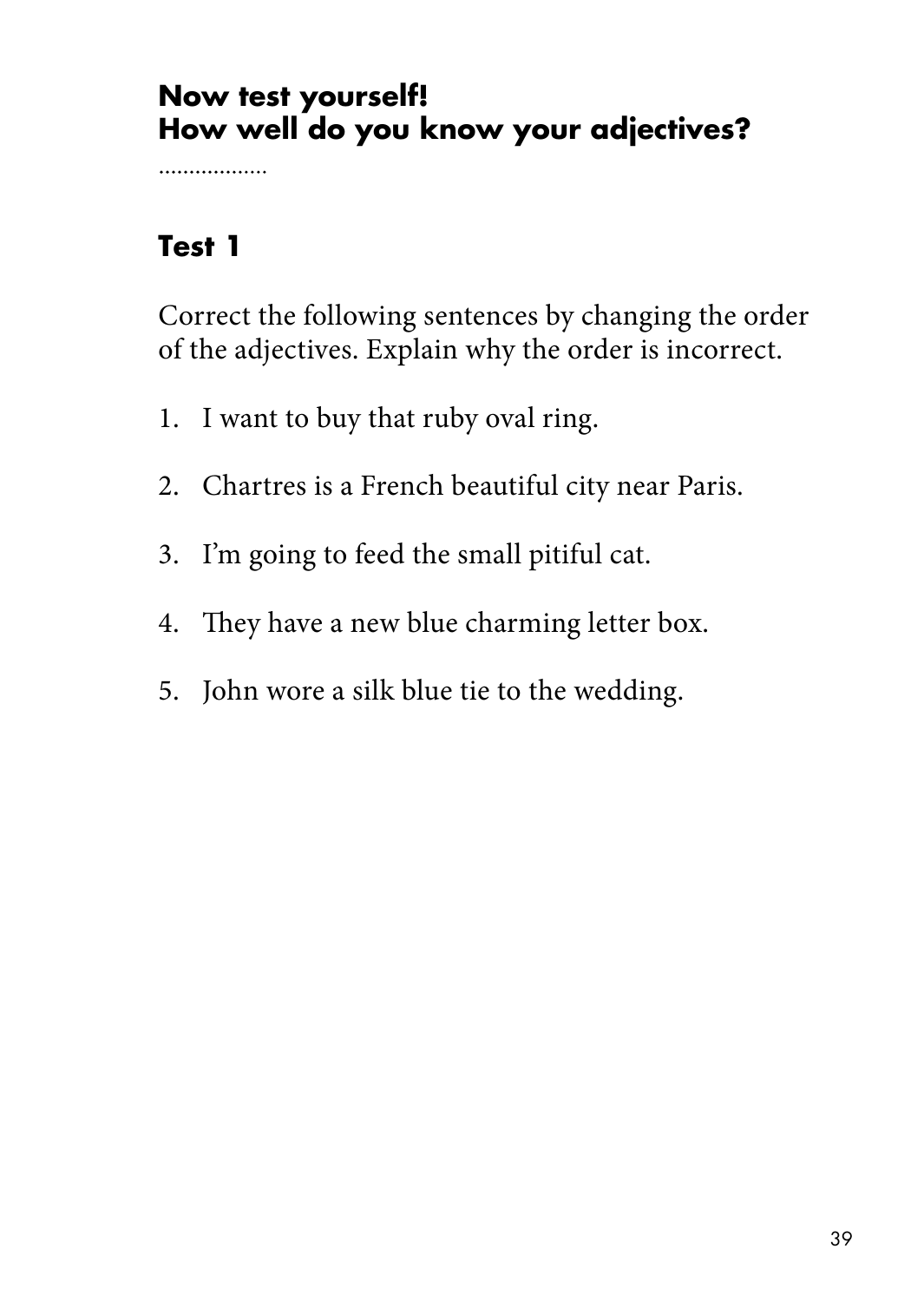## Now test yourself!
## How well do you know your adjectives?

..................

### Test 1

Correct the following sentences by changing the order of the adjectives. Explain why the order is incorrect.

1. I want to buy that ruby oval ring.
2. Chartres is a French beautiful city near Paris.
3. I'm going to feed the small pitiful cat.
4. They have a new blue charming letter box.
5. John wore a silk blue tie to the wedding.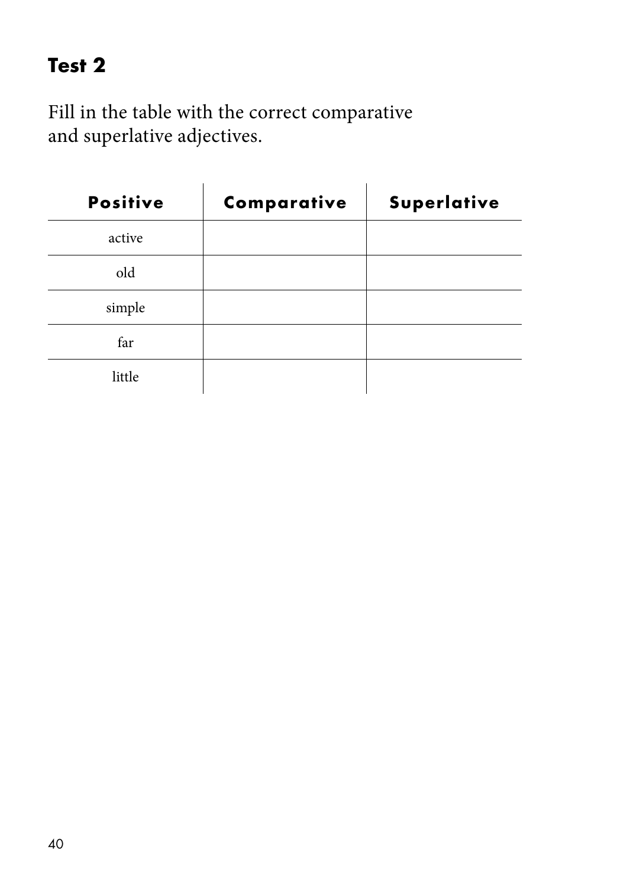## Test 2

Fill in the table with the correct comparative and superlative adjectives.

| Positive | Comparative | Superlative |
|---|---|---|
| active | | |
| old | | |
| simple | | |
| far | | |
| little | | |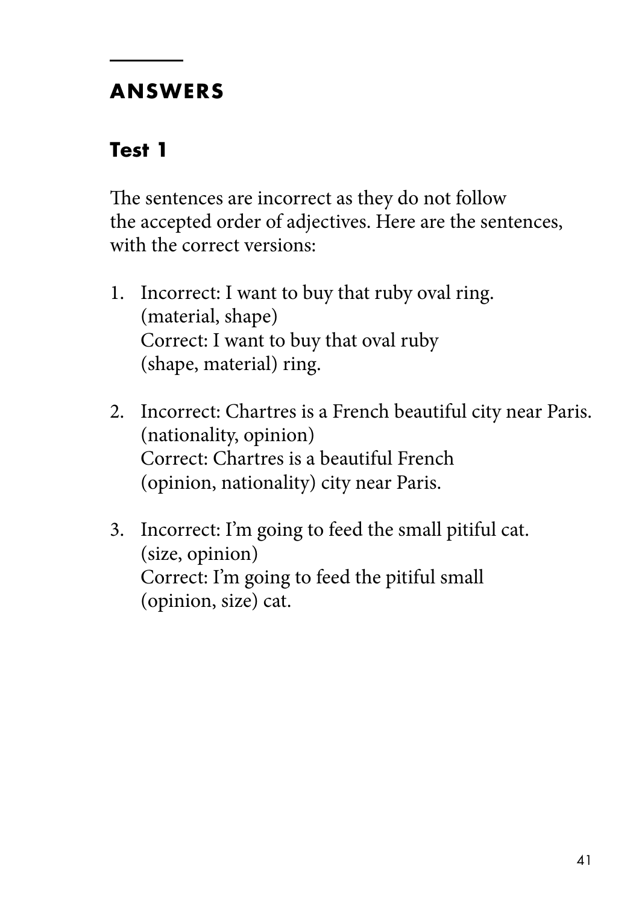## ANSWERS

### Test 1

The sentences are incorrect as they do not follow the accepted order of adjectives. Here are the sentences, with the correct versions:

1. Incorrect: I want to buy that ruby oval ring. (material, shape)
   Correct: I want to buy that oval ruby (shape, material) ring.

2. Incorrect: Chartres is a French beautiful city near Paris. (nationality, opinion)
   Correct: Chartres is a beautiful French (opinion, nationality) city near Paris.

3. Incorrect: I'm going to feed the small pitiful cat. (size, opinion)
   Correct: I'm going to feed the pitiful small (opinion, size) cat.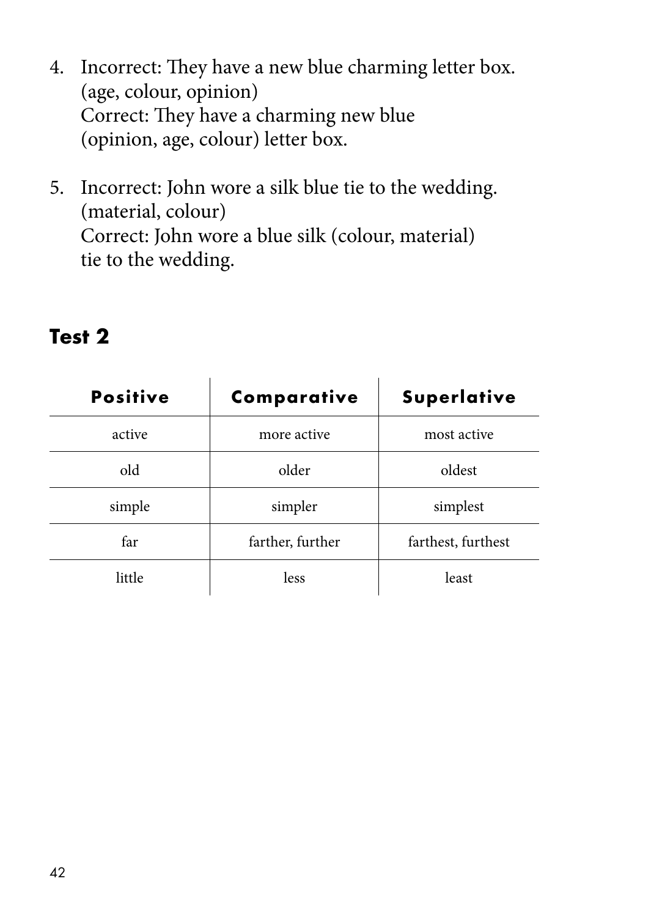4. Incorrect: They have a new blue charming letter box. (age, colour, opinion)
   Correct: They have a charming new blue (opinion, age, colour) letter box.

5. Incorrect: John wore a silk blue tie to the wedding. (material, colour)
   Correct: John wore a blue silk (colour, material) tie to the wedding.

## Test 2

| Positive | Comparative | Superlative |
|---|---|---|
| active | more active | most active |
| old | older | oldest |
| simple | simpler | simplest |
| far | farther, further | farthest, furthest |
| little | less | least |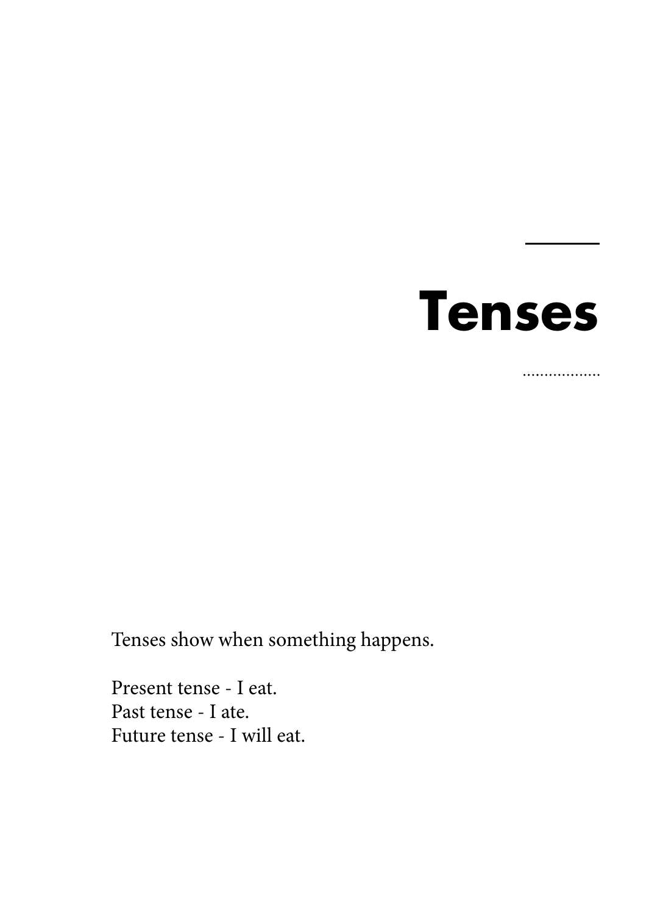# Tenses

Tenses show when something happens.

Present tense - I eat.  
Past tense - I ate.  
Future tense - I will eat.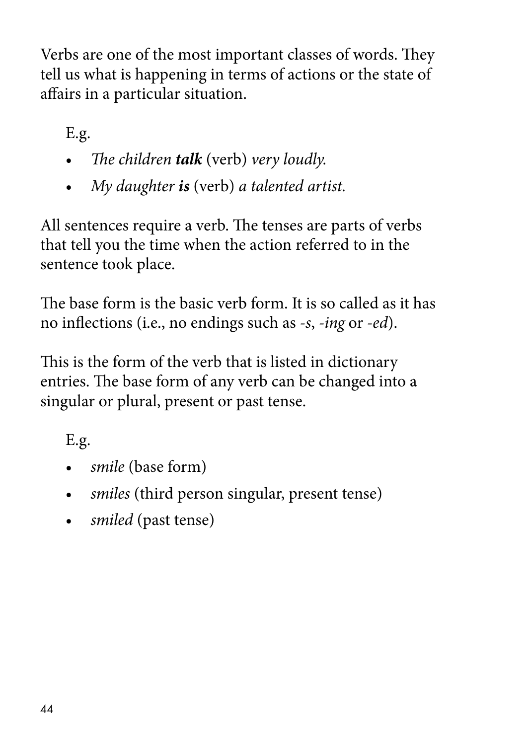Verbs are one of the most important classes of words. They tell us what is happening in terms of actions or the state of affairs in a particular situation.

E.g.

- *The children* ***talk*** (verb) *very loudly.*
- *My daughter* ***is*** (verb) *a talented artist.*

All sentences require a verb. The tenses are parts of verbs that tell you the time when the action referred to in the sentence took place.

The base form is the basic verb form. It is so called as it has no inflections (i.e., no endings such as *-s*, *-ing* or *-ed*).

This is the form of the verb that is listed in dictionary entries. The base form of any verb can be changed into a singular or plural, present or past tense.

E.g.

- *smile* (base form)
- *smiles* (third person singular, present tense)
- *smiled* (past tense)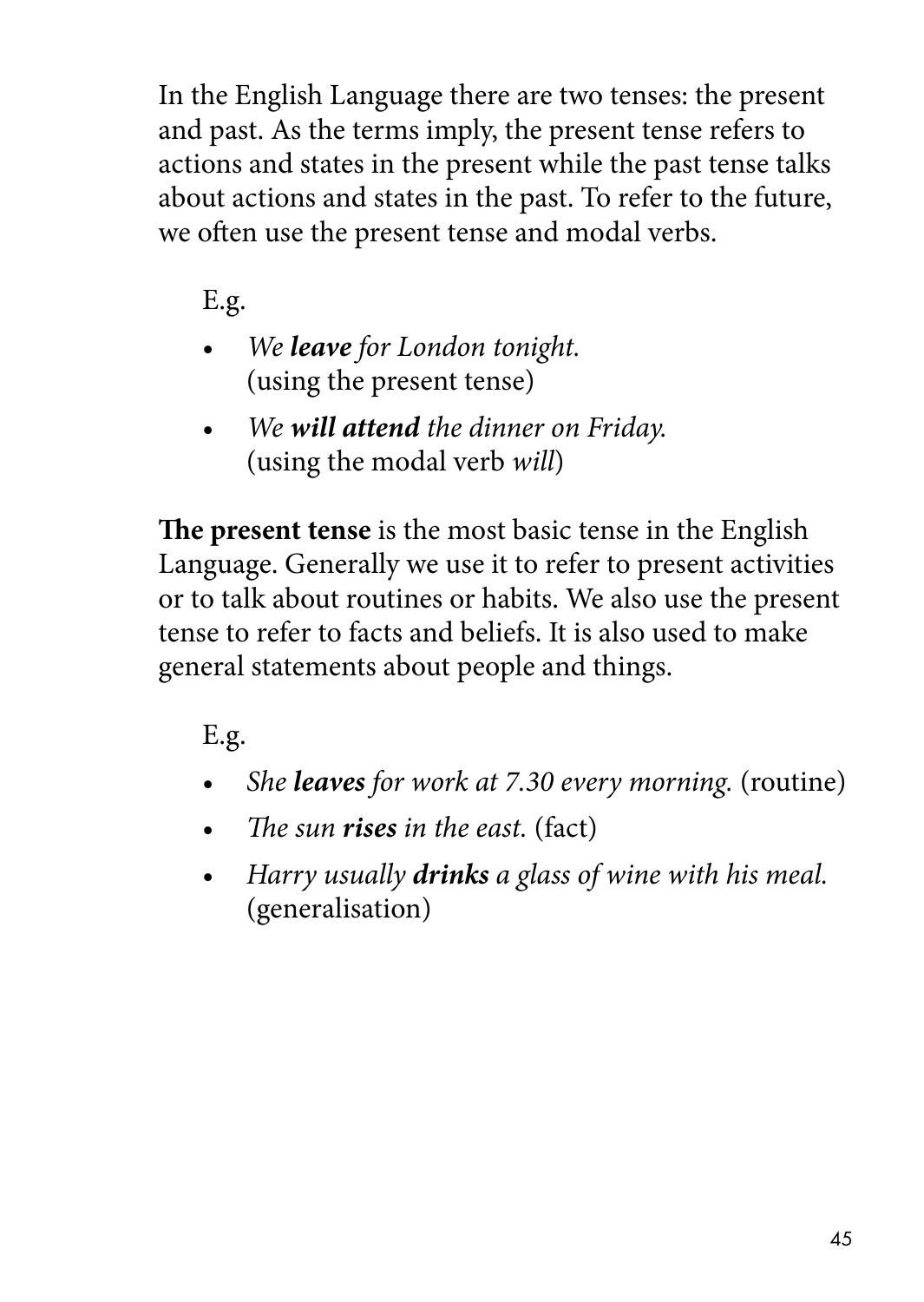In the English Language there are two tenses: the present and past. As the terms imply, the present tense refers to actions and states in the present while the past tense talks about actions and states in the past. To refer to the future, we often use the present tense and modal verbs.

E.g.

- *We **leave** for London tonight.* (using the present tense)
- *We **will attend** the dinner on Friday.* (using the modal verb *will*)

**The present tense** is the most basic tense in the English Language. Generally we use it to refer to present activities or to talk about routines or habits. We also use the present tense to refer to facts and beliefs. It is also used to make general statements about people and things.

E.g.

- *She **leaves** for work at 7.30 every morning.* (routine)
- *The sun **rises** in the east.* (fact)
- *Harry usually **drinks** a glass of wine with his meal.* (generalisation)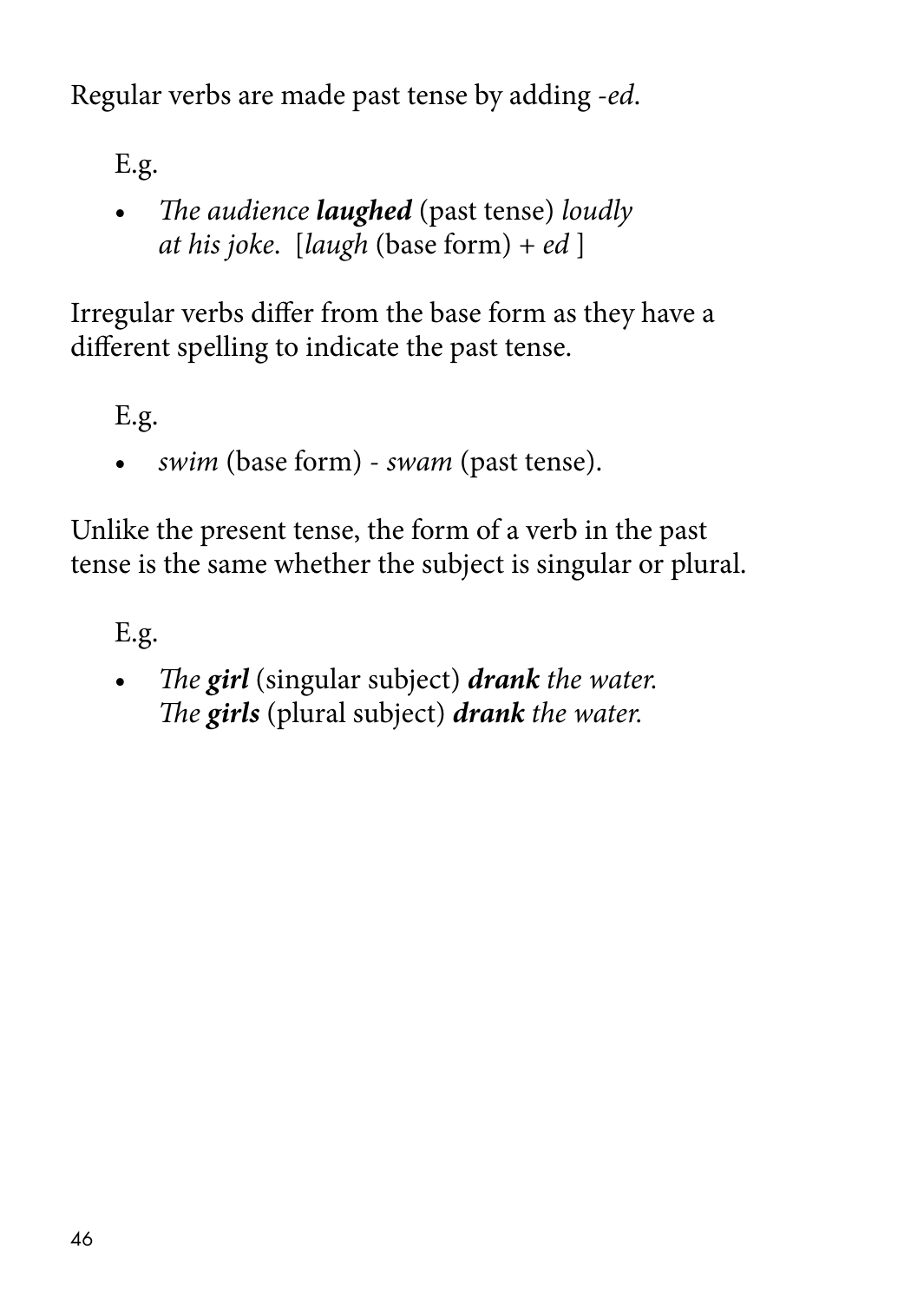Regular verbs are made past tense by adding *-ed*.

E.g.

- *The audience **laughed*** (past tense) *loudly at his joke*. [*laugh* (base form) + *ed* ]

Irregular verbs differ from the base form as they have a different spelling to indicate the past tense.

E.g.

- *swim* (base form) - *swam* (past tense).

Unlike the present tense, the form of a verb in the past tense is the same whether the subject is singular or plural.

E.g.

- *The **girl*** (singular subject) ***drank** the water.*
  *The **girls*** (plural subject) ***drank** the water.*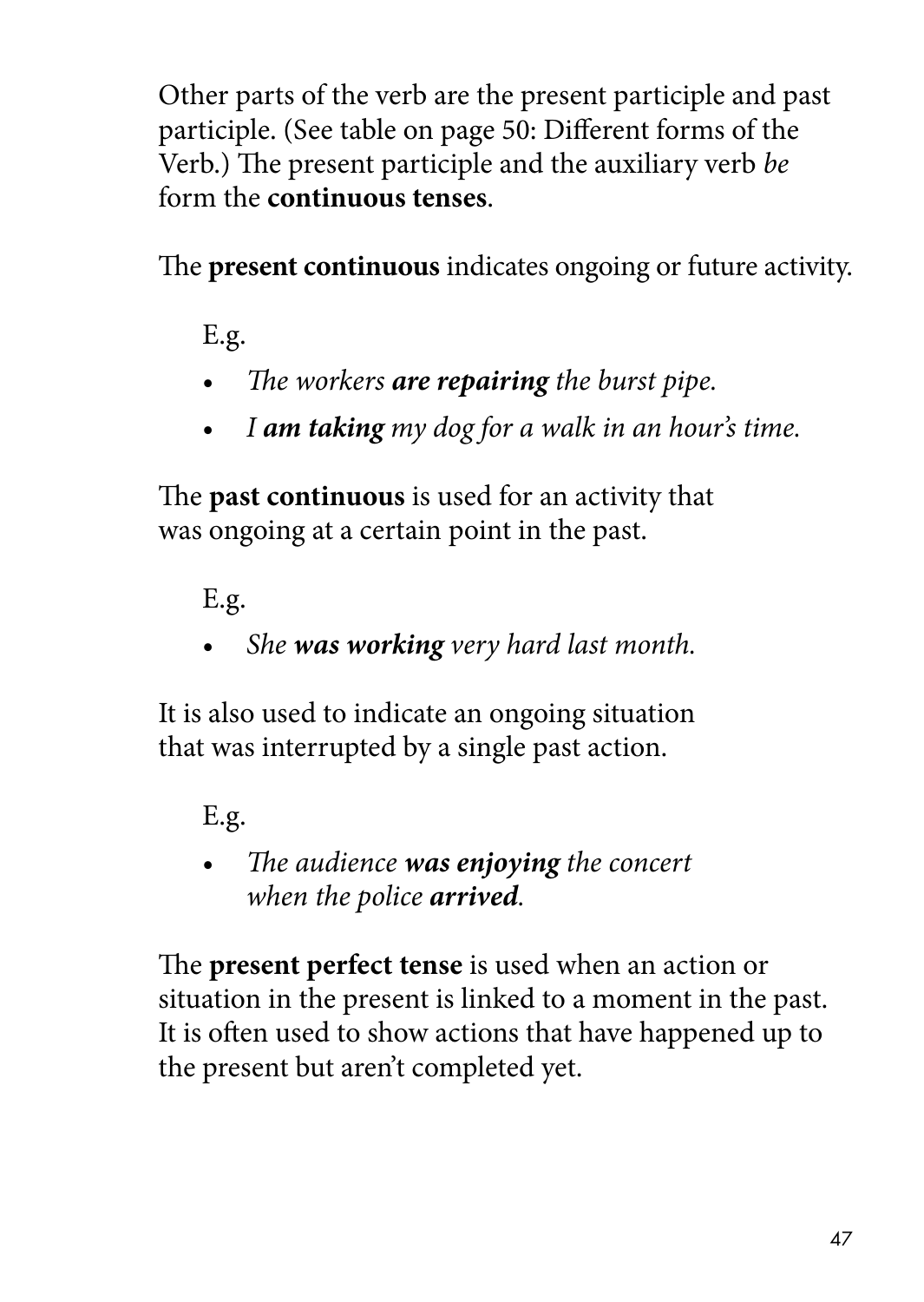Other parts of the verb are the present participle and past participle. (See table on page 50: Different forms of the Verb.) The present participle and the auxiliary verb *be* form the **continuous tenses**.

The **present continuous** indicates ongoing or future activity.

E.g.

- *The workers **are repairing** the burst pipe.*
- *I **am taking** my dog for a walk in an hour's time.*

The **past continuous** is used for an activity that was ongoing at a certain point in the past.

E.g.

- *She **was working** very hard last month.*

It is also used to indicate an ongoing situation that was interrupted by a single past action.

E.g.

- *The audience **was enjoying** the concert when the police **arrived**.*

The **present perfect tense** is used when an action or situation in the present is linked to a moment in the past. It is often used to show actions that have happened up to the present but aren't completed yet.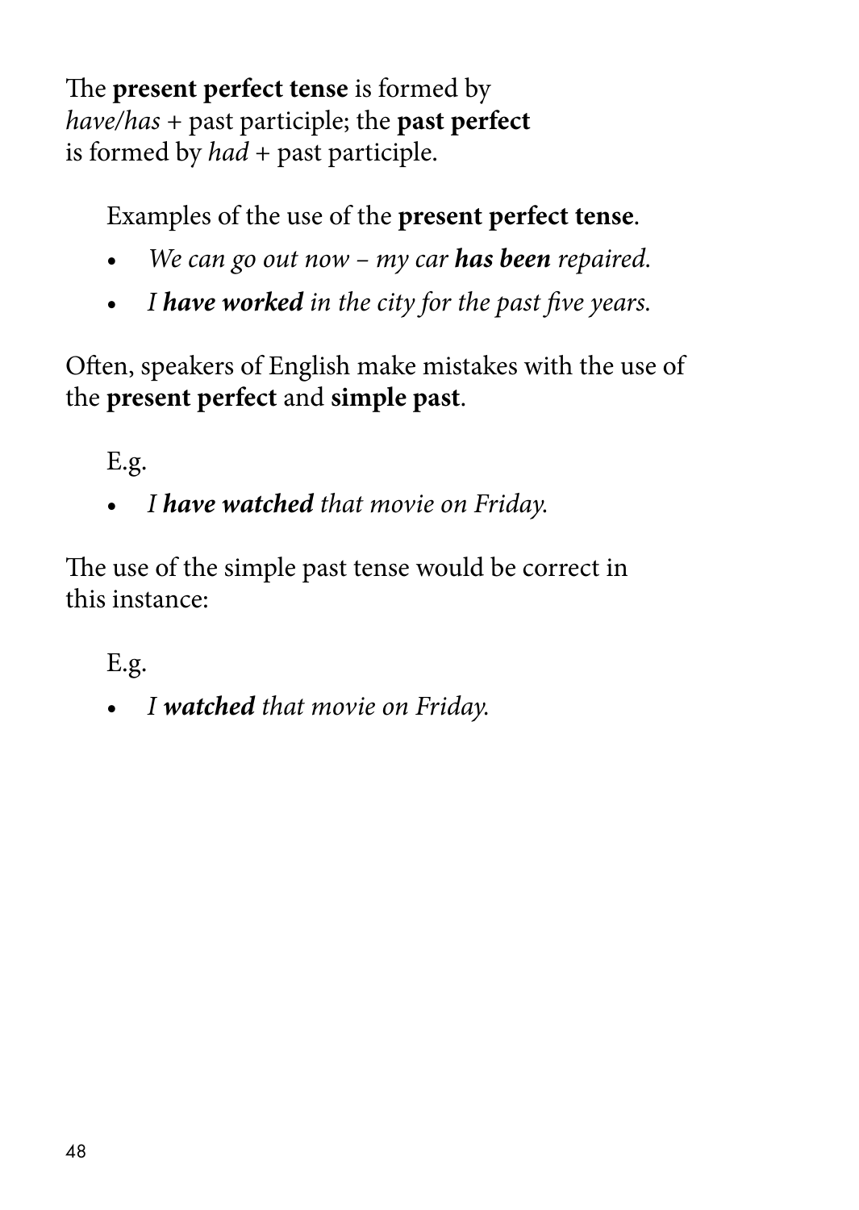The **present perfect tense** is formed by *have/has* + past participle; the **past perfect** is formed by *had* + past participle.

Examples of the use of the **present perfect tense**.

- *We can go out now – my car **has been** repaired.*
- *I **have worked** in the city for the past five years.*

Often, speakers of English make mistakes with the use of the **present perfect** and **simple past**.

E.g.

- *I **have watched** that movie on Friday.*

The use of the simple past tense would be correct in this instance:

E.g.

- *I **watched** that movie on Friday.*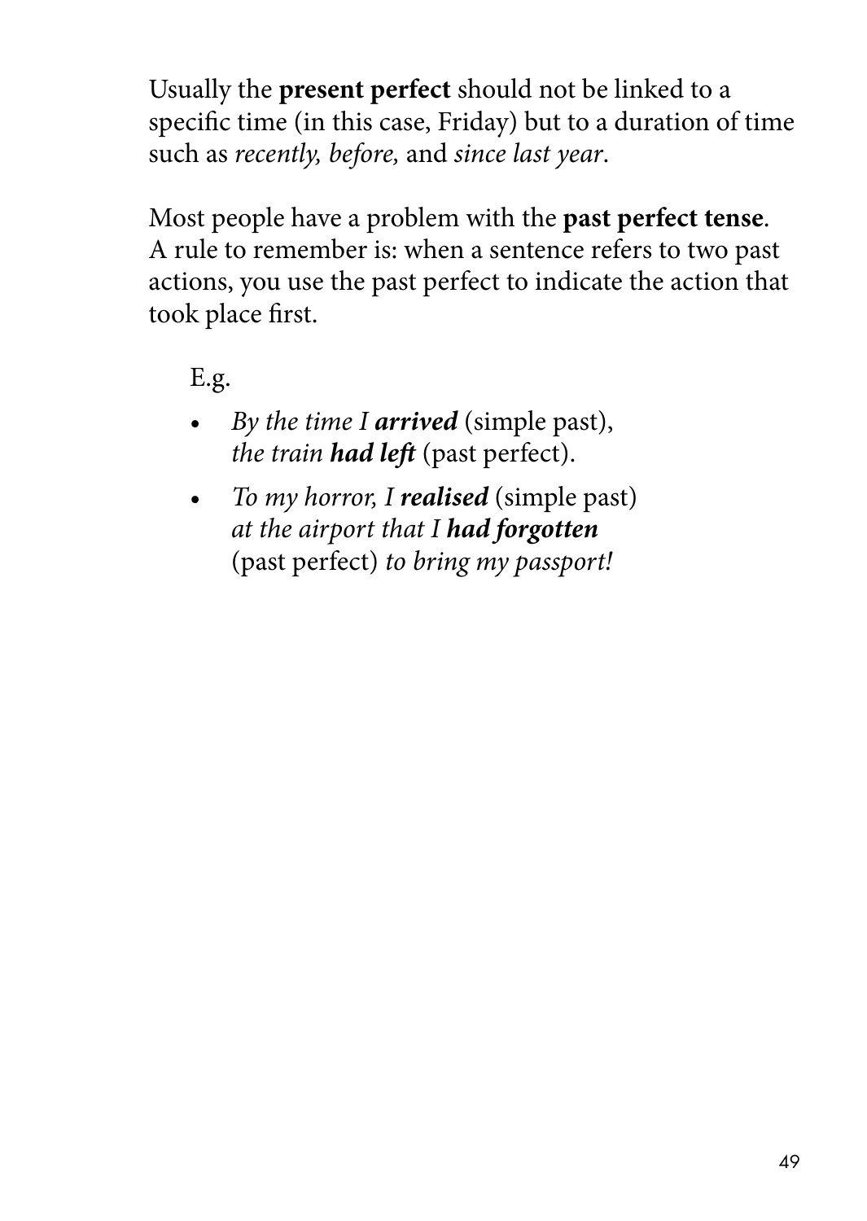Usually the **present perfect** should not be linked to a specific time (in this case, Friday) but to a duration of time such as *recently, before,* and *since last year*.

Most people have a problem with the **past perfect tense**. A rule to remember is: when a sentence refers to two past actions, you use the past perfect to indicate the action that took place first.

E.g.

- *By the time I **arrived*** (simple past), *the train **had left*** (past perfect).
- *To my horror, I **realised*** (simple past) *at the airport that I **had forgotten*** (past perfect) *to bring my passport!*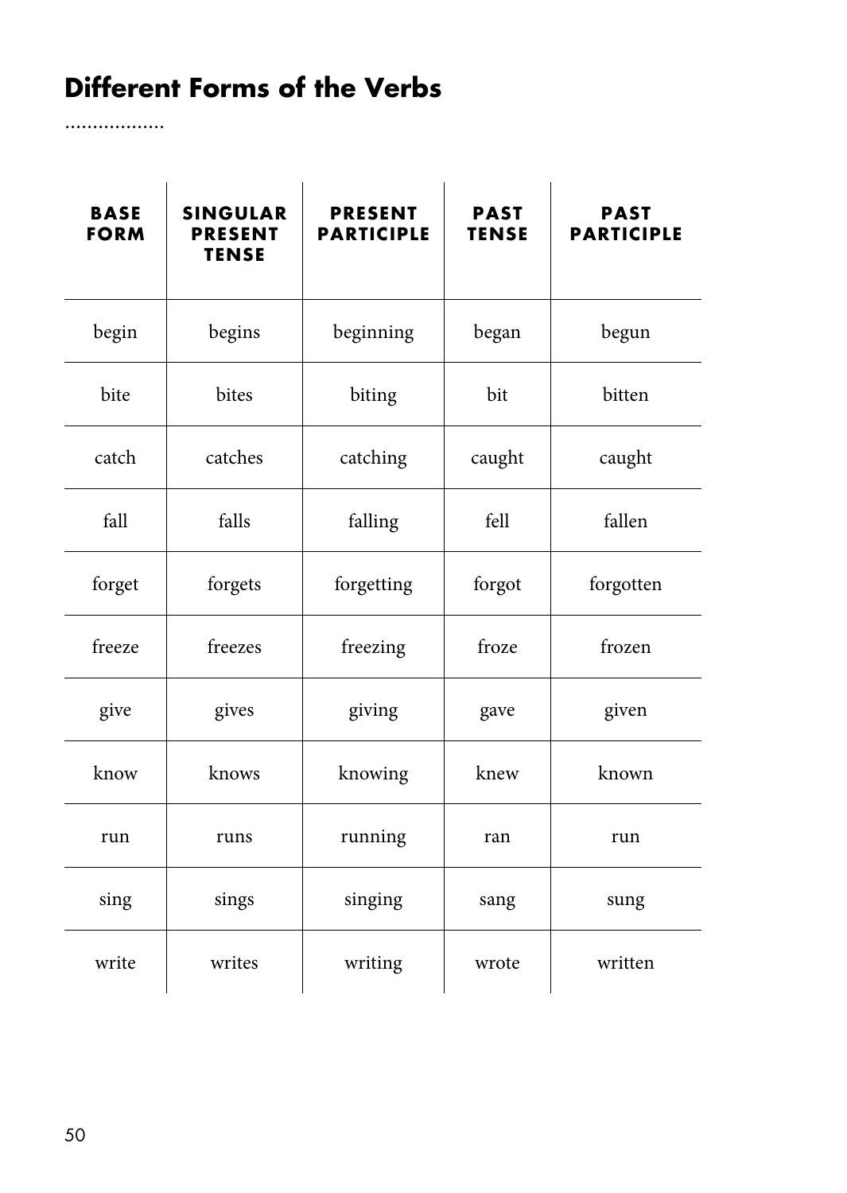## Different Forms of the Verbs

| BASE FORM | SINGULAR PRESENT TENSE | PRESENT PARTICIPLE | PAST TENSE | PAST PARTICIPLE |
|---|---|---|---|---|
| begin | begins | beginning | began | begun |
| bite | bites | biting | bit | bitten |
| catch | catches | catching | caught | caught |
| fall | falls | falling | fell | fallen |
| forget | forgets | forgetting | forgot | forgotten |
| freeze | freezes | freezing | froze | frozen |
| give | gives | giving | gave | given |
| know | knows | knowing | knew | known |
| run | runs | running | ran | run |
| sing | sings | singing | sang | sung |
| write | writes | writing | wrote | written |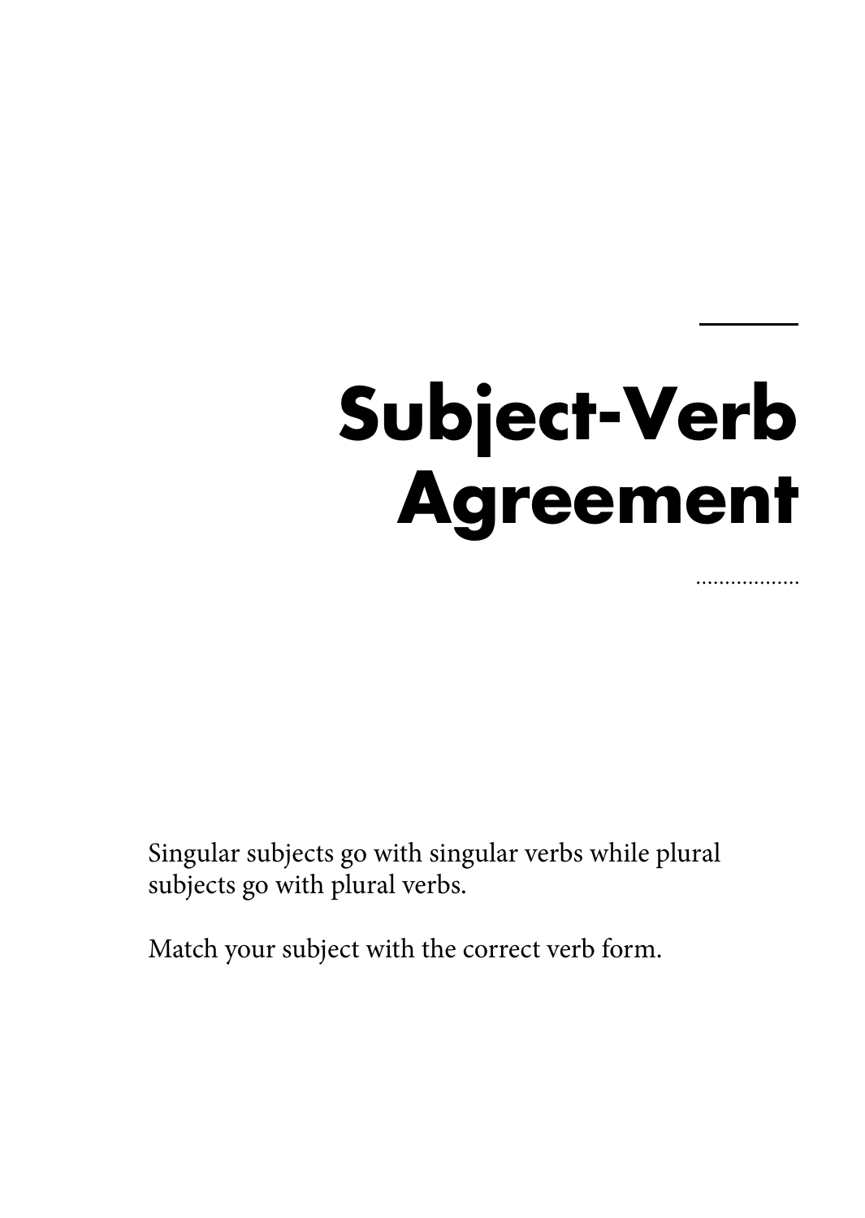# Subject-Verb Agreement

Singular subjects go with singular verbs while plural subjects go with plural verbs.

Match your subject with the correct verb form.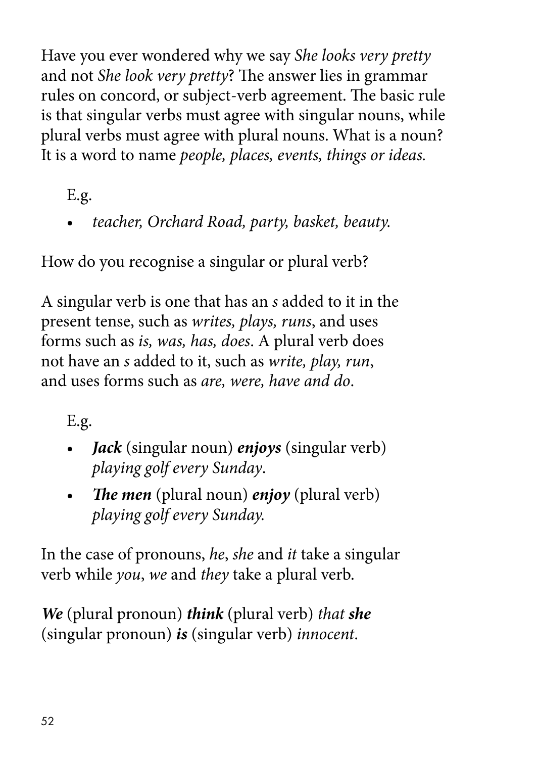Have you ever wondered why we say *She looks very pretty* and not *She look very pretty*? The answer lies in grammar rules on concord, or subject-verb agreement. The basic rule is that singular verbs must agree with singular nouns, while plural verbs must agree with plural nouns. What is a noun? It is a word to name *people, places, events, things or ideas.*

E.g.

- *teacher, Orchard Road, party, basket, beauty.*

How do you recognise a singular or plural verb?

A singular verb is one that has an *s* added to it in the present tense, such as *writes, plays, runs*, and uses forms such as *is, was, has, does*. A plural verb does not have an *s* added to it, such as *write, play, run*, and uses forms such as *are, were, have and do*.

E.g.

- ***Jack*** (singular noun) ***enjoys*** (singular verb) *playing golf every Sunday*.
- ***The men*** (plural noun) ***enjoy*** (plural verb) *playing golf every Sunday.*

In the case of pronouns, *he*, *she* and *it* take a singular verb while *you*, *we* and *they* take a plural verb.

***We*** (plural pronoun) ***think*** (plural verb) *that* ***she*** (singular pronoun) ***is*** (singular verb) *innocent*.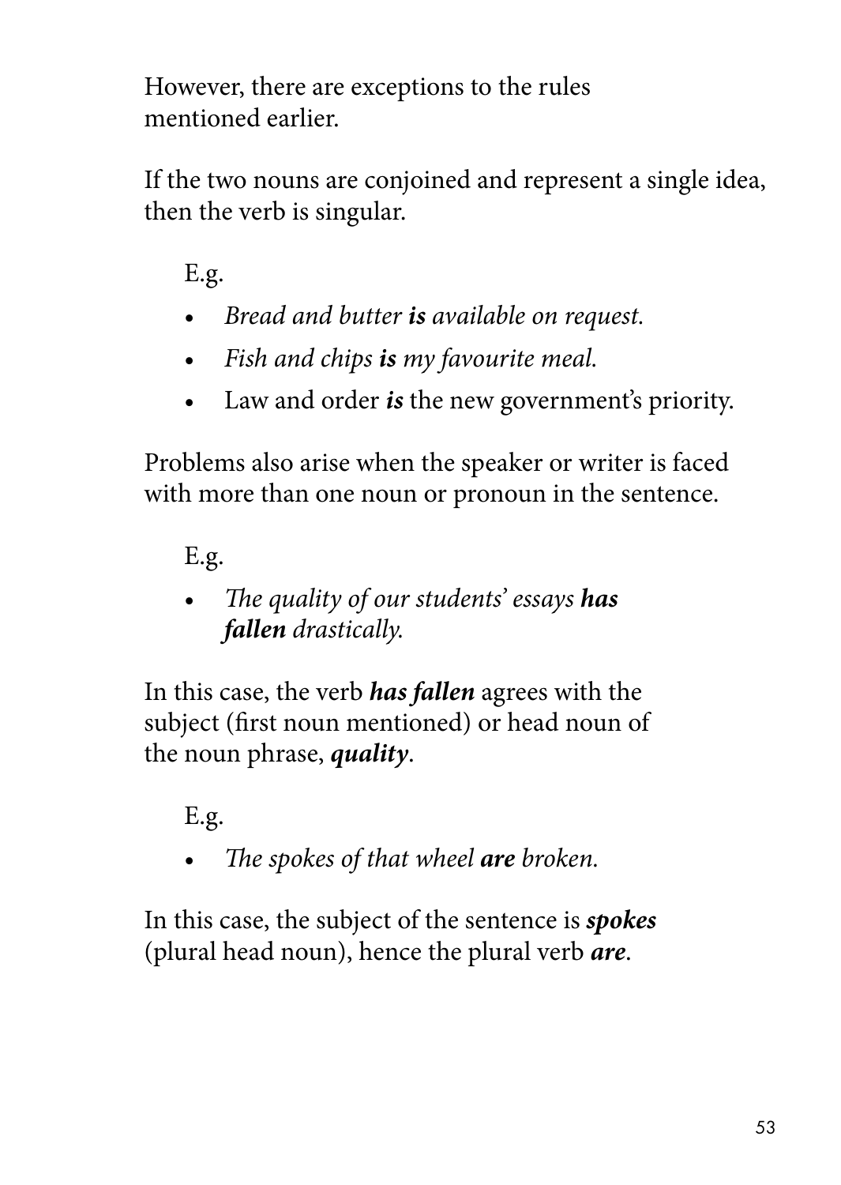However, there are exceptions to the rules mentioned earlier.

If the two nouns are conjoined and represent a single idea, then the verb is singular.

E.g.

- *Bread and butter **is** available on request.*
- *Fish and chips **is** my favourite meal.*
- Law and order ***is*** the new government's priority.

Problems also arise when the speaker or writer is faced with more than one noun or pronoun in the sentence.

E.g.

- *The quality of our students' essays **has fallen** drastically.*

In this case, the verb ***has fallen*** agrees with the subject (first noun mentioned) or head noun of the noun phrase, ***quality***.

E.g.

- *The spokes of that wheel **are** broken.*

In this case, the subject of the sentence is ***spokes*** (plural head noun), hence the plural verb ***are***.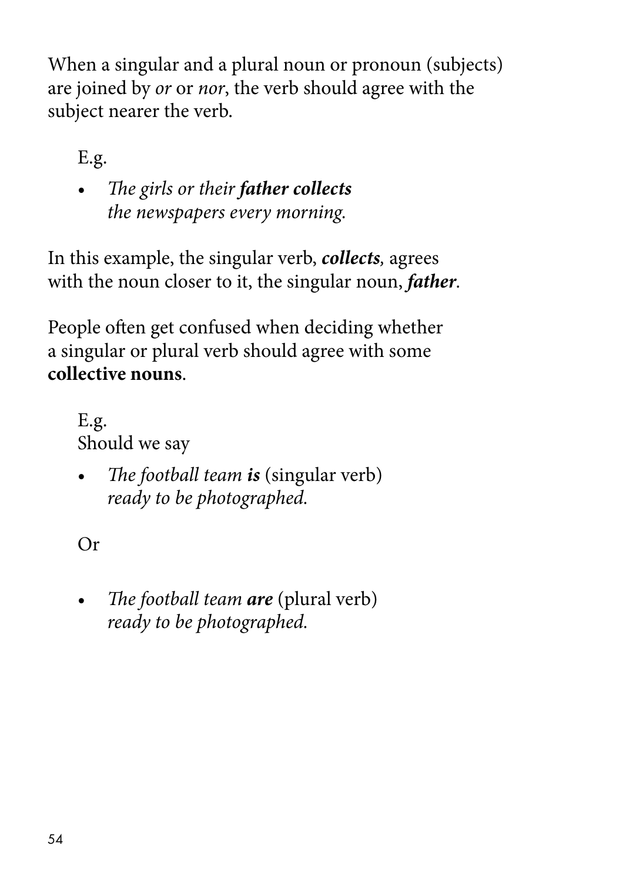When a singular and a plural noun or pronoun (subjects) are joined by *or* or *nor*, the verb should agree with the subject nearer the verb.

E.g.

- *The girls or their **father collects** the newspapers every morning.*

In this example, the singular verb, ***collects**,* agrees with the noun closer to it, the singular noun, ***father***.

People often get confused when deciding whether a singular or plural verb should agree with some **collective nouns**.

E.g.
Should we say

- *The football team **is*** (singular verb) *ready to be photographed.*

Or

- *The football team **are*** (plural verb) *ready to be photographed.*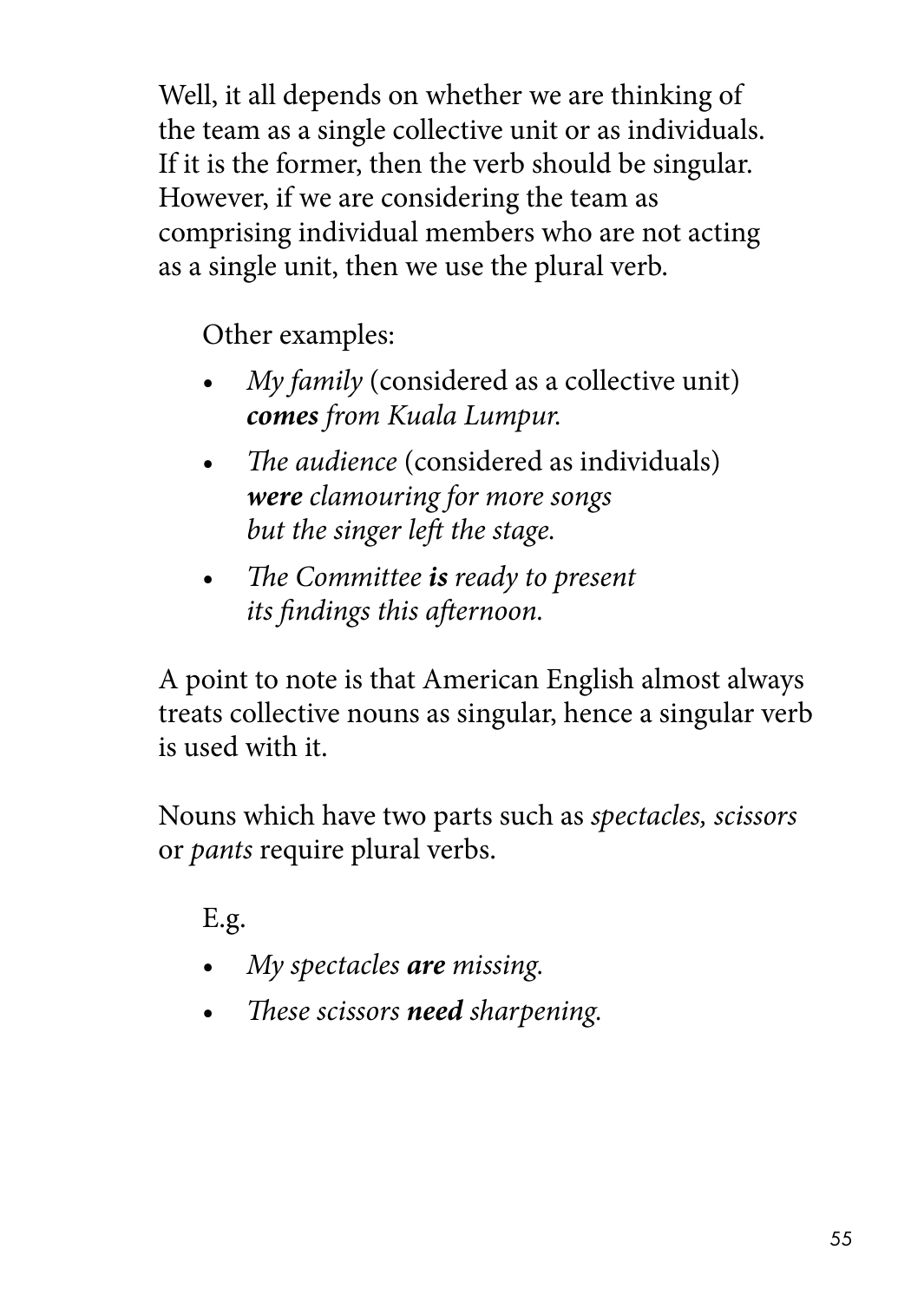Well, it all depends on whether we are thinking of the team as a single collective unit or as individuals. If it is the former, then the verb should be singular. However, if we are considering the team as comprising individual members who are not acting as a single unit, then we use the plural verb.

Other examples:

- *My family* (considered as a collective unit) ***comes*** *from Kuala Lumpur.*
- *The audience* (considered as individuals) ***were*** *clamouring for more songs but the singer left the stage.*
- *The Committee* ***is*** *ready to present its findings this afternoon.*

A point to note is that American English almost always treats collective nouns as singular, hence a singular verb is used with it.

Nouns which have two parts such as *spectacles, scissors* or *pants* require plural verbs.

E.g.

- *My spectacles* ***are*** *missing.*
- *These scissors* ***need*** *sharpening.*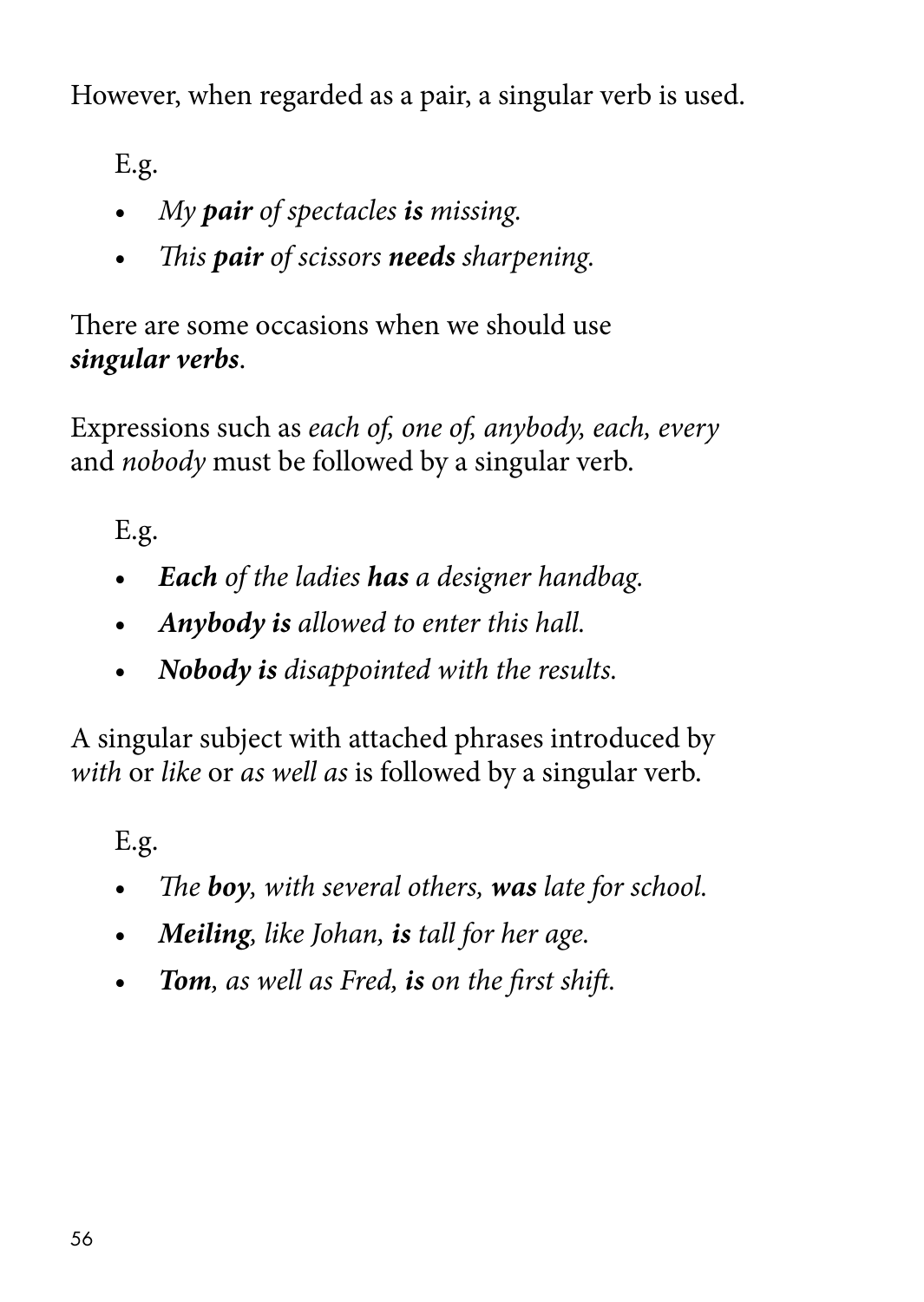However, when regarded as a pair, a singular verb is used.

E.g.

- *My **pair** of spectacles **is** missing.*
- *This **pair** of scissors **needs** sharpening.*

There are some occasions when we should use ***singular verbs***.

Expressions such as *each of, one of, anybody, each, every* and *nobody* must be followed by a singular verb.

E.g.

- ***Each** of the ladies **has** a designer handbag.*
- ***Anybody is** allowed to enter this hall.*
- ***Nobody is** disappointed with the results.*

A singular subject with attached phrases introduced by *with* or *like* or *as well as* is followed by a singular verb.

E.g.

- *The **boy**, with several others, **was** late for school.*
- ***Meiling**, like Johan, **is** tall for her age.*
- ***Tom**, as well as Fred, **is** on the first shift.*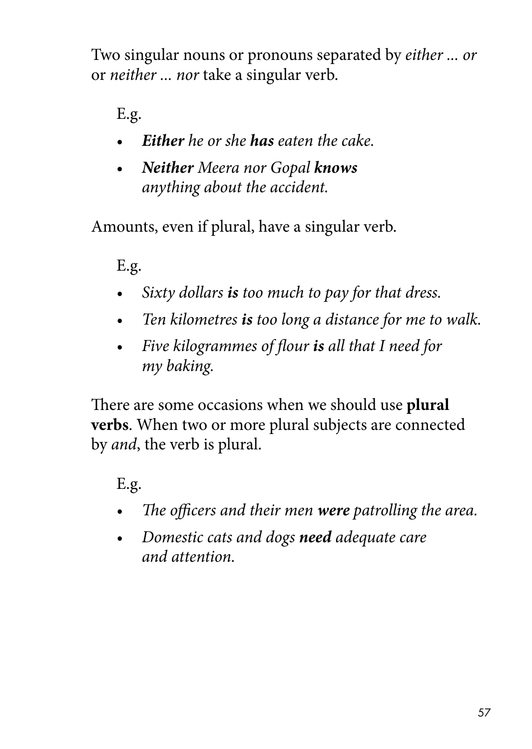Two singular nouns or pronouns separated by *either ... or* or *neither ... nor* take a singular verb.

E.g.

- ***Either** he or she **has** eaten the cake.*
- ***Neither** Meera nor Gopal **knows** anything about the accident.*

Amounts, even if plural, have a singular verb.

E.g.

- *Sixty dollars **is** too much to pay for that dress.*
- *Ten kilometres **is** too long a distance for me to walk.*
- *Five kilogrammes of flour **is** all that I need for my baking.*

There are some occasions when we should use **plural verbs**. When two or more plural subjects are connected by *and*, the verb is plural.

E.g.

- *The officers and their men **were** patrolling the area.*
- *Domestic cats and dogs **need** adequate care and attention.*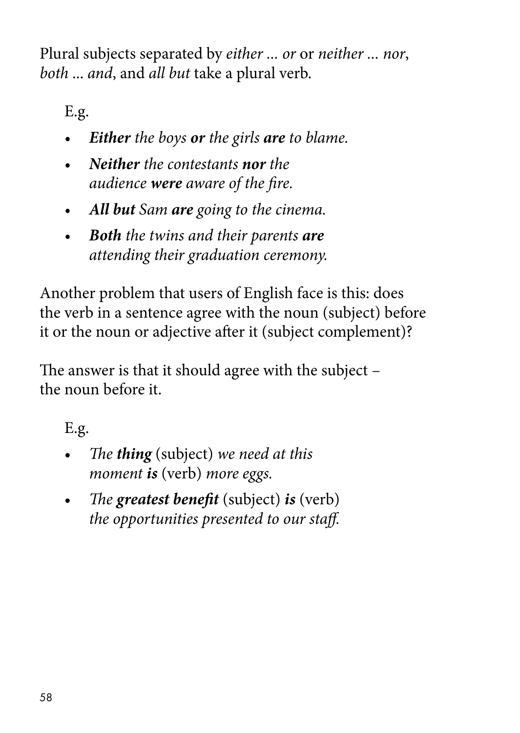Plural subjects separated by *either ... or* or *neither ... nor*, *both ... and*, and *all but* take a plural verb.

E.g.

- ***Either*** *the boys* ***or*** *the girls* ***are*** *to blame.*
- ***Neither*** *the contestants* ***nor*** *the audience* ***were*** *aware of the fire.*
- ***All but*** *Sam* ***are*** *going to the cinema.*
- ***Both*** *the twins and their parents* ***are*** *attending their graduation ceremony.*

Another problem that users of English face is this: does the verb in a sentence agree with the noun (subject) before it or the noun or adjective after it (subject complement)?

The answer is that it should agree with the subject – the noun before it.

E.g.

- *The* ***thing*** (subject) *we need at this moment* ***is*** (verb) *more eggs.*
- *The* ***greatest benefit*** (subject) ***is*** (verb) *the opportunities presented to our staff.*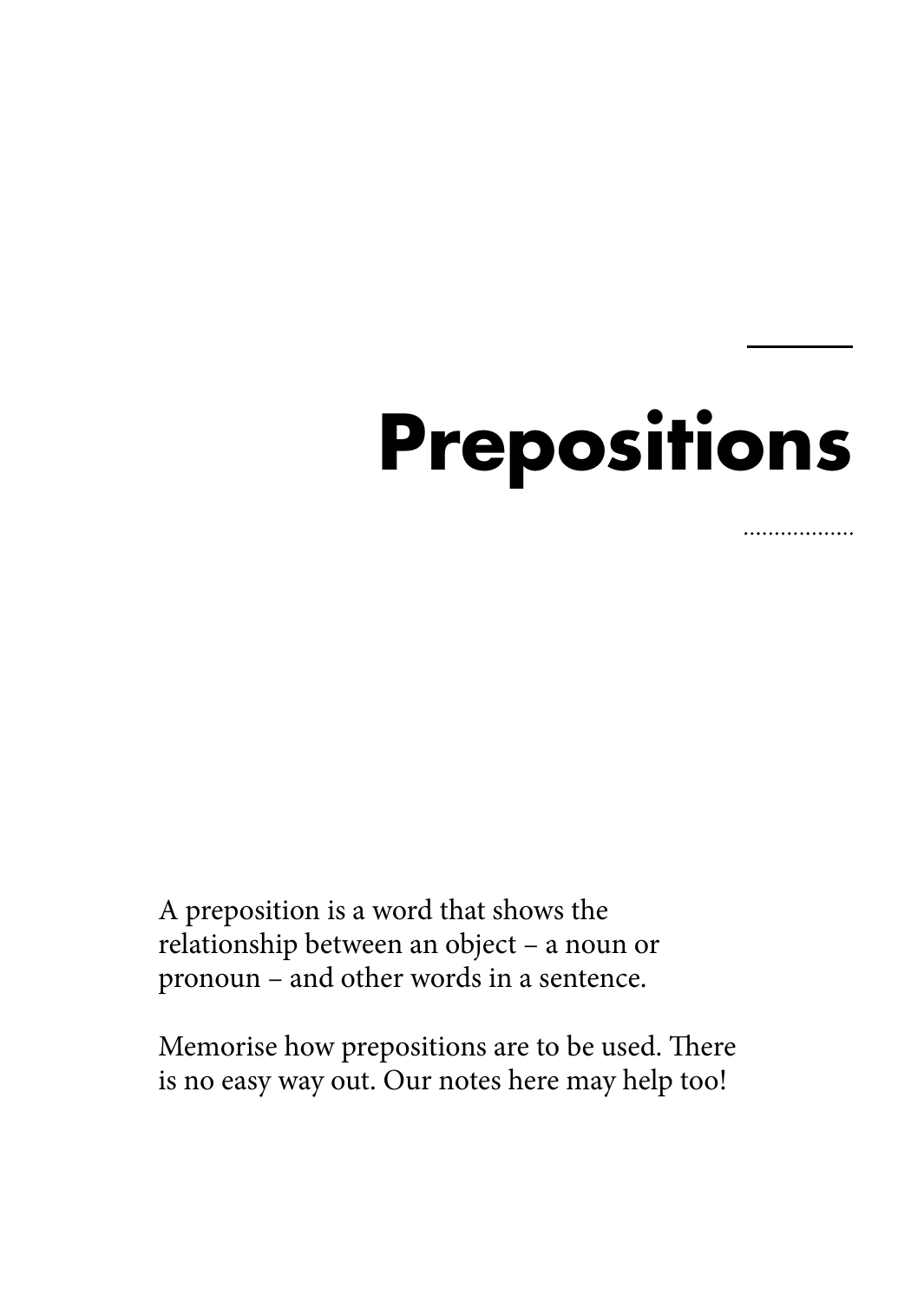# Prepositions

A preposition is a word that shows the relationship between an object – a noun or pronoun – and other words in a sentence.

Memorise how prepositions are to be used. There is no easy way out. Our notes here may help too!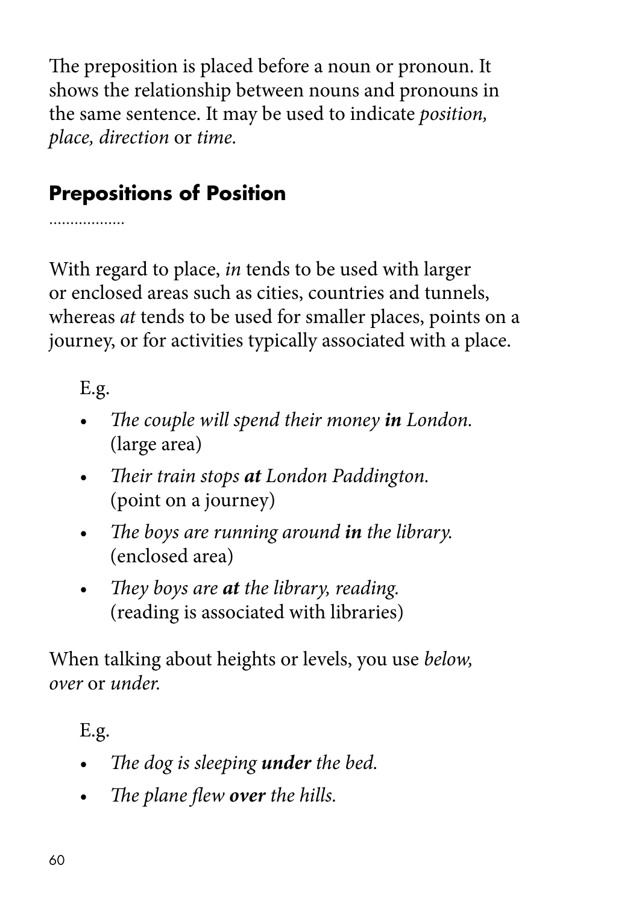The preposition is placed before a noun or pronoun. It shows the relationship between nouns and pronouns in the same sentence. It may be used to indicate *position, place, direction* or *time.*

## Prepositions of Position

With regard to place, *in* tends to be used with larger or enclosed areas such as cities, countries and tunnels, whereas *at* tends to be used for smaller places, points on a journey, or for activities typically associated with a place.

E.g.

- *The couple will spend their money **in** London.* (large area)
- *Their train stops **at** London Paddington.* (point on a journey)
- *The boys are running around **in** the library.* (enclosed area)
- *They boys are **at** the library, reading.* (reading is associated with libraries)

When talking about heights or levels, you use *below, over* or *under.*

E.g.

- *The dog is sleeping **under** the bed.*
- *The plane flew **over** the hills.*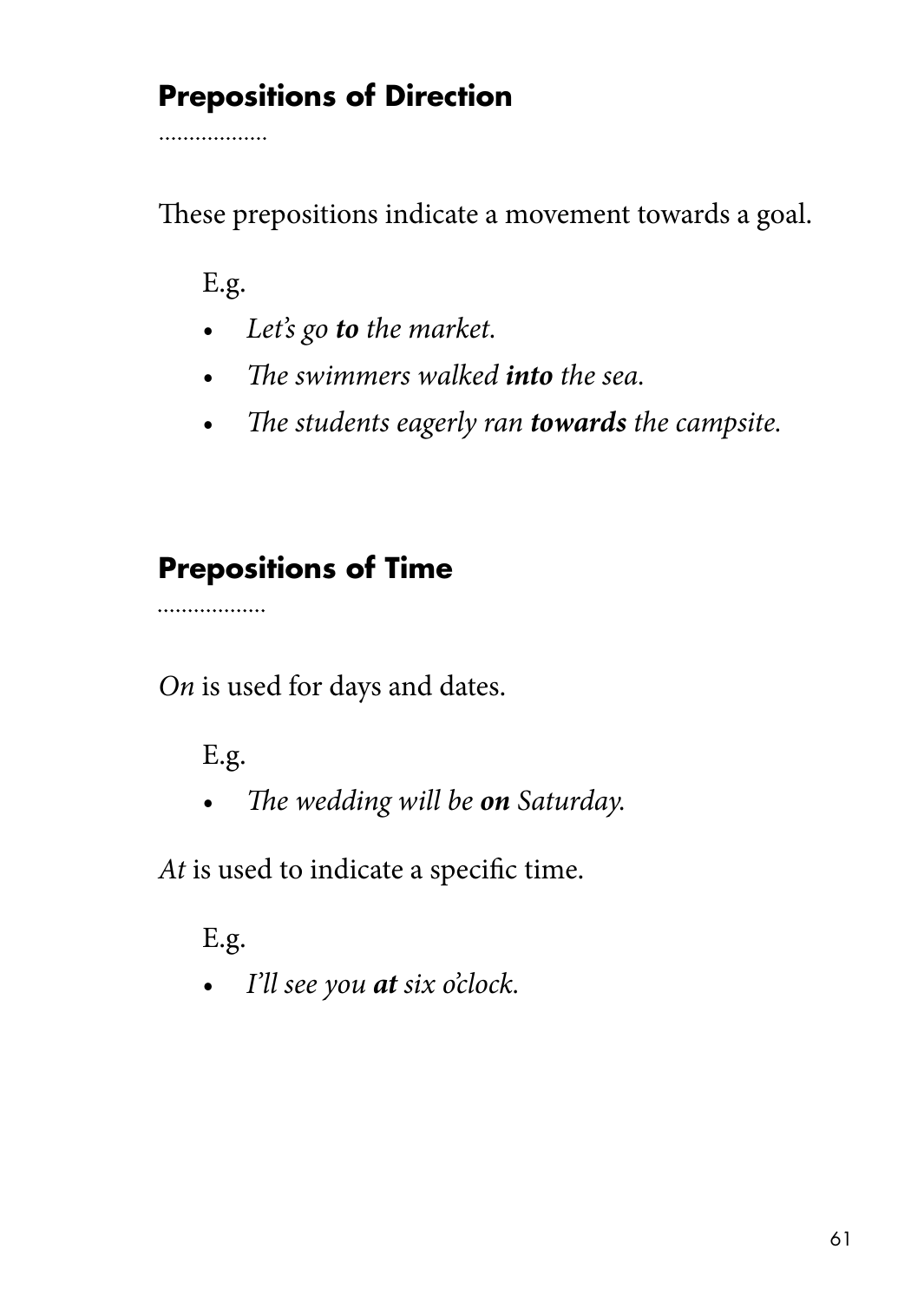## Prepositions of Direction

These prepositions indicate a movement towards a goal.

E.g.

- *Let's go **to** the market.*
- *The swimmers walked **into** the sea.*
- *The students eagerly ran **towards** the campsite.*

## Prepositions of Time

*On* is used for days and dates.

E.g.

- *The wedding will be **on** Saturday.*

*At* is used to indicate a specific time.

E.g.

- *I'll see you **at** six o'clock.*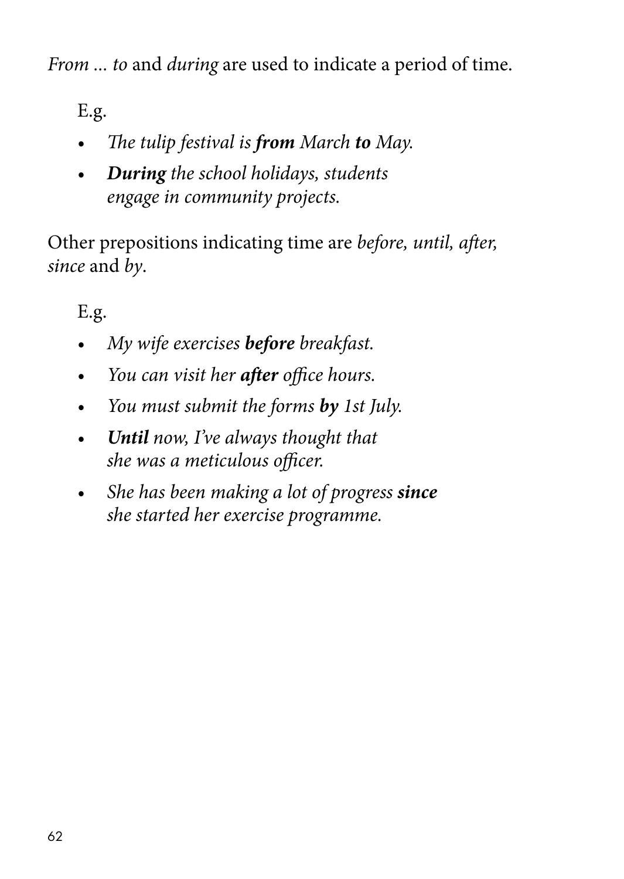*From ... to* and *during* are used to indicate a period of time.

E.g.

- *The tulip festival is **from** March **to** May.*
- ***During** the school holidays, students engage in community projects.*

Other prepositions indicating time are *before, until, after, since* and *by*.

E.g.

- *My wife exercises **before** breakfast.*
- *You can visit her **after** office hours.*
- *You must submit the forms **by** 1st July.*
- ***Until** now, I've always thought that she was a meticulous officer.*
- *She has been making a lot of progress **since** she started her exercise programme.*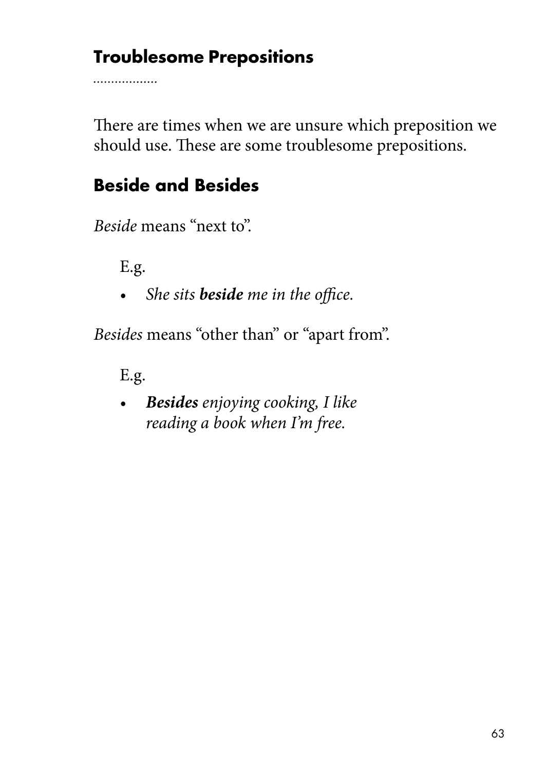## Troublesome Prepositions

There are times when we are unsure which preposition we should use. These are some troublesome prepositions.

### Beside and Besides

*Beside* means "next to".

E.g.

- *She sits **beside** me in the office.*

*Besides* means "other than" or "apart from".

E.g.

- ***Besides** enjoying cooking, I like reading a book when I'm free.*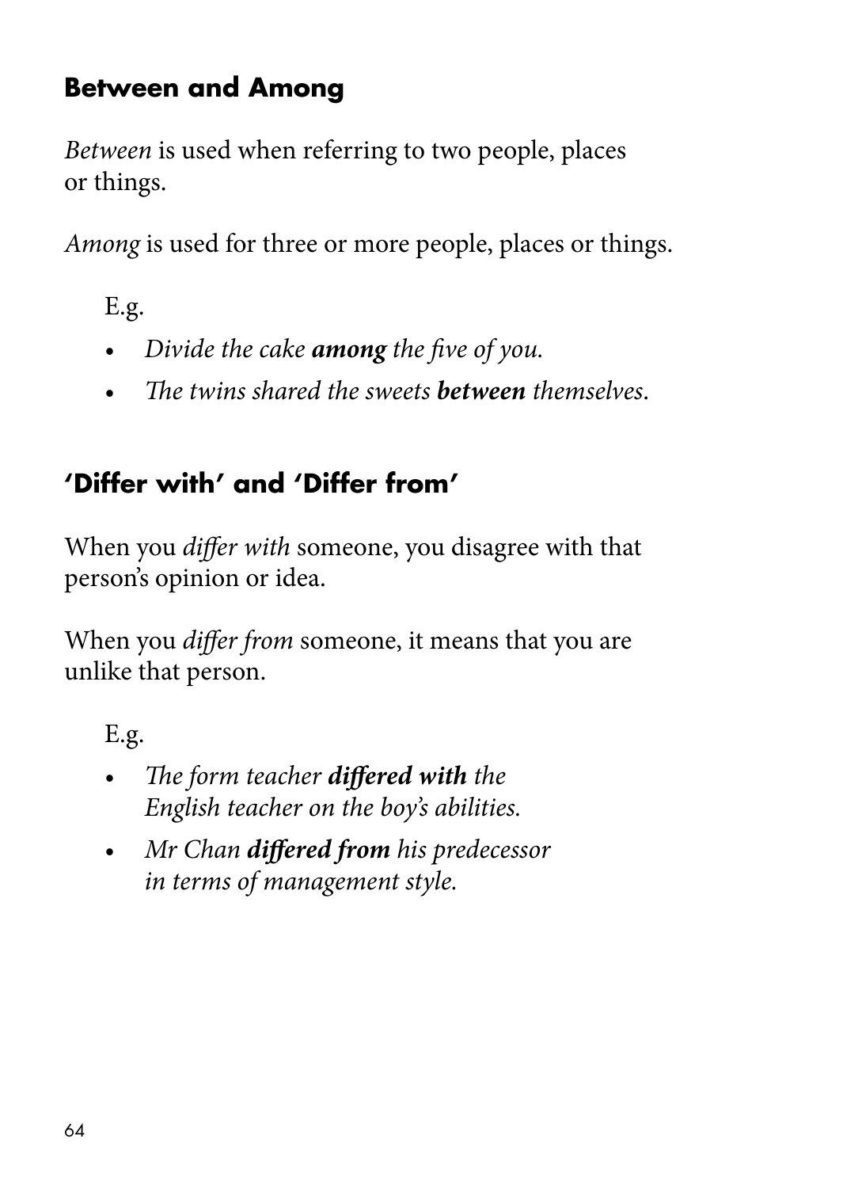### Between and Among

*Between* is used when referring to two people, places or things.

*Among* is used for three or more people, places or things.

E.g.

- *Divide the cake* ***among*** *the five of you.*
- *The twins shared the sweets* ***between*** *themselves.*

### 'Differ with' and 'Differ from'

When you *differ with* someone, you disagree with that person's opinion or idea.

When you *differ from* someone, it means that you are unlike that person.

E.g.

- *The form teacher* ***differed with*** *the English teacher on the boy's abilities.*
- *Mr Chan* ***differed from*** *his predecessor in terms of management style.*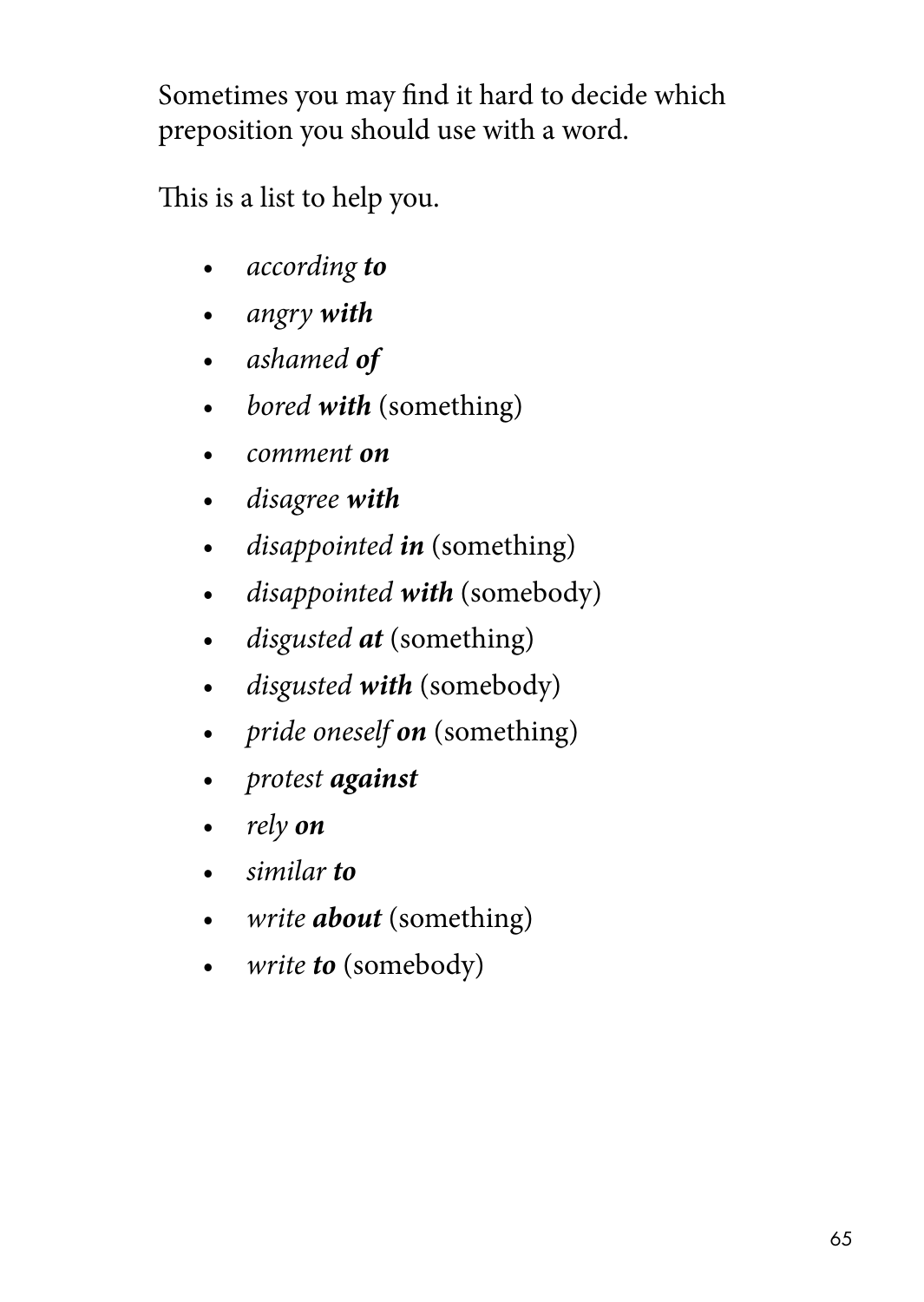Sometimes you may find it hard to decide which preposition you should use with a word.

This is a list to help you.

- *according* ***to***
- *angry* ***with***
- *ashamed* ***of***
- *bored* ***with*** (something)
- *comment* ***on***
- *disagree* ***with***
- *disappointed* ***in*** (something)
- *disappointed* ***with*** (somebody)
- *disgusted* ***at*** (something)
- *disgusted* ***with*** (somebody)
- *pride oneself* ***on*** (something)
- *protest* ***against***
- *rely* ***on***
- *similar* ***to***
- *write* ***about*** (something)
- *write* ***to*** (somebody)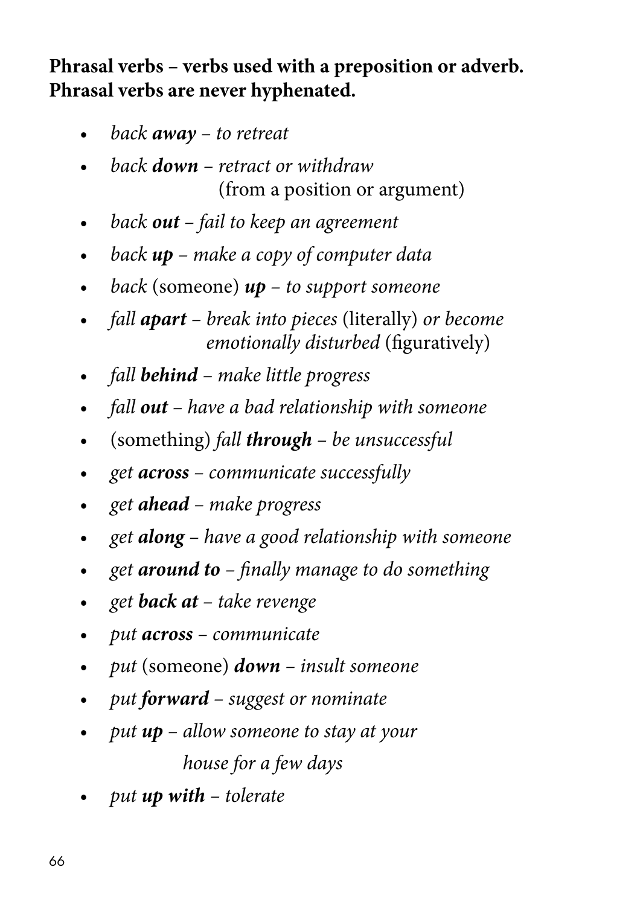**Phrasal verbs – verbs used with a preposition or adverb. Phrasal verbs are never hyphenated.**

- *back **away** – to retreat*
- *back **down** – retract or withdraw* (from a position or argument)
- *back **out** – fail to keep an agreement*
- *back **up** – make a copy of computer data*
- *back* (someone) ***up** – to support someone*
- *fall **apart** – break into pieces* (literally) *or become emotionally disturbed* (figuratively)
- *fall **behind** – make little progress*
- *fall **out** – have a bad relationship with someone*
- (something) *fall **through** – be unsuccessful*
- *get **across** – communicate successfully*
- *get **ahead** – make progress*
- *get **along** – have a good relationship with someone*
- *get **around to** – finally manage to do something*
- *get **back at** – take revenge*
- *put **across** – communicate*
- *put* (someone) ***down** – insult someone*
- *put **forward** – suggest or nominate*
- *put **up** – allow someone to stay at your house for a few days*
- *put **up with** – tolerate*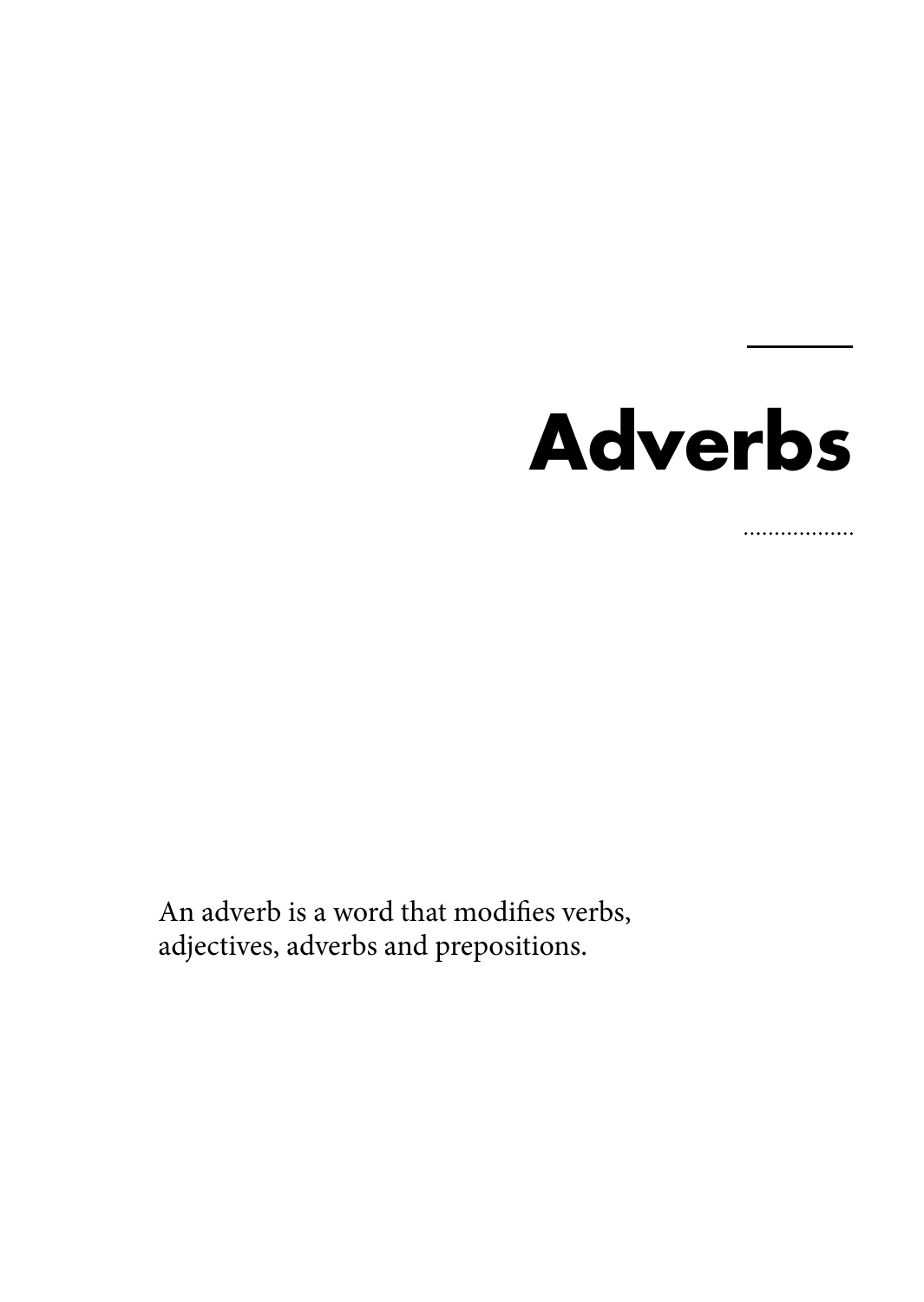# Adverbs

An adverb is a word that modifies verbs, adjectives, adverbs and prepositions.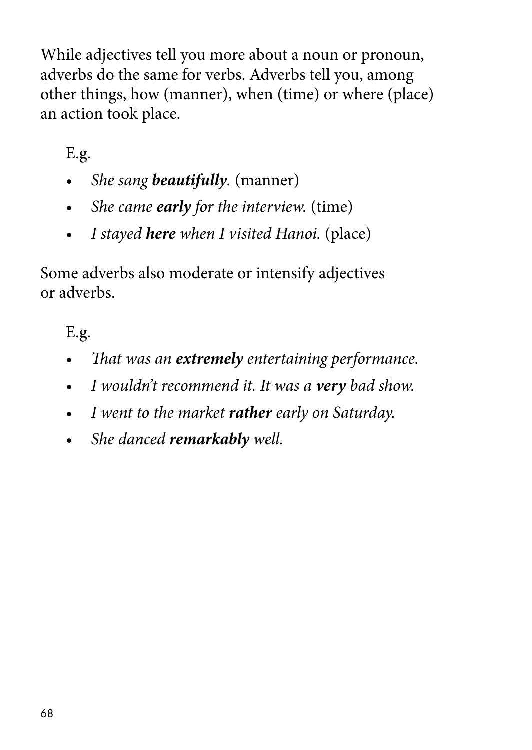While adjectives tell you more about a noun or pronoun, adverbs do the same for verbs. Adverbs tell you, among other things, how (manner), when (time) or where (place) an action took place.

E.g.

- *She sang **beautifully**.* (manner)
- *She came **early** for the interview.* (time)
- *I stayed **here** when I visited Hanoi.* (place)

Some adverbs also moderate or intensify adjectives or adverbs.

E.g.

- *That was an **extremely** entertaining performance.*
- *I wouldn't recommend it. It was a **very** bad show.*
- *I went to the market **rather** early on Saturday.*
- *She danced **remarkably** well.*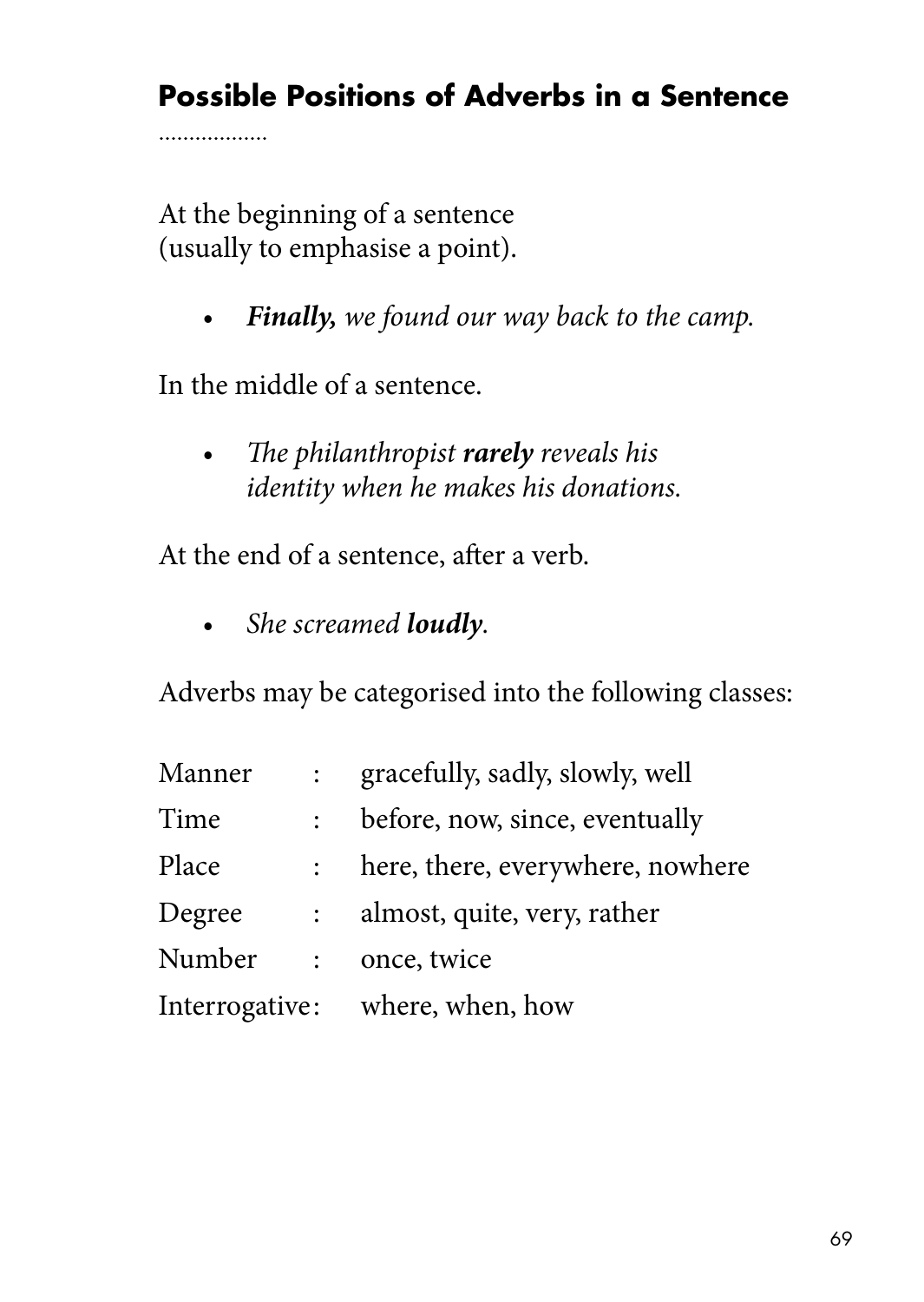## Possible Positions of Adverbs in a Sentence

At the beginning of a sentence (usually to emphasise a point).

- ***Finally,*** *we found our way back to the camp.*

In the middle of a sentence.

- *The philanthropist* ***rarely*** *reveals his identity when he makes his donations.*

At the end of a sentence, after a verb.

- *She screamed* ***loudly****.*

Adverbs may be categorised into the following classes:

| | | |
|---|---|---|
| Manner | : | gracefully, sadly, slowly, well |
| Time | : | before, now, since, eventually |
| Place | : | here, there, everywhere, nowhere |
| Degree | : | almost, quite, very, rather |
| Number | : | once, twice |
| Interrogative | : | where, when, how |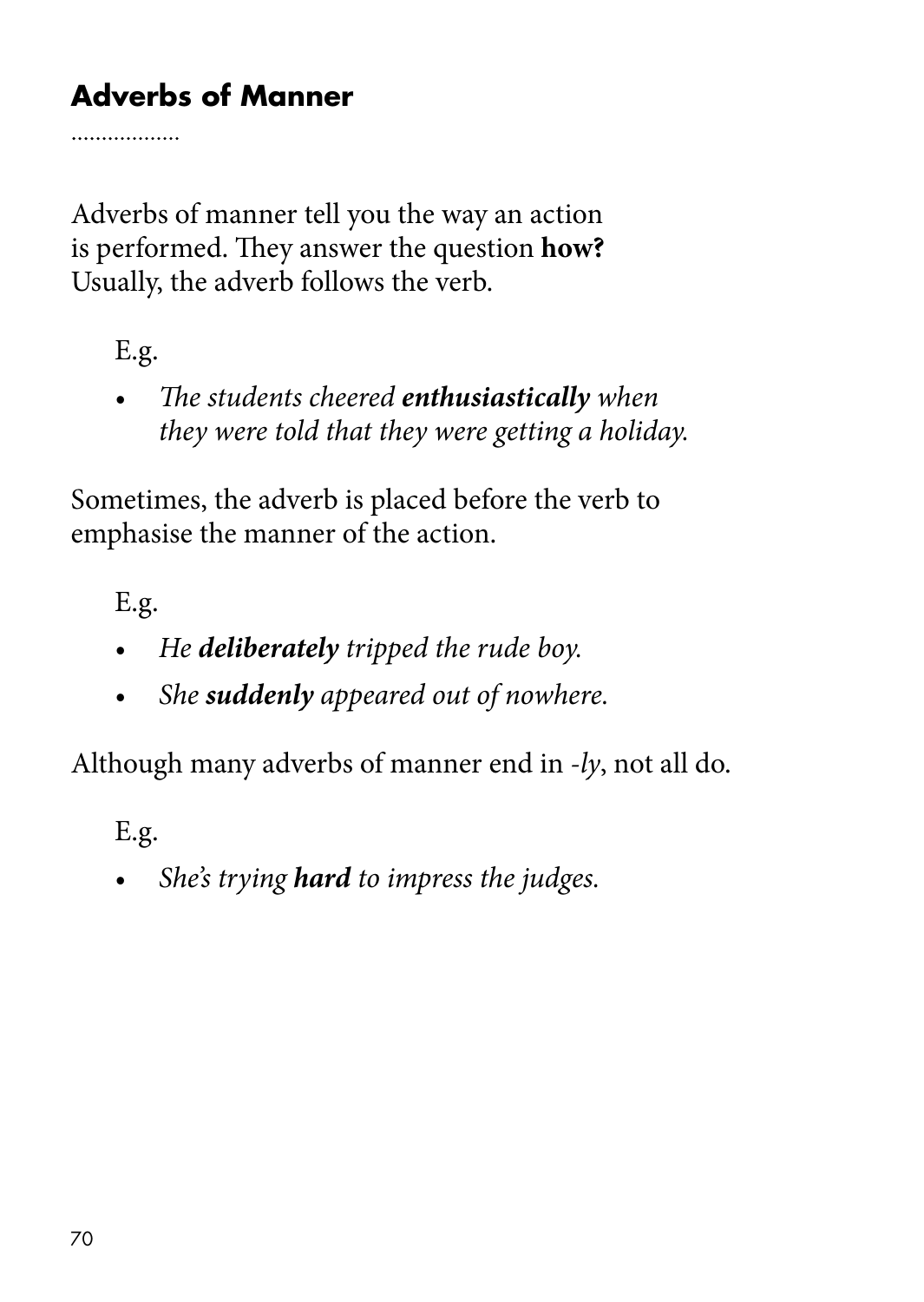## Adverbs of Manner

Adverbs of manner tell you the way an action is performed. They answer the question **how?** Usually, the adverb follows the verb.

E.g.

- *The students cheered **enthusiastically** when they were told that they were getting a holiday.*

Sometimes, the adverb is placed before the verb to emphasise the manner of the action.

E.g.

- *He **deliberately** tripped the rude boy.*
- *She **suddenly** appeared out of nowhere.*

Although many adverbs of manner end in *-ly*, not all do.

E.g.

- *She's trying **hard** to impress the judges.*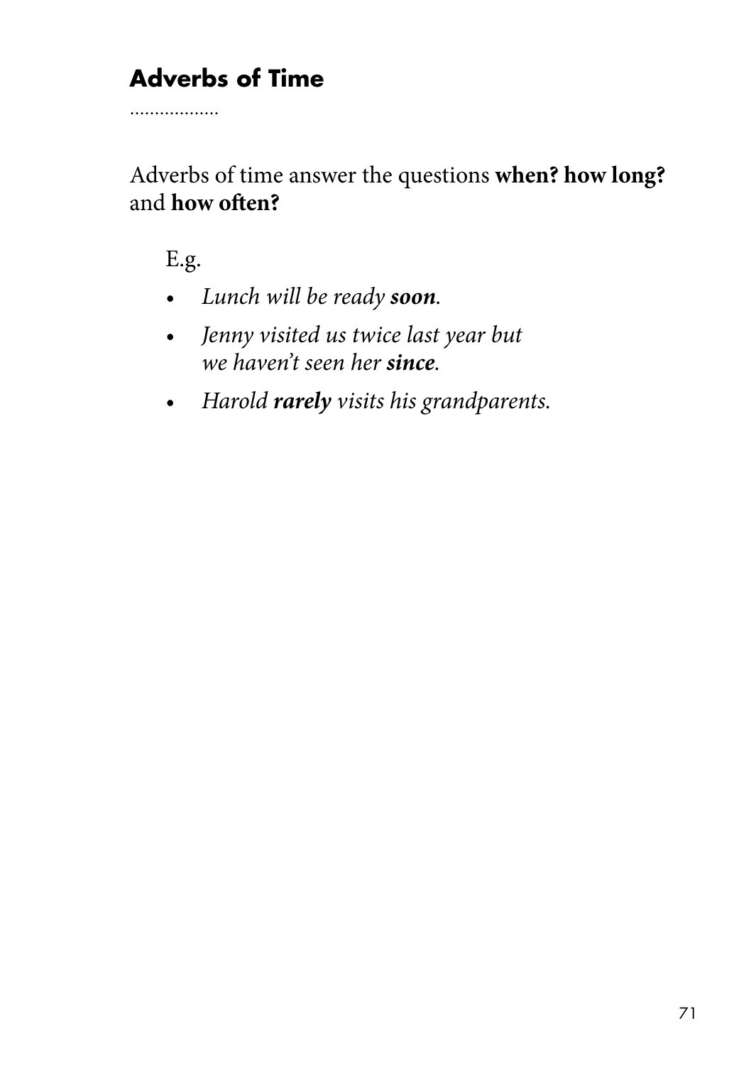## Adverbs of Time

Adverbs of time answer the questions **when? how long?** and **how often?**

E.g.

- *Lunch will be ready **soon**.*
- *Jenny visited us twice last year but we haven't seen her **since**.*
- *Harold **rarely** visits his grandparents.*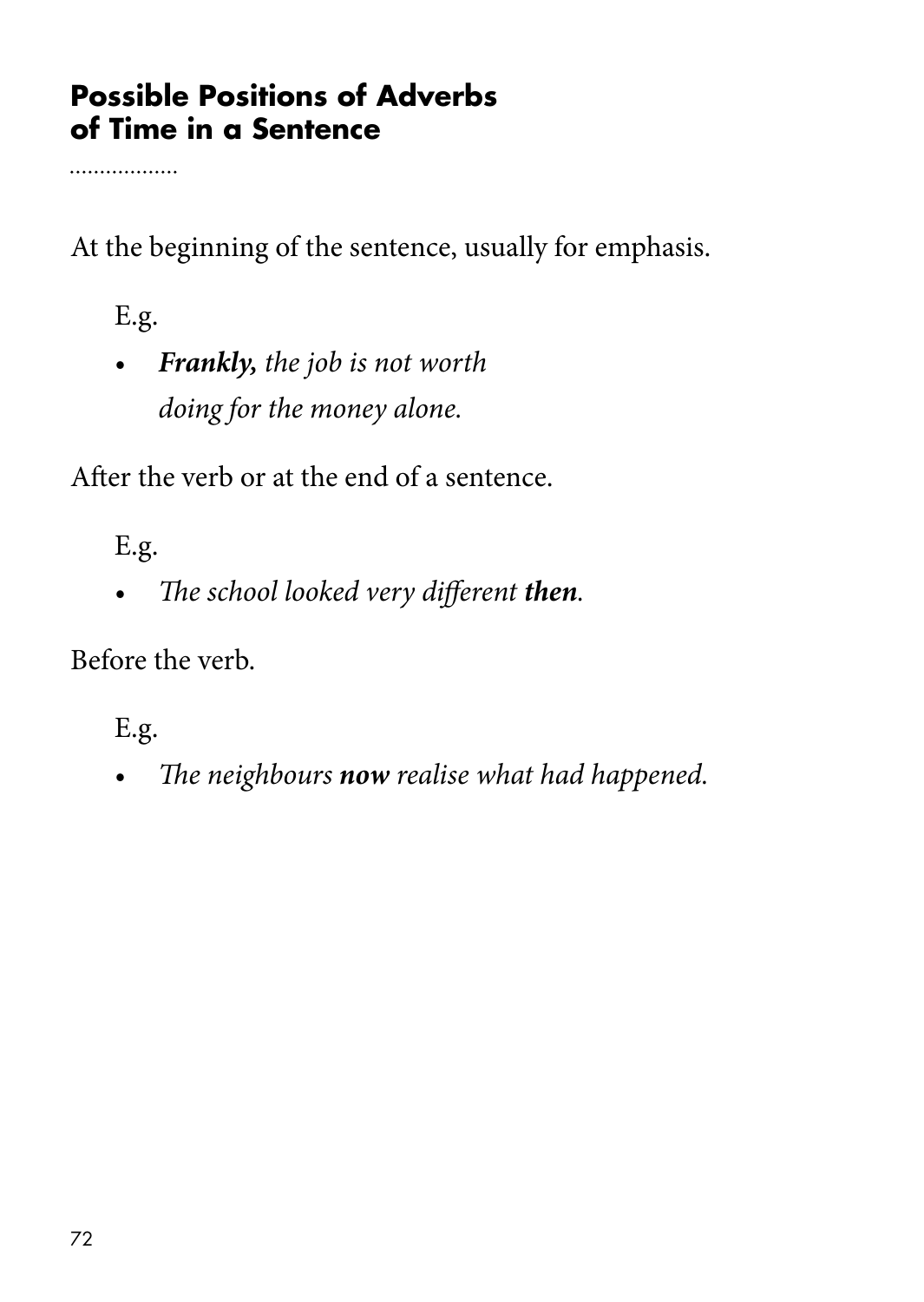## Possible Positions of Adverbs of Time in a Sentence

At the beginning of the sentence, usually for emphasis.

E.g.

- ***Frankly,*** *the job is not worth doing for the money alone.*

After the verb or at the end of a sentence.

E.g.

- *The school looked very different **then**.*

Before the verb.

E.g.

- *The neighbours **now** realise what had happened.*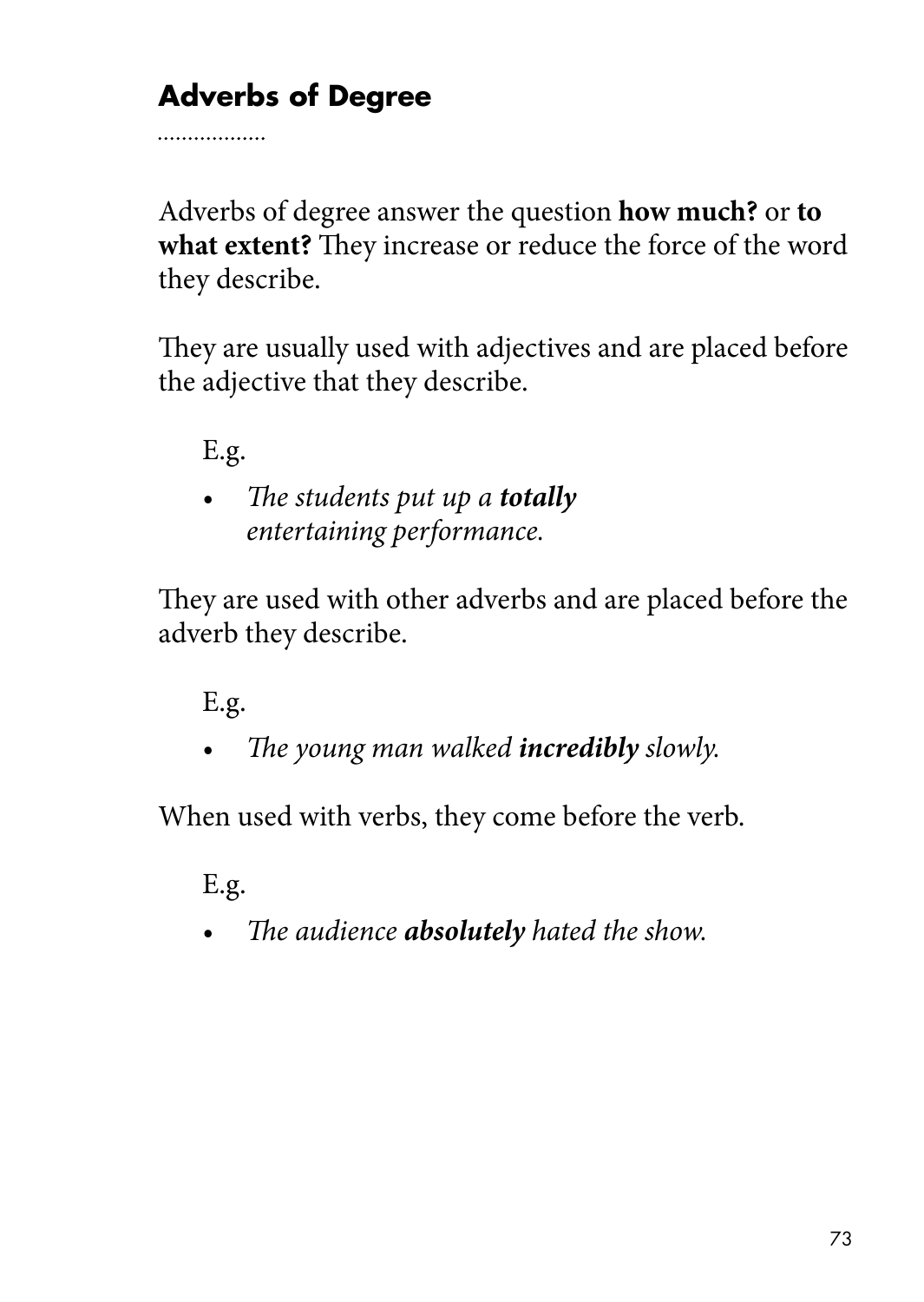## Adverbs of Degree

Adverbs of degree answer the question **how much?** or **to what extent?** They increase or reduce the force of the word they describe.

They are usually used with adjectives and are placed before the adjective that they describe.

E.g.

- *The students put up a **totally** entertaining performance.*

They are used with other adverbs and are placed before the adverb they describe.

E.g.

- *The young man walked **incredibly** slowly.*

When used with verbs, they come before the verb.

E.g.

- *The audience **absolutely** hated the show.*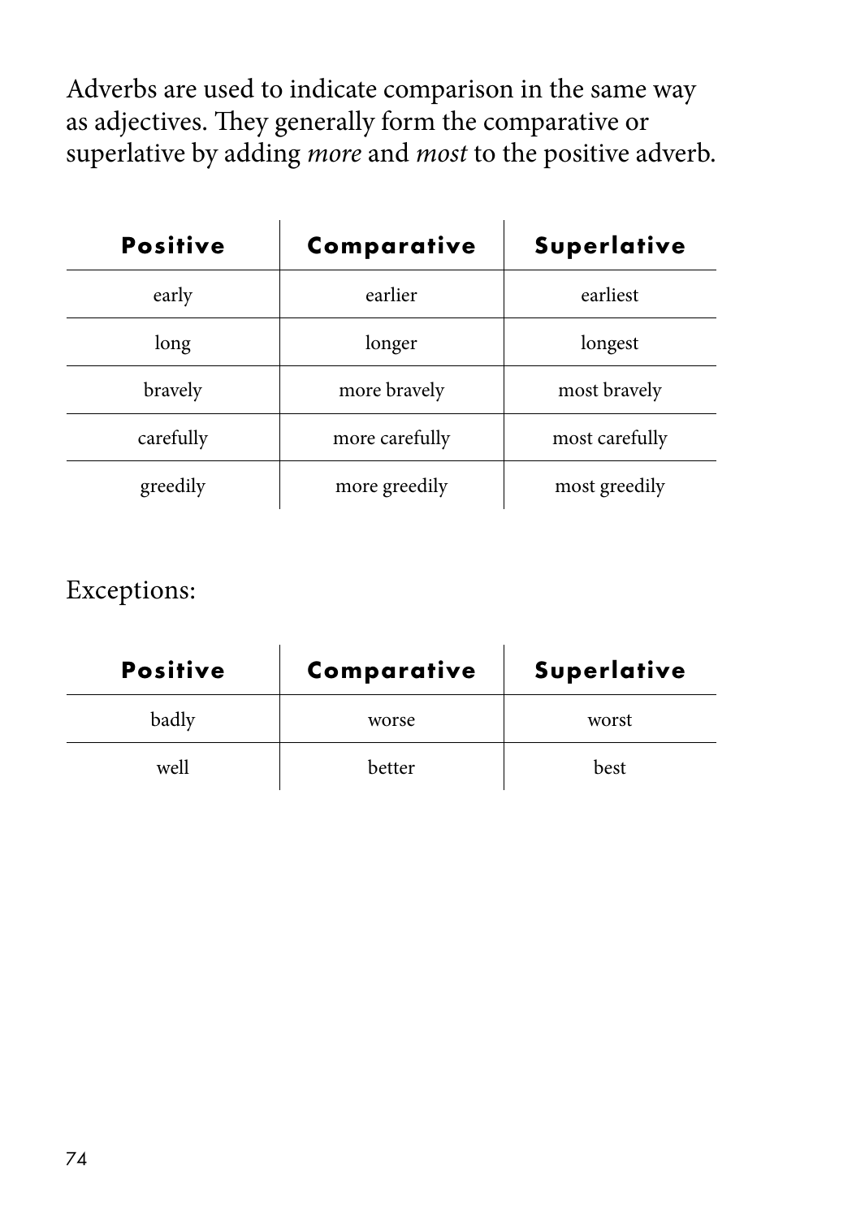Adverbs are used to indicate comparison in the same way as adjectives. They generally form the comparative or superlative by adding *more* and *most* to the positive adverb.

| **Positive** | **Comparative** | **Superlative** |
|---|---|---|
| early | earlier | earliest |
| long | longer | longest |
| bravely | more bravely | most bravely |
| carefully | more carefully | most carefully |
| greedily | more greedily | most greedily |

Exceptions:

| **Positive** | **Comparative** | **Superlative** |
|---|---|---|
| badly | worse | worst |
| well | better | best |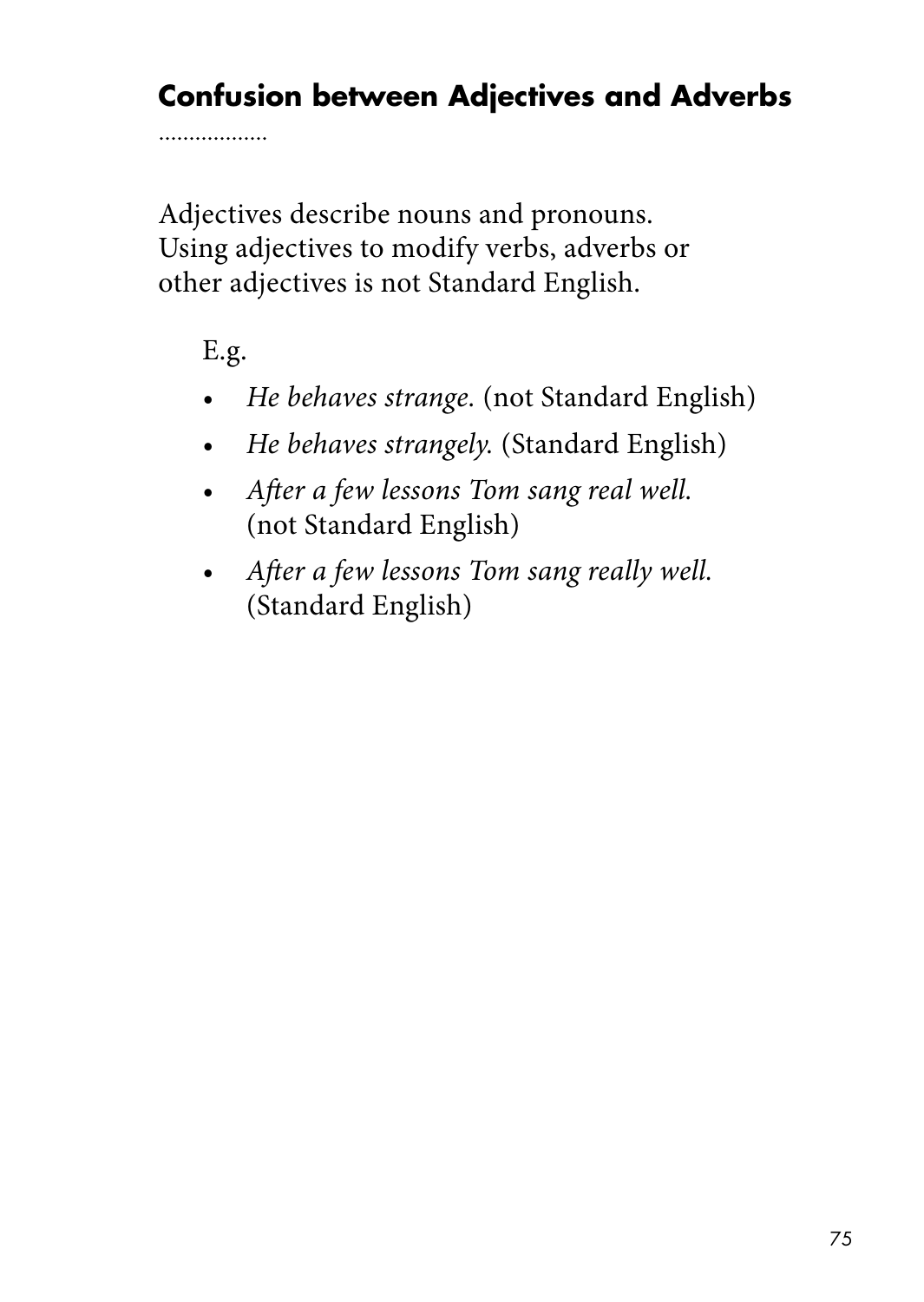## Confusion between Adjectives and Adverbs

Adjectives describe nouns and pronouns. Using adjectives to modify verbs, adverbs or other adjectives is not Standard English.

E.g.

- *He behaves strange.* (not Standard English)
- *He behaves strangely.* (Standard English)
- *After a few lessons Tom sang real well.* (not Standard English)
- *After a few lessons Tom sang really well.* (Standard English)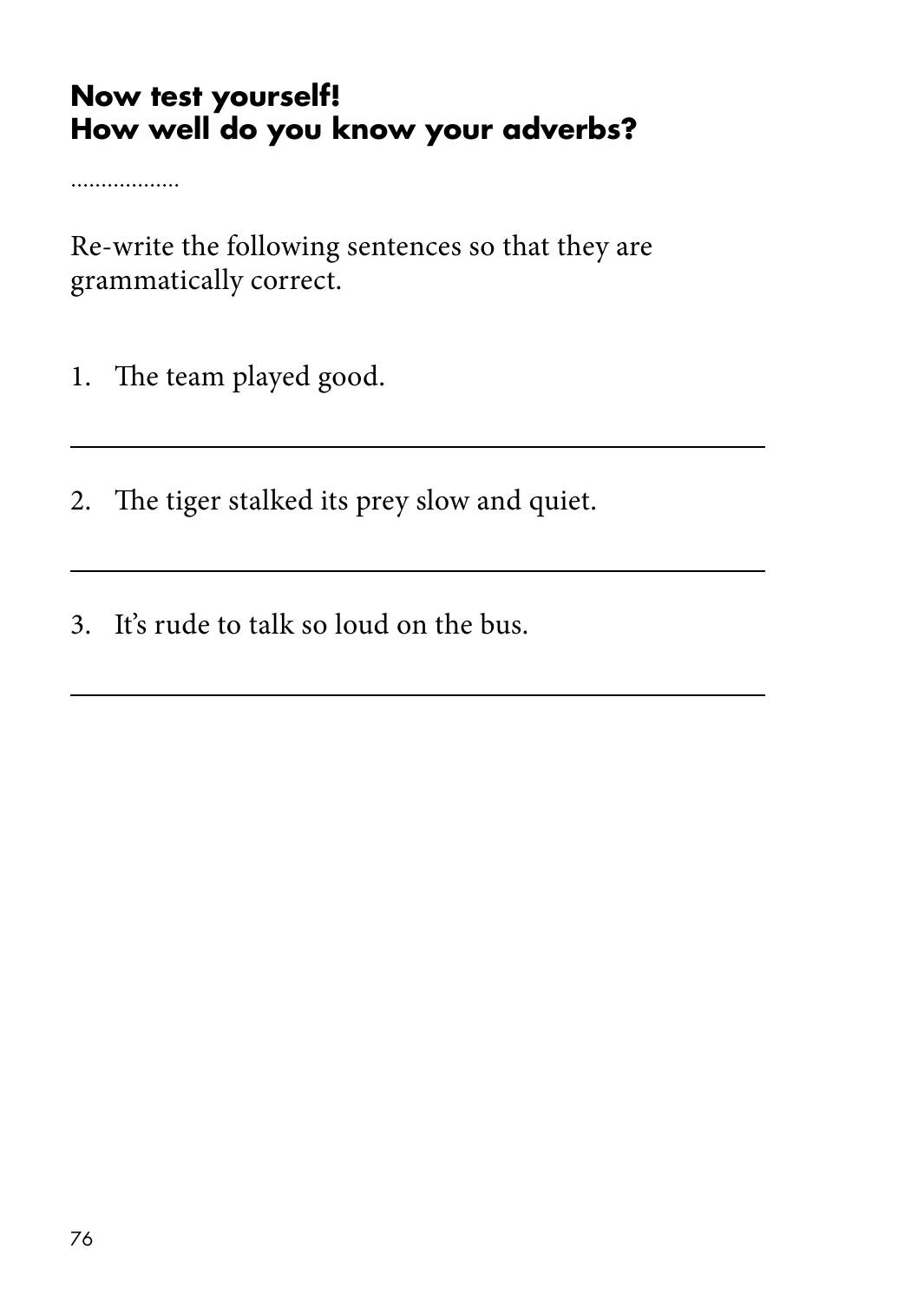## Now test yourself!
## How well do you know your adverbs?

Re-write the following sentences so that they are grammatically correct.

1. The team played good.

2. The tiger stalked its prey slow and quiet.

3. It's rude to talk so loud on the bus.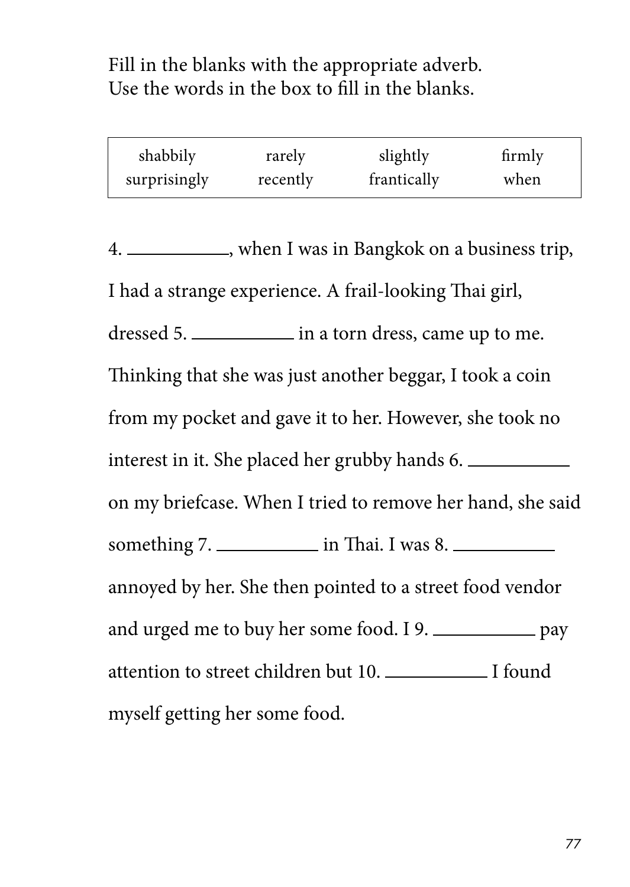Fill in the blanks with the appropriate adverb.
Use the words in the box to fill in the blanks.

| shabbily | rarely | slightly | firmly |
| --- | --- | --- | --- |
| surprisingly | recently | frantically | when |

4. ___________, when I was in Bangkok on a business trip, I had a strange experience. A frail-looking Thai girl, dressed 5. ___________ in a torn dress, came up to me. Thinking that she was just another beggar, I took a coin from my pocket and gave it to her. However, she took no interest in it. She placed her grubby hands 6. ___________ on my briefcase. When I tried to remove her hand, she said something 7. ___________ in Thai. I was 8. ___________ annoyed by her. She then pointed to a street food vendor and urged me to buy her some food. I 9. ___________ pay attention to street children but 10. ___________ I found myself getting her some food.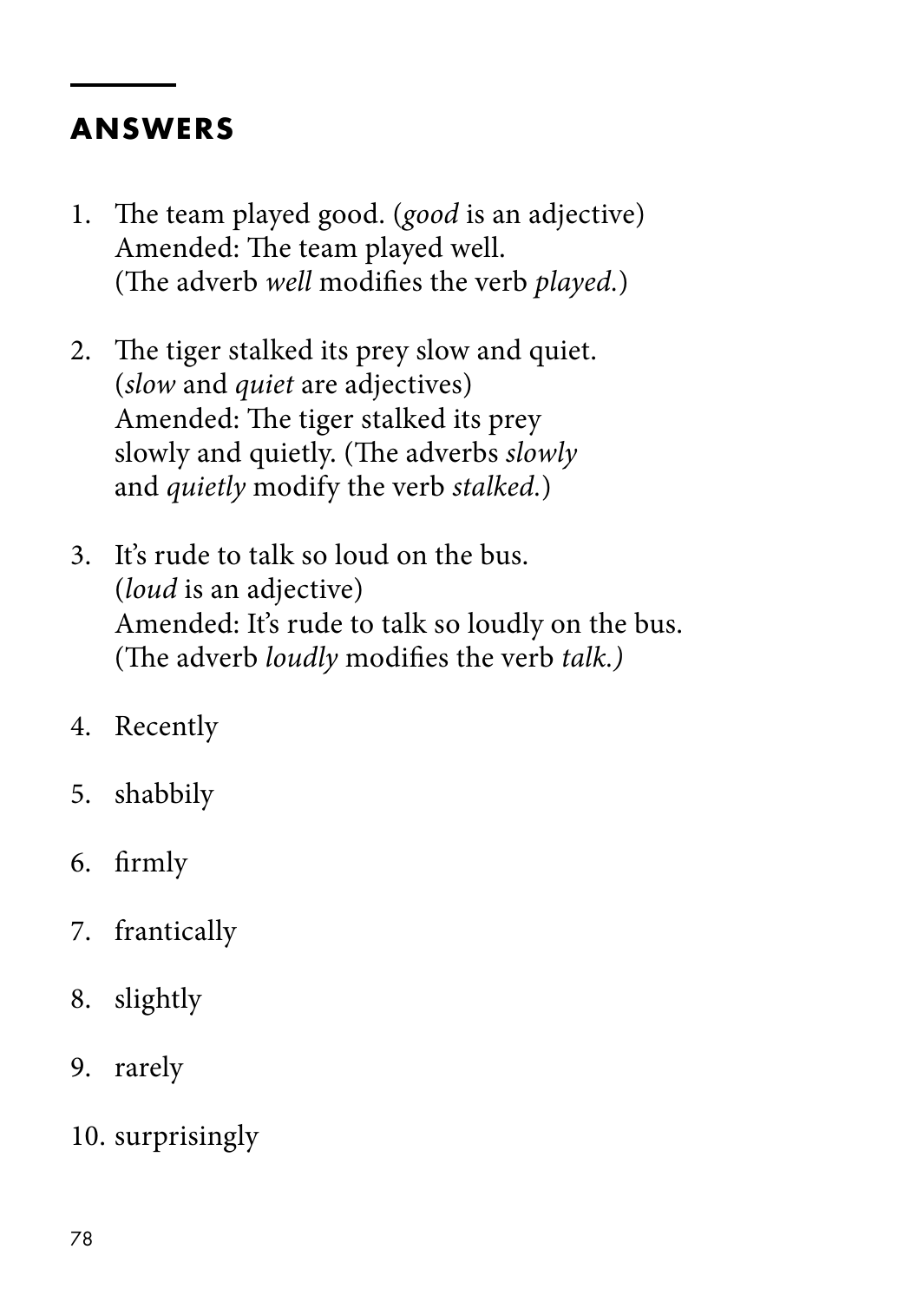## ANSWERS

1. The team played good. (*good* is an adjective)
   Amended: The team played well.
   (The adverb *well* modifies the verb *played*.)

2. The tiger stalked its prey slow and quiet.
   (*slow* and *quiet* are adjectives)
   Amended: The tiger stalked its prey slowly and quietly. (The adverbs *slowly* and *quietly* modify the verb *stalked*.)

3. It's rude to talk so loud on the bus.
   (*loud* is an adjective)
   Amended: It's rude to talk so loudly on the bus.
   (The adverb *loudly* modifies the verb *talk.)*

4. Recently

5. shabbily

6. firmly

7. frantically

8. slightly

9. rarely

10. surprisingly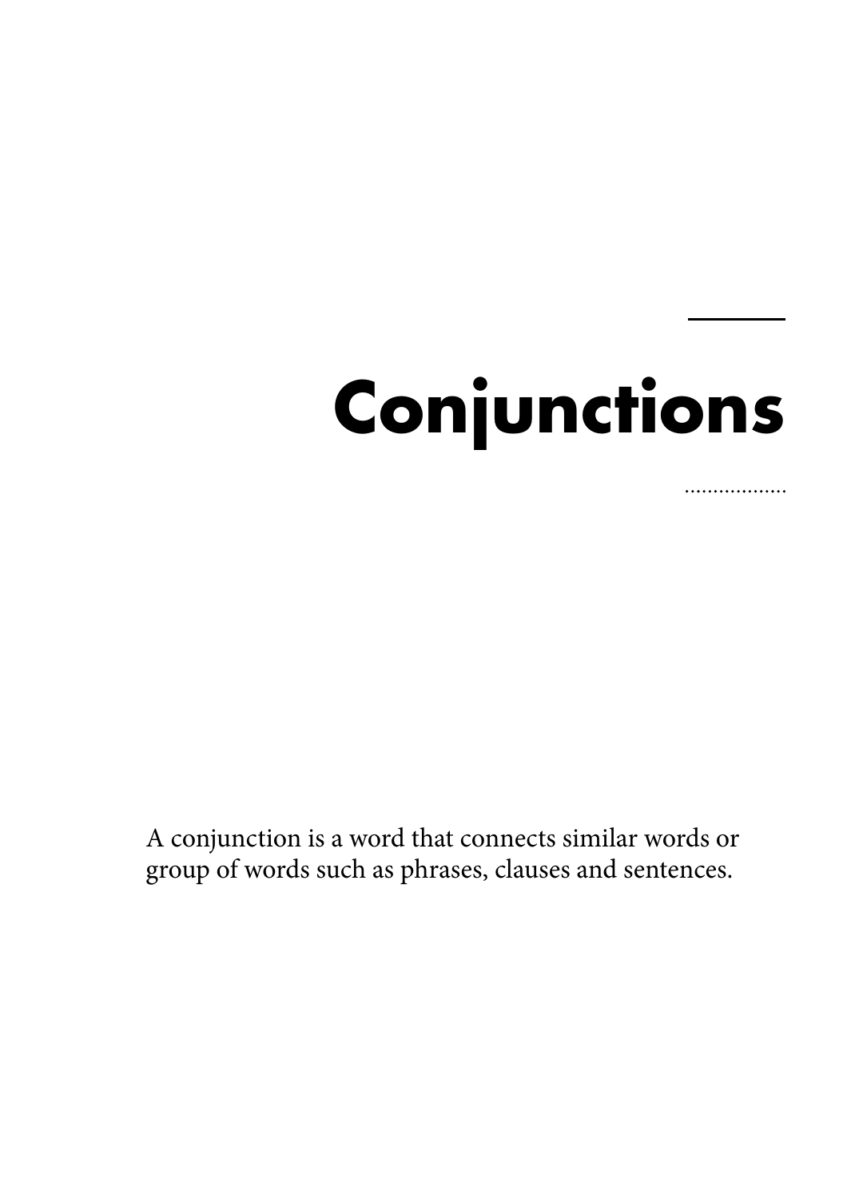# Conjunctions

A conjunction is a word that connects similar words or group of words such as phrases, clauses and sentences.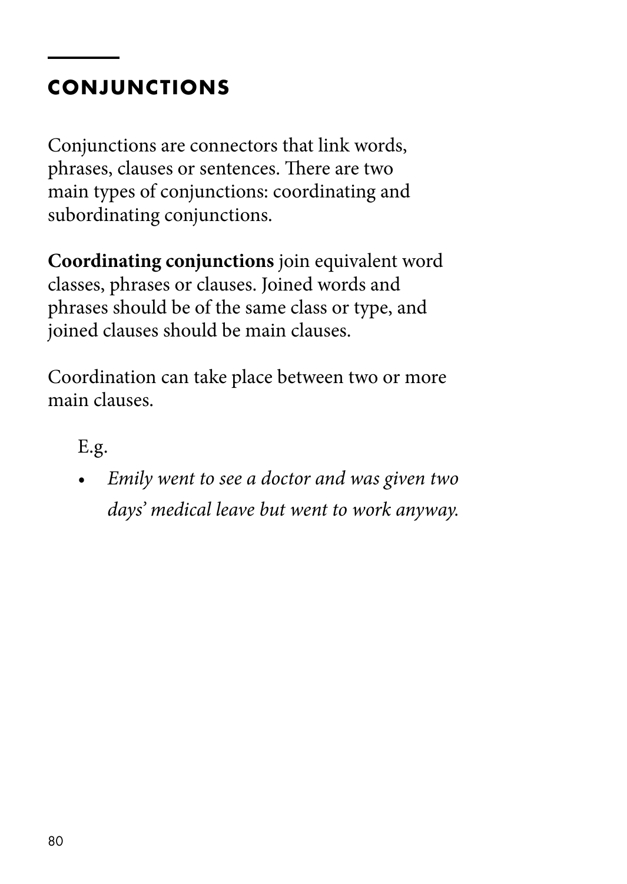## CONJUNCTIONS

Conjunctions are connectors that link words, phrases, clauses or sentences. There are two main types of conjunctions: coordinating and subordinating conjunctions.

**Coordinating conjunctions** join equivalent word classes, phrases or clauses. Joined words and phrases should be of the same class or type, and joined clauses should be main clauses.

Coordination can take place between two or more main clauses.

E.g.

- *Emily went to see a doctor and was given two days' medical leave but went to work anyway.*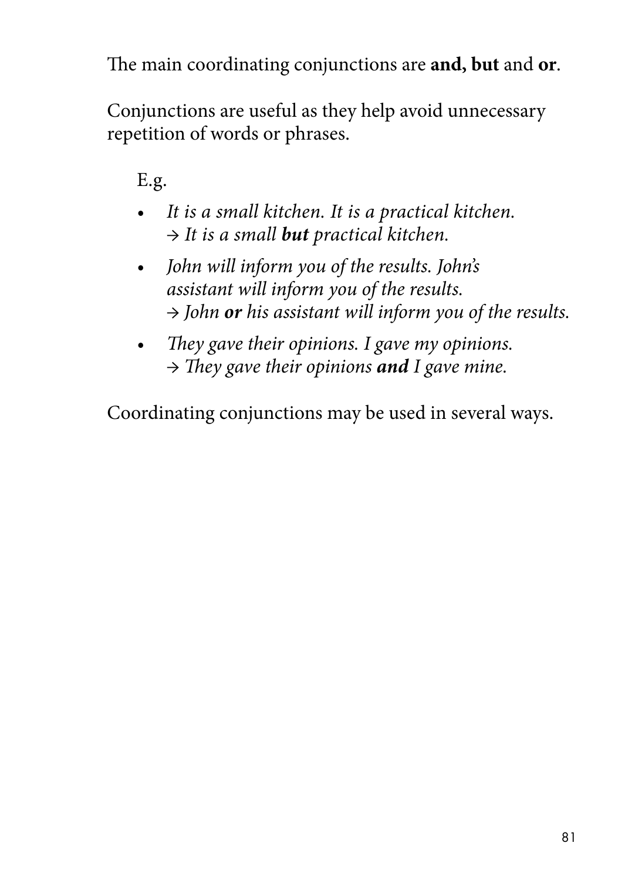The main coordinating conjunctions are **and, but** and **or**.

Conjunctions are useful as they help avoid unnecessary repetition of words or phrases.

E.g.

- *It is a small kitchen. It is a practical kitchen.*
  *→ It is a small **but** practical kitchen.*
- *John will inform you of the results. John's assistant will inform you of the results.*
  *→ John **or** his assistant will inform you of the results.*
- *They gave their opinions. I gave my opinions.*
  *→ They gave their opinions **and** I gave mine.*

Coordinating conjunctions may be used in several ways.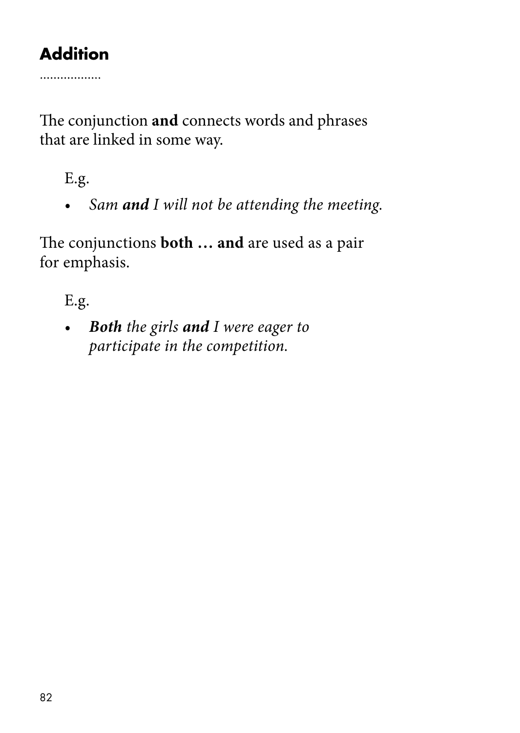## Addition

The conjunction **and** connects words and phrases that are linked in some way.

E.g.

- *Sam **and** I will not be attending the meeting.*

The conjunctions **both … and** are used as a pair for emphasis.

E.g.

- ***Both** the girls **and** I were eager to participate in the competition.*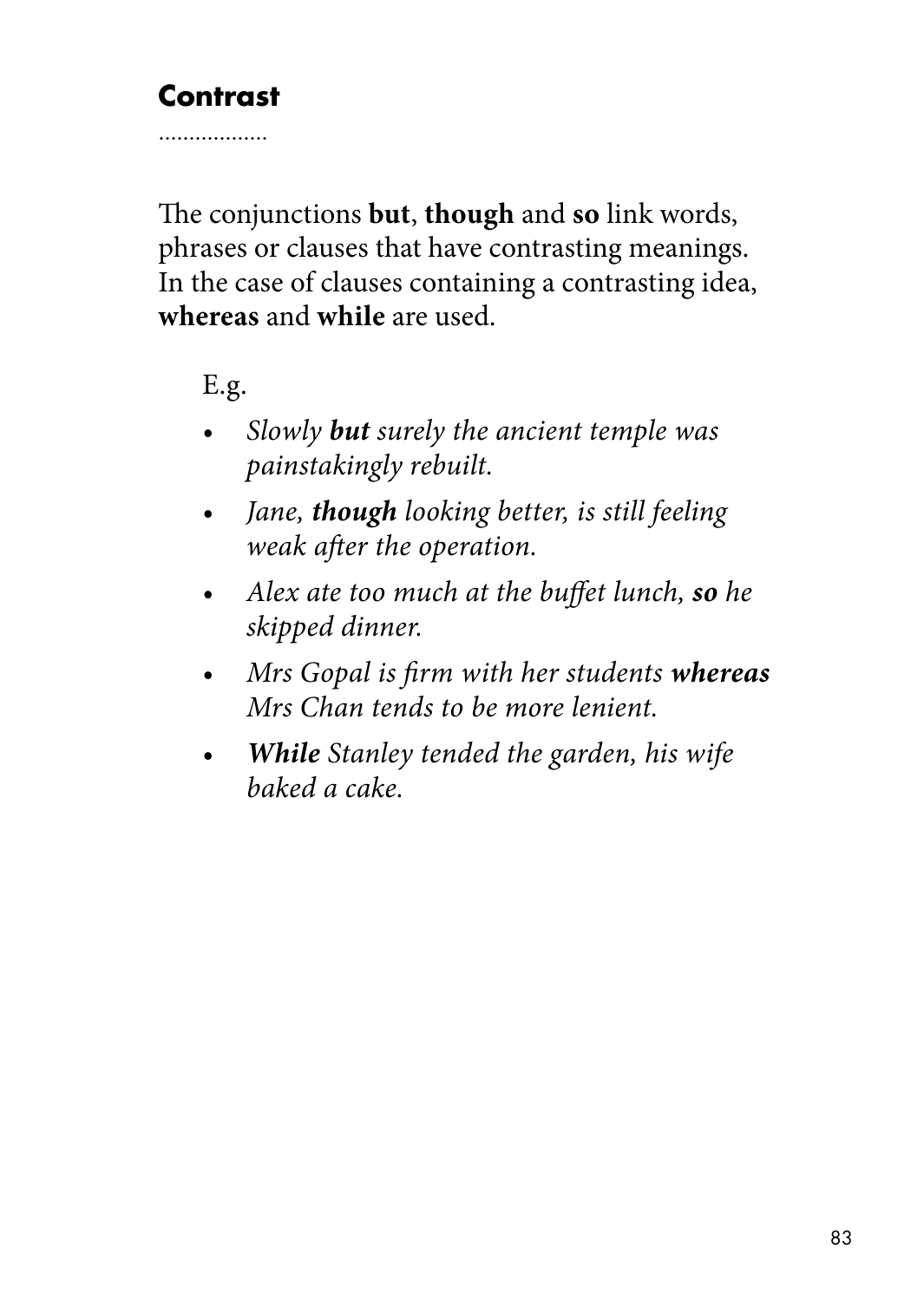## Contrast

..................

The conjunctions **but**, **though** and **so** link words, phrases or clauses that have contrasting meanings. In the case of clauses containing a contrasting idea, **whereas** and **while** are used.

E.g.

- *Slowly **but** surely the ancient temple was painstakingly rebuilt.*
- *Jane, **though** looking better, is still feeling weak after the operation.*
- *Alex ate too much at the buffet lunch, **so** he skipped dinner.*
- *Mrs Gopal is firm with her students **whereas** Mrs Chan tends to be more lenient.*
- ***While** Stanley tended the garden, his wife baked a cake.*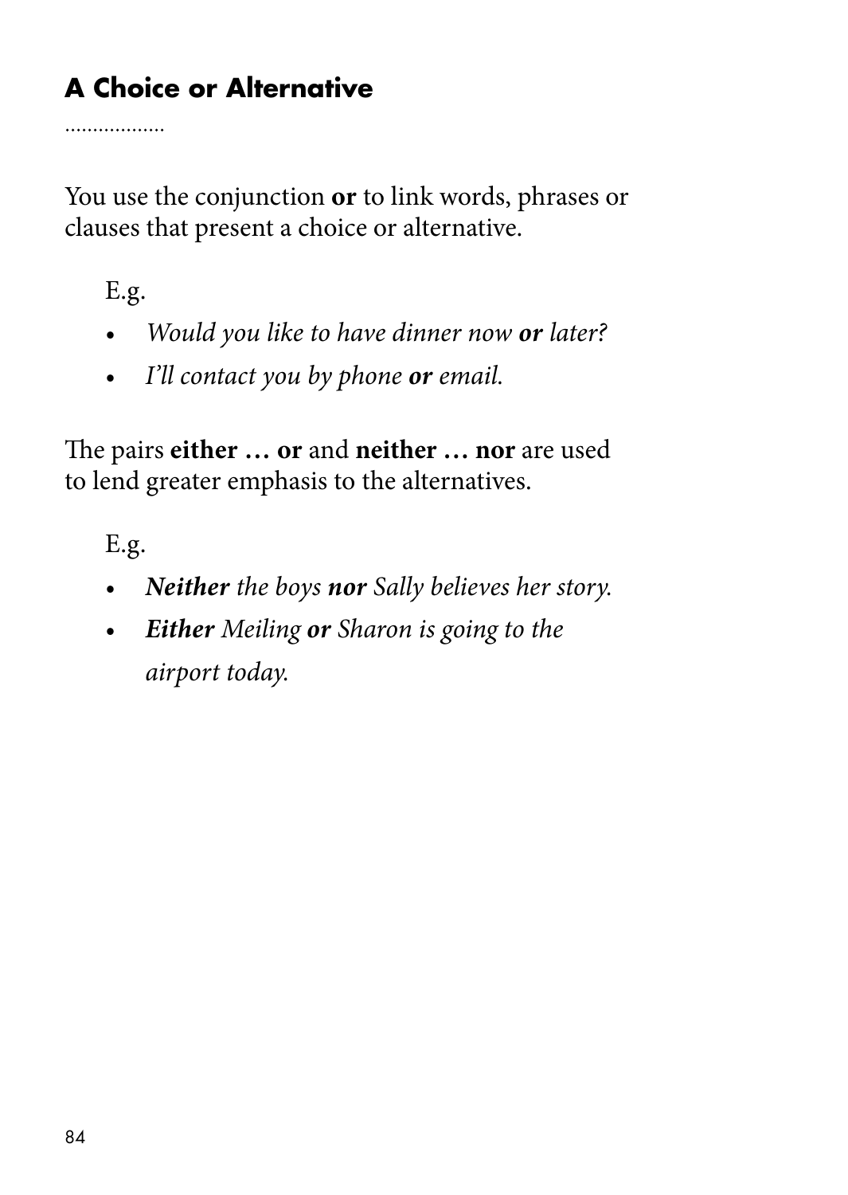### A Choice or Alternative

You use the conjunction **or** to link words, phrases or clauses that present a choice or alternative.

E.g.

- *Would you like to have dinner now* ***or*** *later?*
- *I'll contact you by phone* ***or*** *email.*

The pairs **either … or** and **neither … nor** are used to lend greater emphasis to the alternatives.

E.g.

- ***Neither*** *the boys* ***nor*** *Sally believes her story.*
- ***Either*** *Meiling* ***or*** *Sharon is going to the airport today.*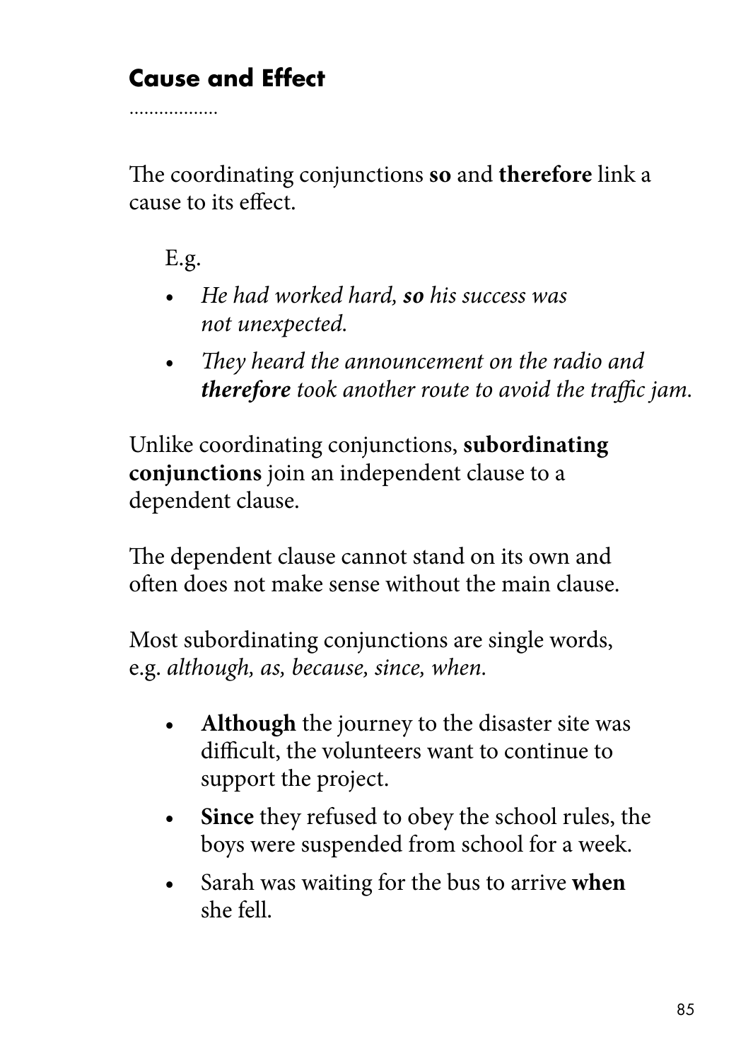## Cause and Effect

The coordinating conjunctions **so** and **therefore** link a cause to its effect.

E.g.

- *He had worked hard,* ***so*** *his success was not unexpected.*
- *They heard the announcement on the radio and* ***therefore*** *took another route to avoid the traffic jam.*

Unlike coordinating conjunctions, **subordinating conjunctions** join an independent clause to a dependent clause.

The dependent clause cannot stand on its own and often does not make sense without the main clause.

Most subordinating conjunctions are single words, e.g. *although, as, because, since, when.*

- **Although** the journey to the disaster site was difficult, the volunteers want to continue to support the project.
- **Since** they refused to obey the school rules, the boys were suspended from school for a week.
- Sarah was waiting for the bus to arrive **when** she fell.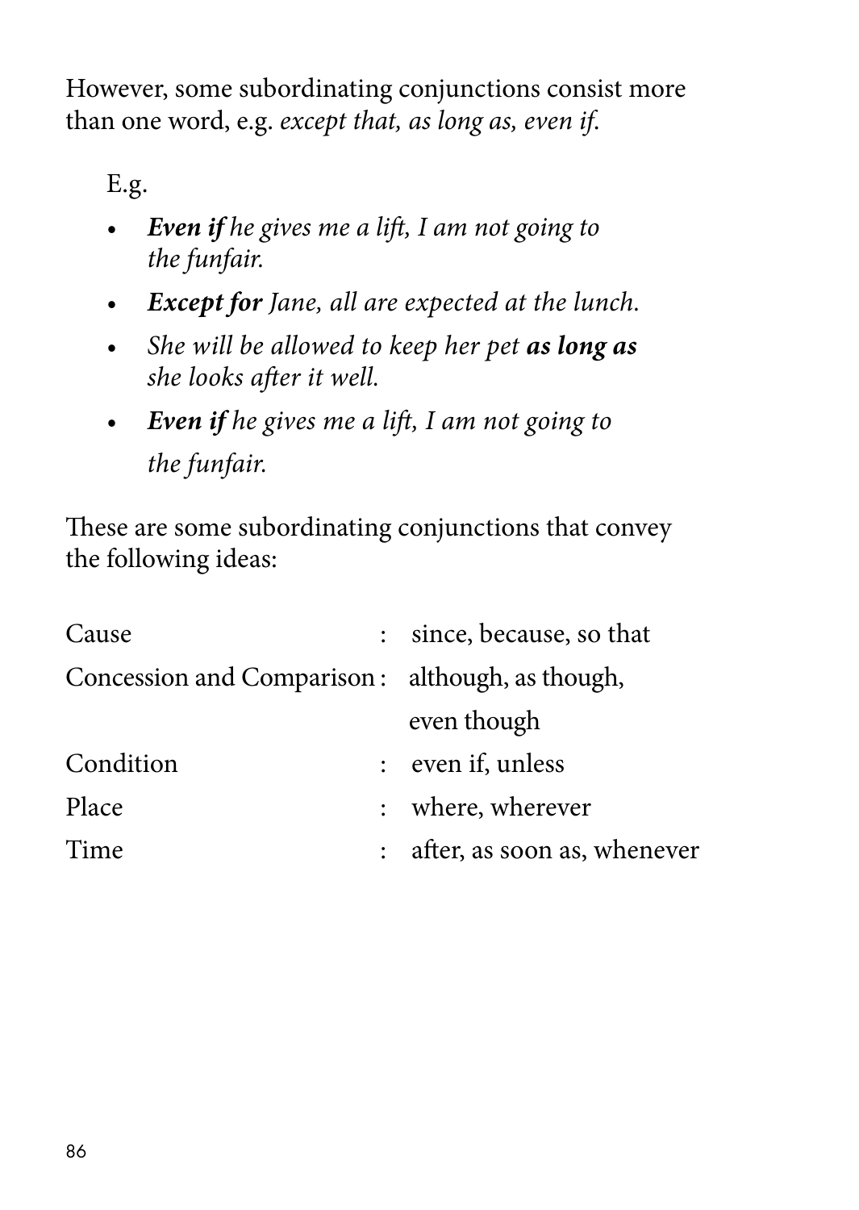However, some subordinating conjunctions consist more than one word, e.g. *except that, as long as, even if.*

E.g.

- ***Even if*** *he gives me a lift, I am not going to the funfair.*
- ***Except for*** *Jane, all are expected at the lunch.*
- *She will be allowed to keep her pet* ***as long as*** *she looks after it well.*
- ***Even if*** *he gives me a lift, I am not going to the funfair.*

These are some subordinating conjunctions that convey the following ideas:

| | | |
|---|---|---|
| Cause | : | since, because, so that |
| Concession and Comparison | : | although, as though, even though |
| Condition | : | even if, unless |
| Place | : | where, wherever |
| Time | : | after, as soon as, whenever |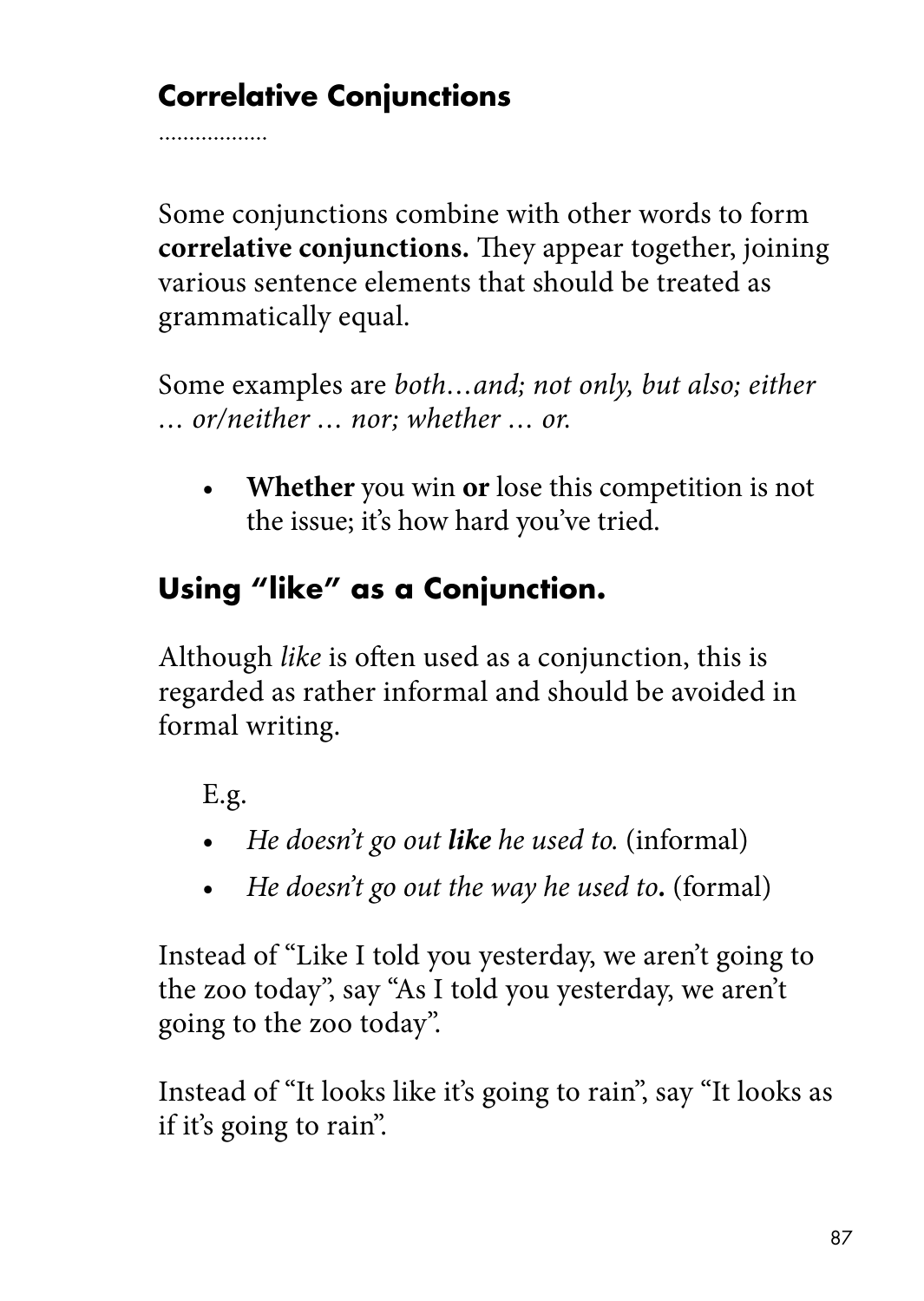## Correlative Conjunctions

Some conjunctions combine with other words to form **correlative conjunctions.** They appear together, joining various sentence elements that should be treated as grammatically equal.

Some examples are *both…and; not only, but also; either … or/neither … nor; whether … or.*

- **Whether** you win **or** lose this competition is not the issue; it's how hard you've tried.

## Using "like" as a Conjunction.

Although *like* is often used as a conjunction, this is regarded as rather informal and should be avoided in formal writing.

E.g.

- *He doesn't go out **like** he used to.* (informal)
- *He doesn't go out the way he used to***.** (formal)

Instead of "Like I told you yesterday, we aren't going to the zoo today", say "As I told you yesterday, we aren't going to the zoo today".

Instead of "It looks like it's going to rain", say "It looks as if it's going to rain".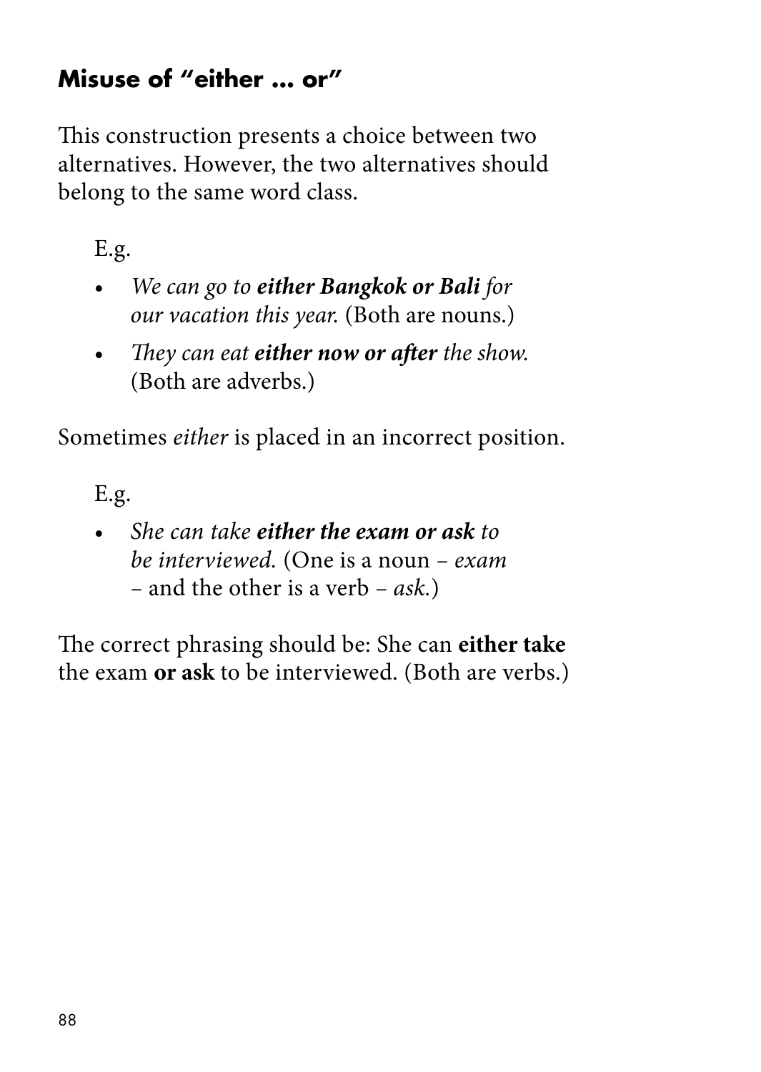## Misuse of "either ... or"

This construction presents a choice between two alternatives. However, the two alternatives should belong to the same word class.

E.g.

- *We can go to **either Bangkok or Bali** for our vacation this year.* (Both are nouns.)
- *They can eat **either now or after** the show.* (Both are adverbs.)

Sometimes *either* is placed in an incorrect position.

E.g.

- *She can take **either the exam or ask** to be interviewed.* (One is a noun – *exam* – and the other is a verb – *ask*.)

The correct phrasing should be: She can **either take** the exam **or ask** to be interviewed. (Both are verbs.)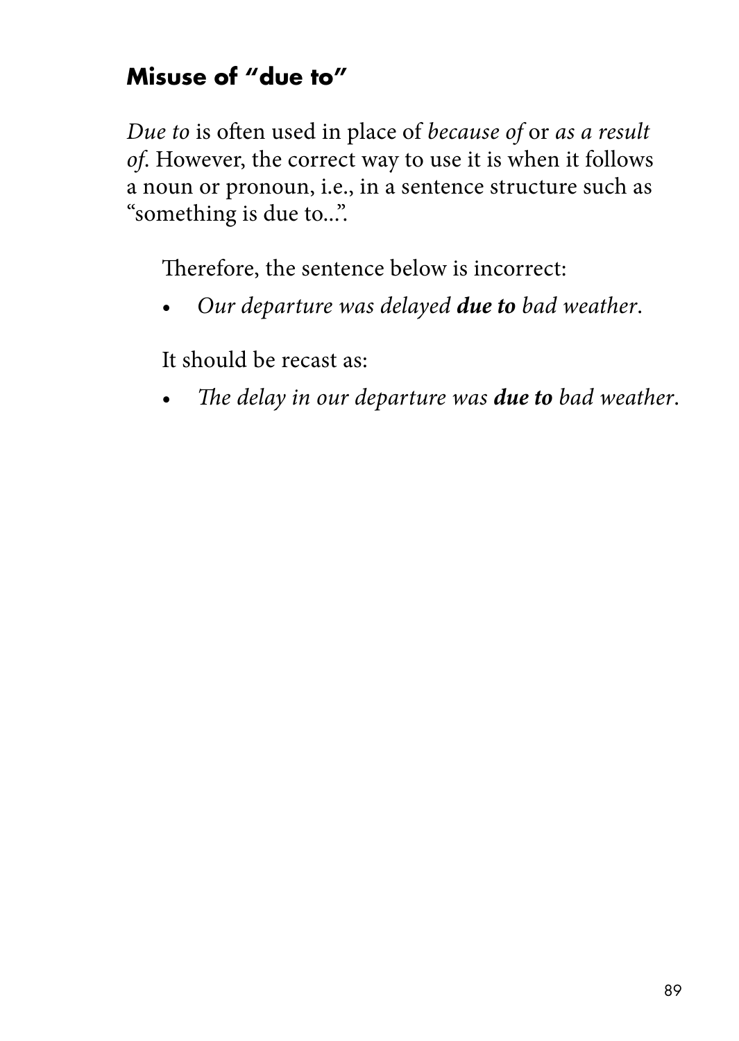## Misuse of "due to"

*Due to* is often used in place of *because of* or *as a result of*. However, the correct way to use it is when it follows a noun or pronoun, i.e., in a sentence structure such as "something is due to...".

Therefore, the sentence below is incorrect:

- *Our departure was delayed **due to** bad weather.*

It should be recast as:

- *The delay in our departure was **due to** bad weather.*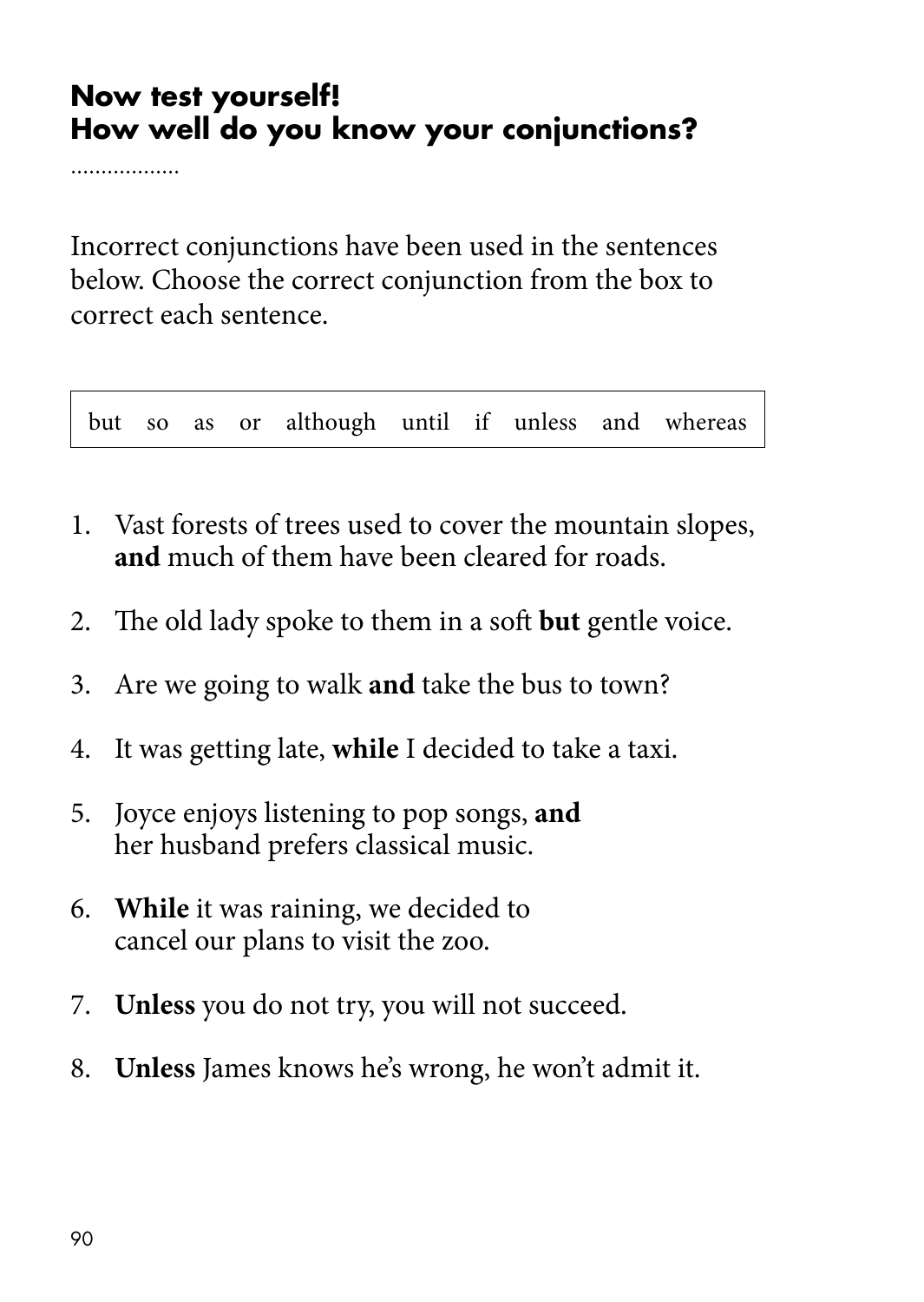## Now test yourself!
## How well do you know your conjunctions?

..................

Incorrect conjunctions have been used in the sentences below. Choose the correct conjunction from the box to correct each sentence.

| but | so | as | or | although | until | if | unless | and | whereas |
|---|---|---|---|---|---|---|---|---|---|

1. Vast forests of trees used to cover the mountain slopes, **and** much of them have been cleared for roads.
2. The old lady spoke to them in a soft **but** gentle voice.
3. Are we going to walk **and** take the bus to town?
4. It was getting late, **while** I decided to take a taxi.
5. Joyce enjoys listening to pop songs, **and** her husband prefers classical music.
6. **While** it was raining, we decided to cancel our plans to visit the zoo.
7. **Unless** you do not try, you will not succeed.
8. **Unless** James knows he's wrong, he won't admit it.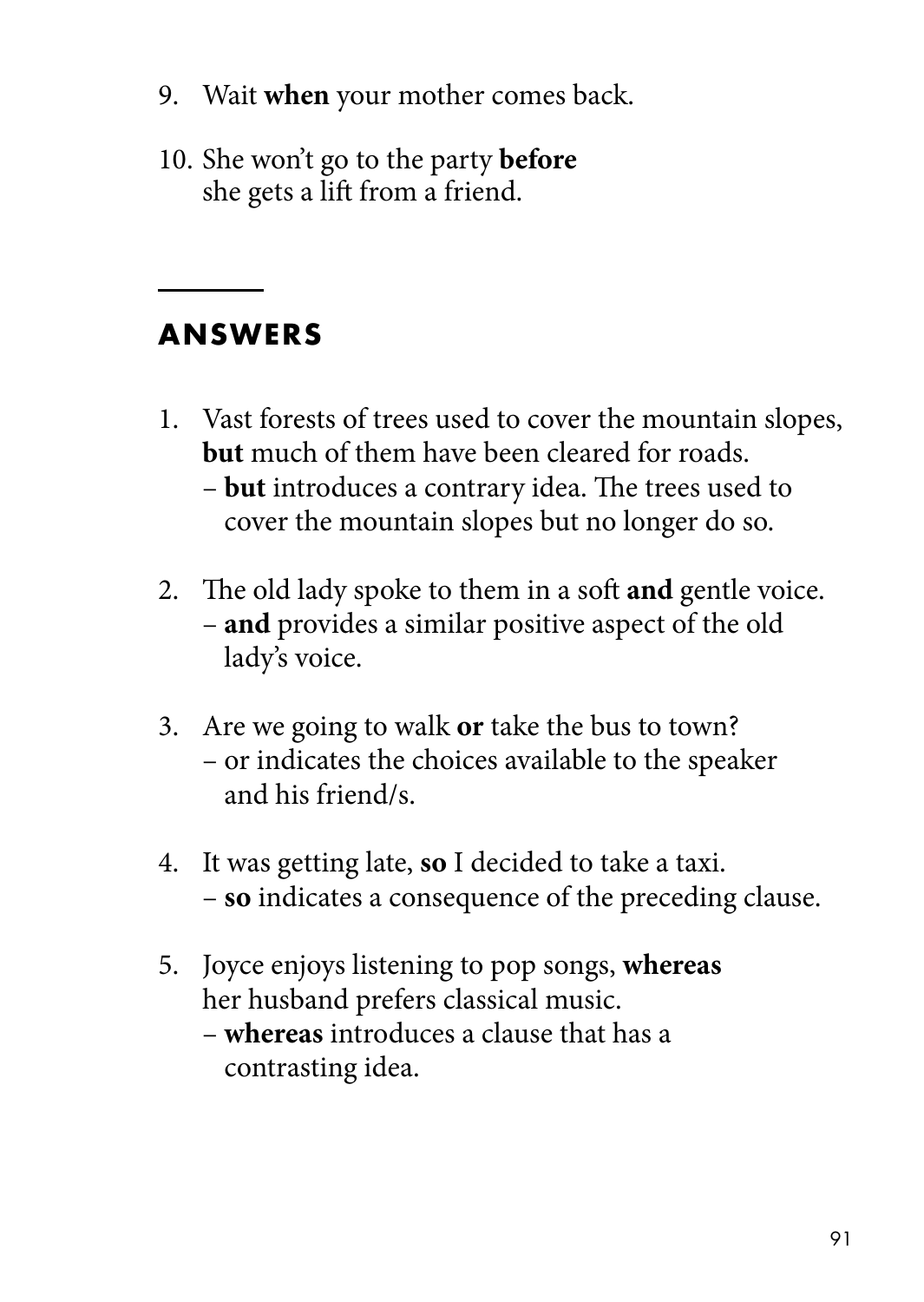9. Wait **when** your mother comes back.

10. She won't go to the party **before** she gets a lift from a friend.

---

## ANSWERS

1. Vast forests of trees used to cover the mountain slopes, **but** much of them have been cleared for roads.
   – **but** introduces a contrary idea. The trees used to cover the mountain slopes but no longer do so.

2. The old lady spoke to them in a soft **and** gentle voice.
   – **and** provides a similar positive aspect of the old lady's voice.

3. Are we going to walk **or** take the bus to town?
   – or indicates the choices available to the speaker and his friend/s.

4. It was getting late, **so** I decided to take a taxi.
   – **so** indicates a consequence of the preceding clause.

5. Joyce enjoys listening to pop songs, **whereas** her husband prefers classical music.
   – **whereas** introduces a clause that has a contrasting idea.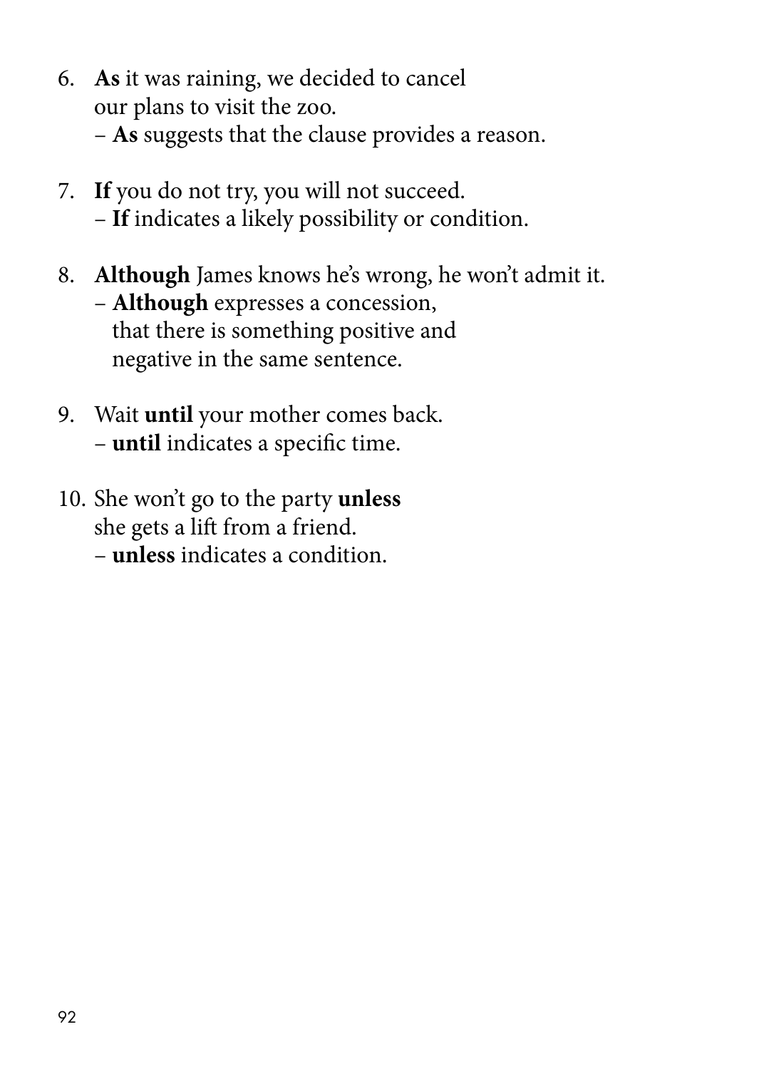6. **As** it was raining, we decided to cancel our plans to visit the zoo.
   – **As** suggests that the clause provides a reason.

7. **If** you do not try, you will not succeed.
   – **If** indicates a likely possibility or condition.

8. **Although** James knows he's wrong, he won't admit it.
   – **Although** expresses a concession, that there is something positive and negative in the same sentence.

9. Wait **until** your mother comes back.
   – **until** indicates a specific time.

10. She won't go to the party **unless** she gets a lift from a friend.
    – **unless** indicates a condition.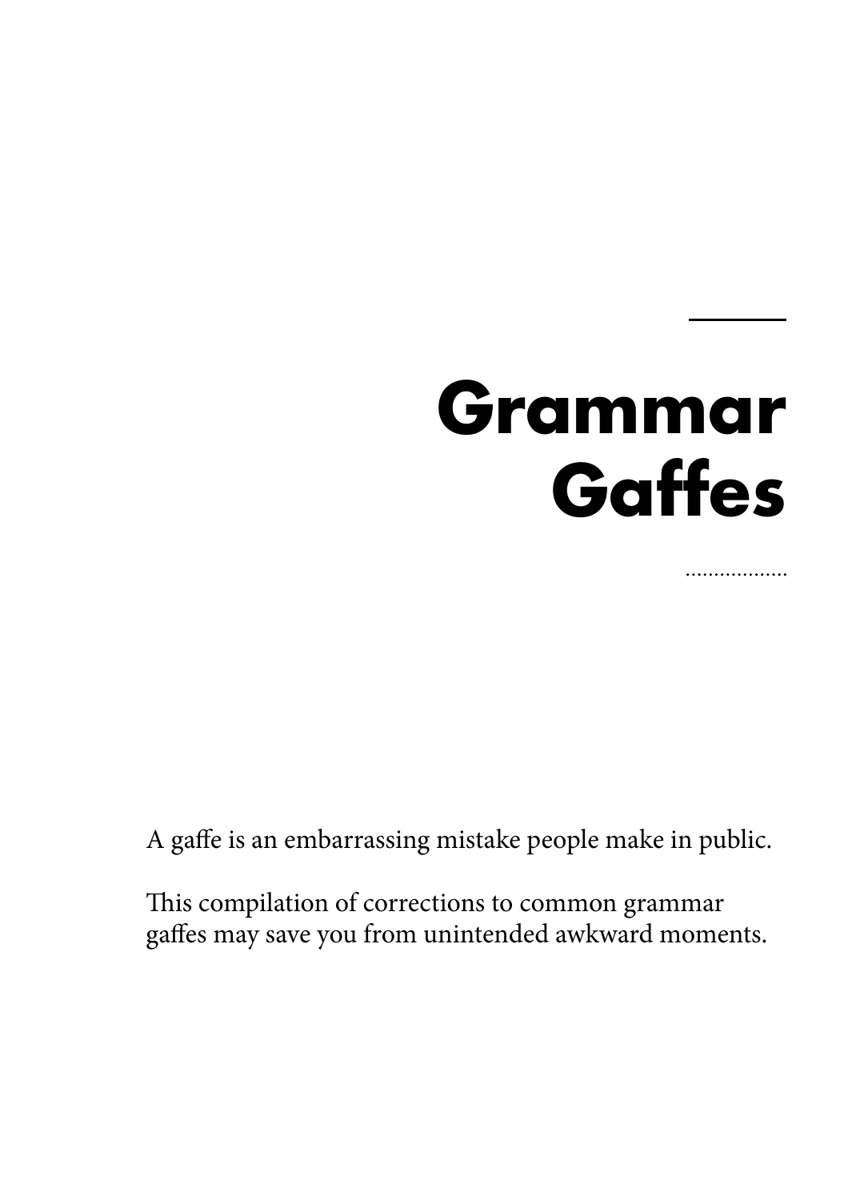# Grammar Gaffes

A gaffe is an embarrassing mistake people make in public.

This compilation of corrections to common grammar gaffes may save you from unintended awkward moments.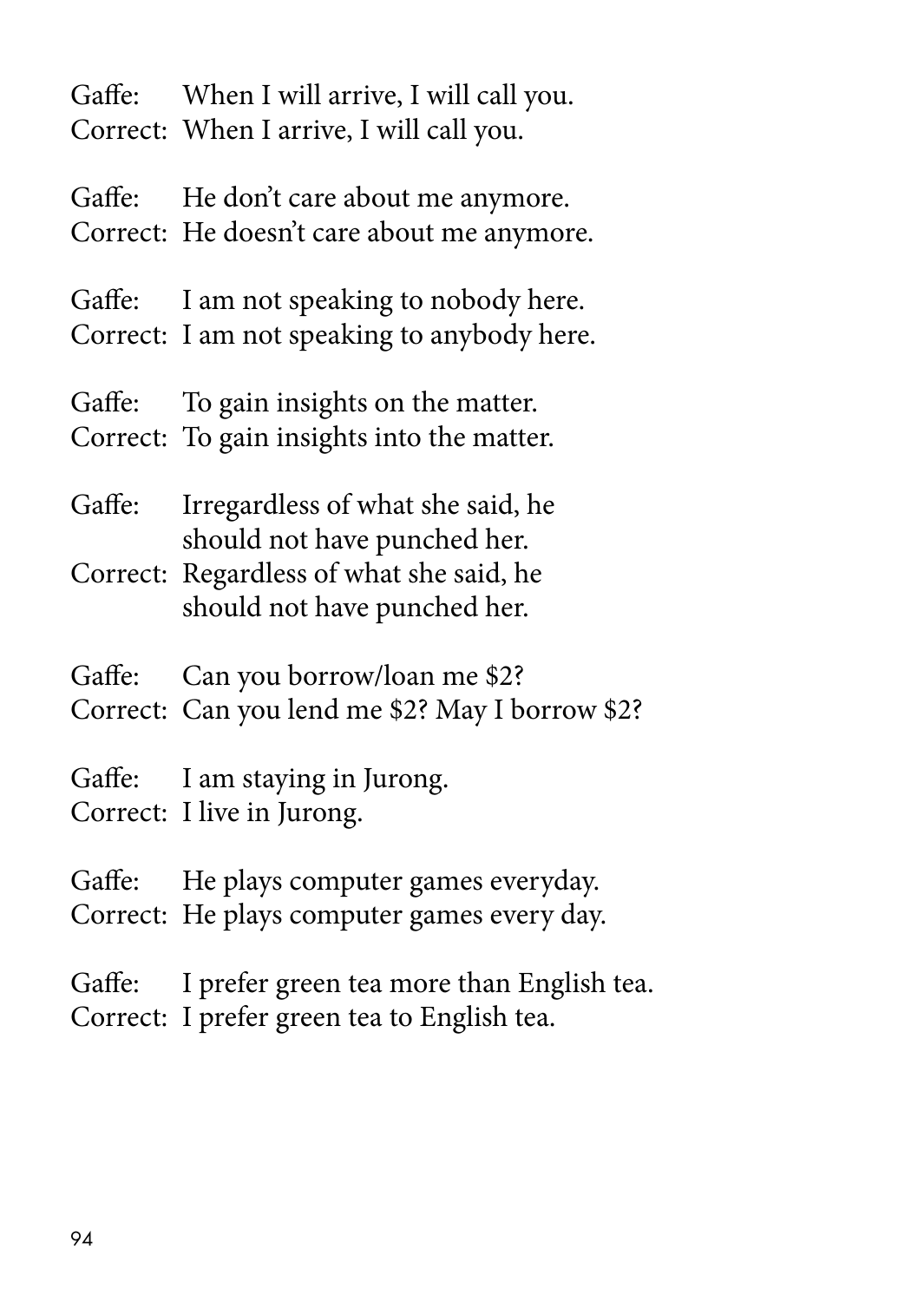Gaffe: When I will arrive, I will call you.
Correct: When I arrive, I will call you.

Gaffe: He don't care about me anymore.
Correct: He doesn't care about me anymore.

Gaffe: I am not speaking to nobody here.
Correct: I am not speaking to anybody here.

Gaffe: To gain insights on the matter.
Correct: To gain insights into the matter.

Gaffe: Irregardless of what she said, he should not have punched her.
Correct: Regardless of what she said, he should not have punched her.

Gaffe: Can you borrow/loan me $2?
Correct: Can you lend me $2? May I borrow $2?

Gaffe: I am staying in Jurong.
Correct: I live in Jurong.

Gaffe: He plays computer games everyday.
Correct: He plays computer games every day.

Gaffe: I prefer green tea more than English tea.
Correct: I prefer green tea to English tea.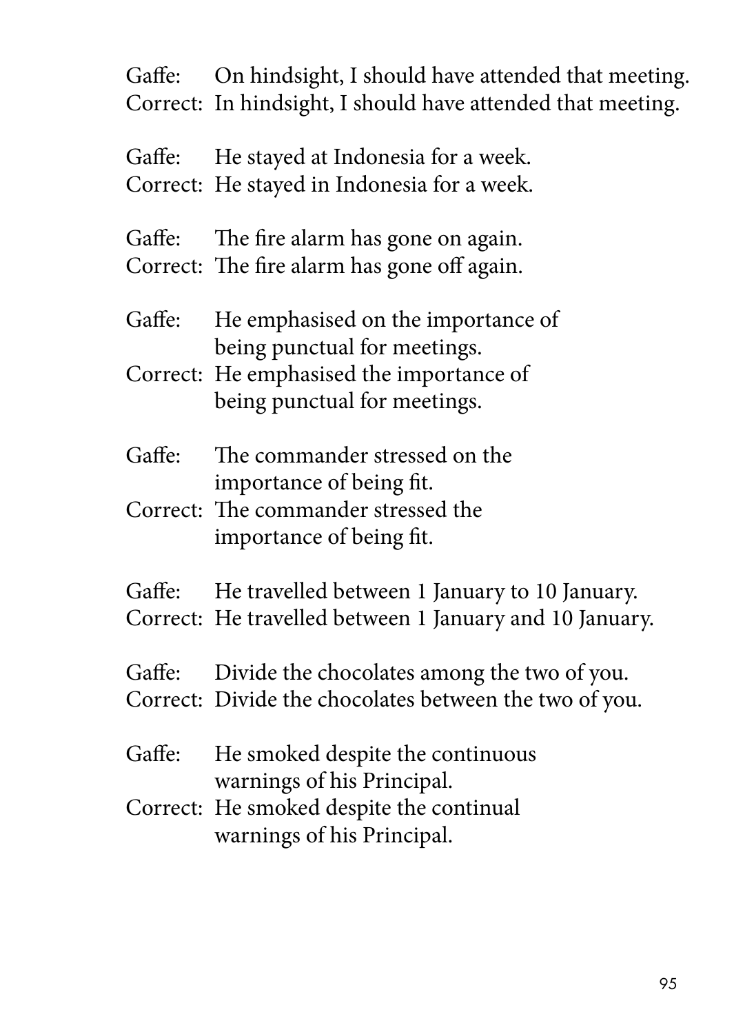Gaffe: On hindsight, I should have attended that meeting.
Correct: In hindsight, I should have attended that meeting.

Gaffe: He stayed at Indonesia for a week.
Correct: He stayed in Indonesia for a week.

Gaffe: The fire alarm has gone on again.
Correct: The fire alarm has gone off again.

Gaffe: He emphasised on the importance of being punctual for meetings.
Correct: He emphasised the importance of being punctual for meetings.

Gaffe: The commander stressed on the importance of being fit.
Correct: The commander stressed the importance of being fit.

Gaffe: He travelled between 1 January to 10 January.
Correct: He travelled between 1 January and 10 January.

Gaffe: Divide the chocolates among the two of you.
Correct: Divide the chocolates between the two of you.

Gaffe: He smoked despite the continuous warnings of his Principal.
Correct: He smoked despite the continual warnings of his Principal.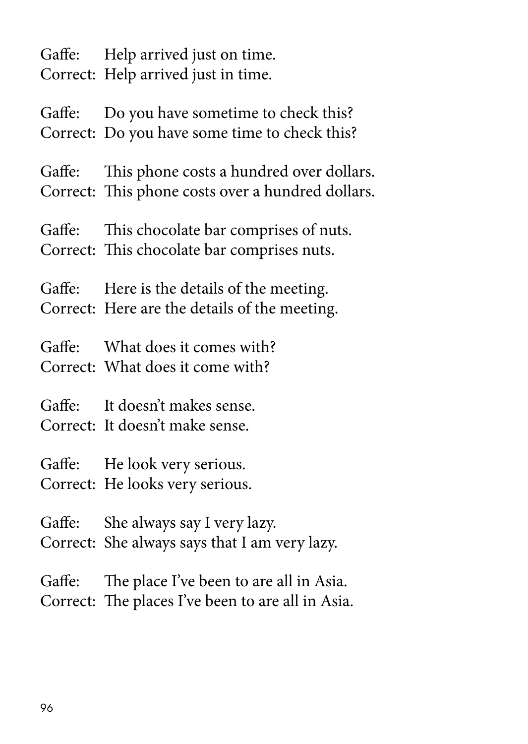Gaffe: Help arrived just on time.
Correct: Help arrived just in time.

Gaffe: Do you have sometime to check this?
Correct: Do you have some time to check this?

Gaffe: This phone costs a hundred over dollars.
Correct: This phone costs over a hundred dollars.

Gaffe: This chocolate bar comprises of nuts.
Correct: This chocolate bar comprises nuts.

Gaffe: Here is the details of the meeting.
Correct: Here are the details of the meeting.

Gaffe: What does it comes with?
Correct: What does it come with?

Gaffe: It doesn't makes sense.
Correct: It doesn't make sense.

Gaffe: He look very serious.
Correct: He looks very serious.

Gaffe: She always say I very lazy.
Correct: She always says that I am very lazy.

Gaffe: The place I've been to are all in Asia.
Correct: The places I've been to are all in Asia.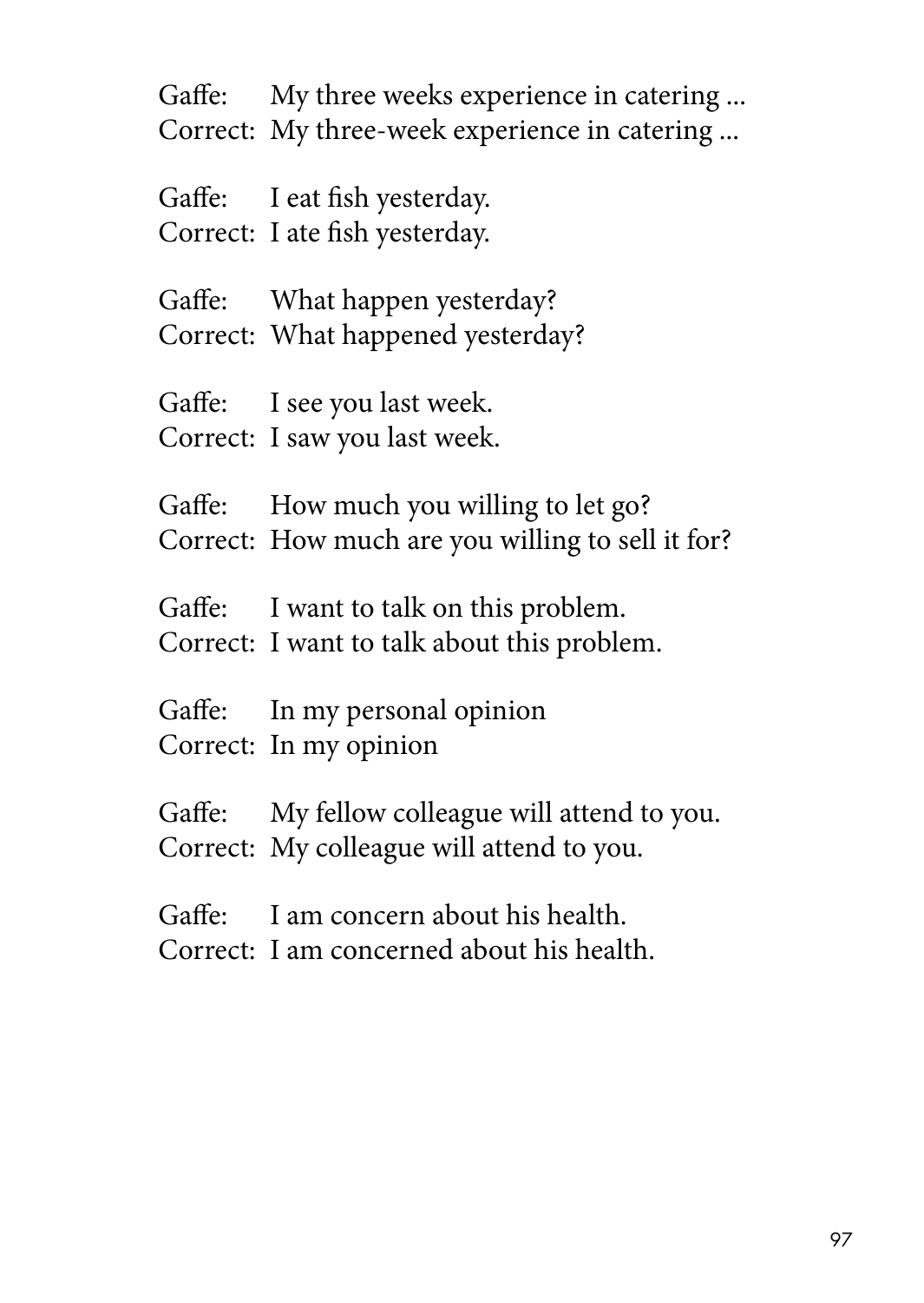Gaffe: My three weeks experience in catering ...
Correct: My three-week experience in catering ...

Gaffe: I eat fish yesterday.
Correct: I ate fish yesterday.

Gaffe: What happen yesterday?
Correct: What happened yesterday?

Gaffe: I see you last week.
Correct: I saw you last week.

Gaffe: How much you willing to let go?
Correct: How much are you willing to sell it for?

Gaffe: I want to talk on this problem.
Correct: I want to talk about this problem.

Gaffe: In my personal opinion
Correct: In my opinion

Gaffe: My fellow colleague will attend to you.
Correct: My colleague will attend to you.

Gaffe: I am concern about his health.
Correct: I am concerned about his health.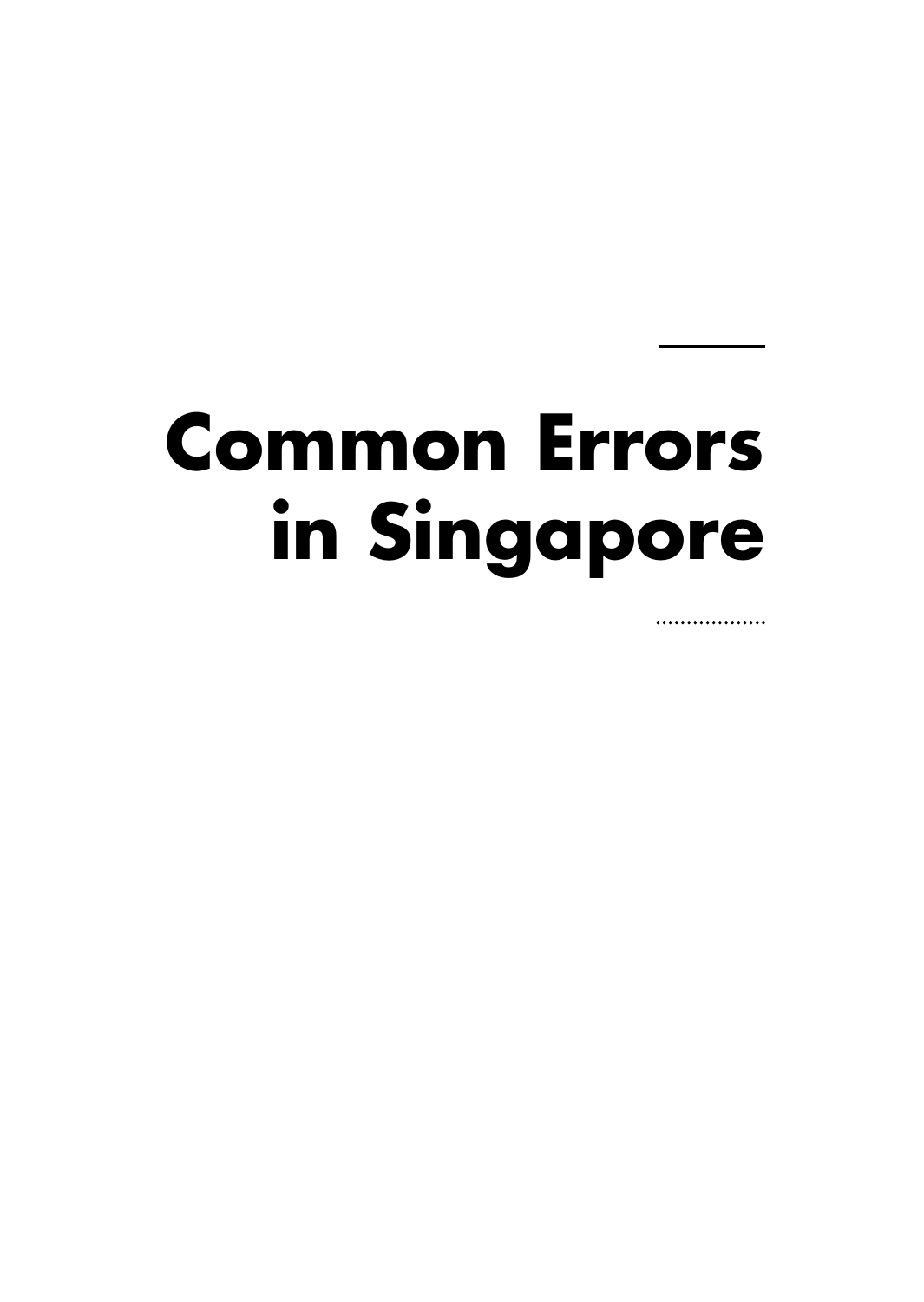# Common Errors in Singapore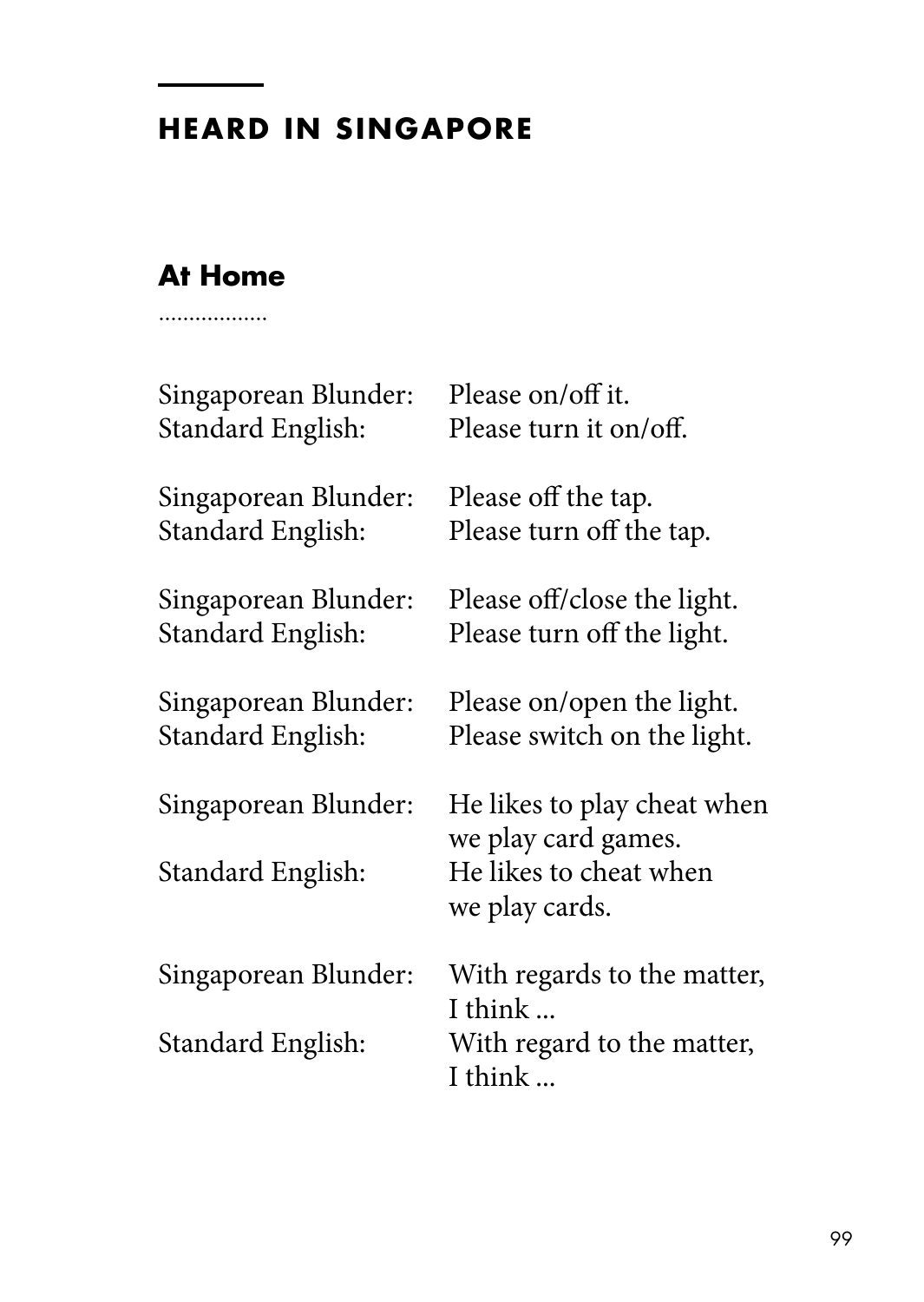## HEARD IN SINGAPORE

### At Home

Singaporean Blunder: Please on/off it.
Standard English: Please turn it on/off.

Singaporean Blunder: Please off the tap.
Standard English: Please turn off the tap.

Singaporean Blunder: Please off/close the light.
Standard English: Please turn off the light.

Singaporean Blunder: Please on/open the light.
Standard English: Please switch on the light.

Singaporean Blunder: He likes to play cheat when we play card games.
Standard English: He likes to cheat when we play cards.

Singaporean Blunder: With regards to the matter, I think ...
Standard English: With regard to the matter, I think ...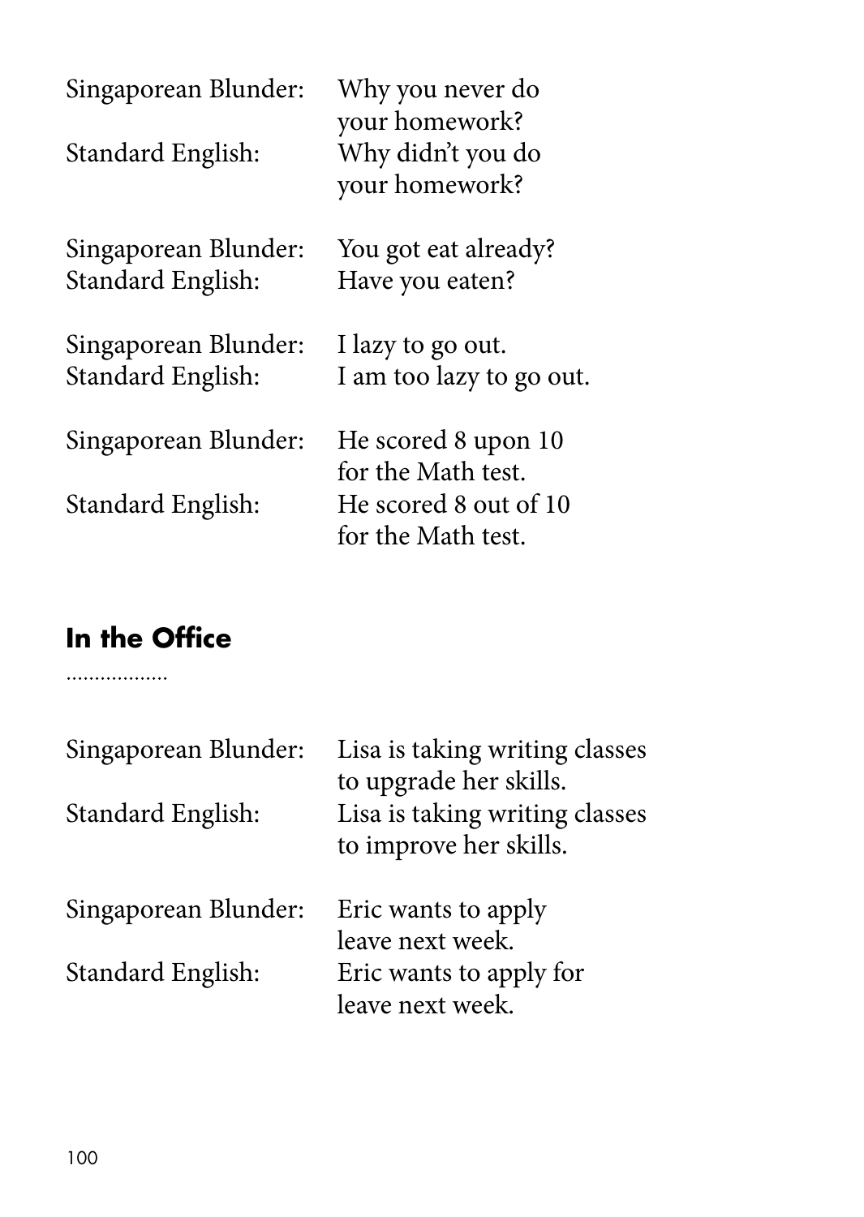Singaporean Blunder: Why you never do your homework?
Standard English: Why didn't you do your homework?

Singaporean Blunder: You got eat already?
Standard English: Have you eaten?

Singaporean Blunder: I lazy to go out.
Standard English: I am too lazy to go out.

Singaporean Blunder: He scored 8 upon 10 for the Math test.
Standard English: He scored 8 out of 10 for the Math test.

## In the Office

Singaporean Blunder: Lisa is taking writing classes to upgrade her skills.
Standard English: Lisa is taking writing classes to improve her skills.

Singaporean Blunder: Eric wants to apply leave next week.
Standard English: Eric wants to apply for leave next week.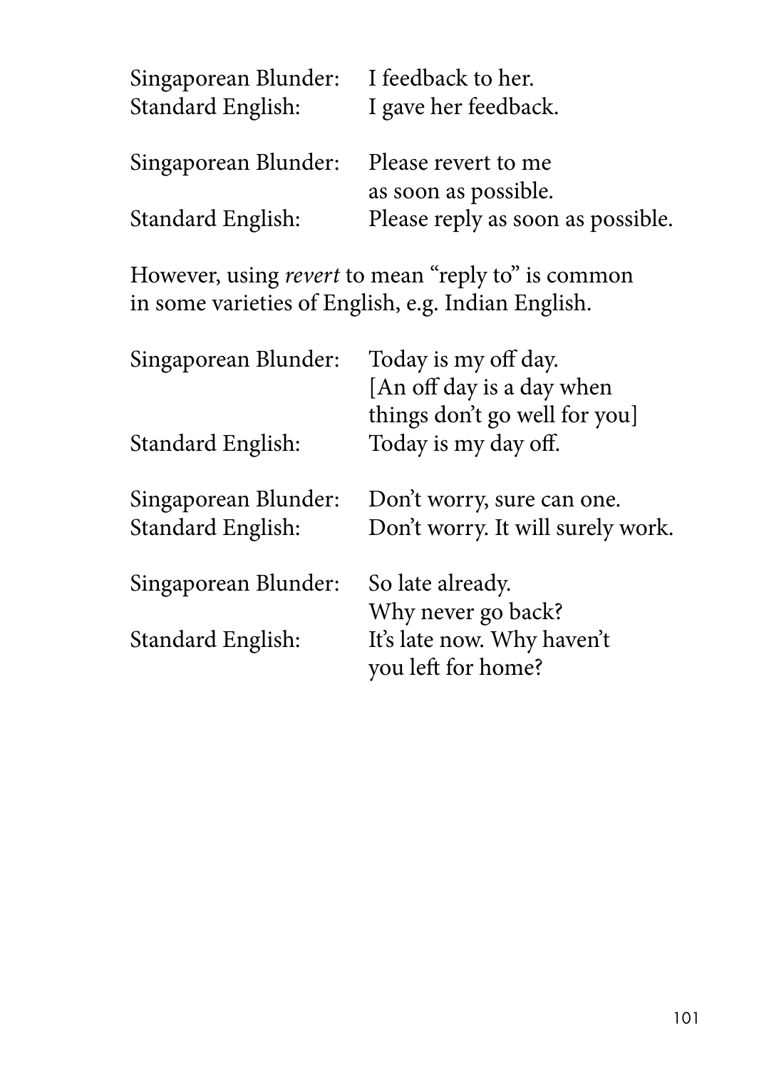Singaporean Blunder: I feedback to her.
Standard English: I gave her feedback.

Singaporean Blunder: Please revert to me as soon as possible.
Standard English: Please reply as soon as possible.

However, using *revert* to mean "reply to" is common in some varieties of English, e.g. Indian English.

Singaporean Blunder: Today is my off day.
[An off day is a day when things don't go well for you]
Standard English: Today is my day off.

Singaporean Blunder: Don't worry, sure can one.
Standard English: Don't worry. It will surely work.

Singaporean Blunder: So late already. Why never go back?
Standard English: It's late now. Why haven't you left for home?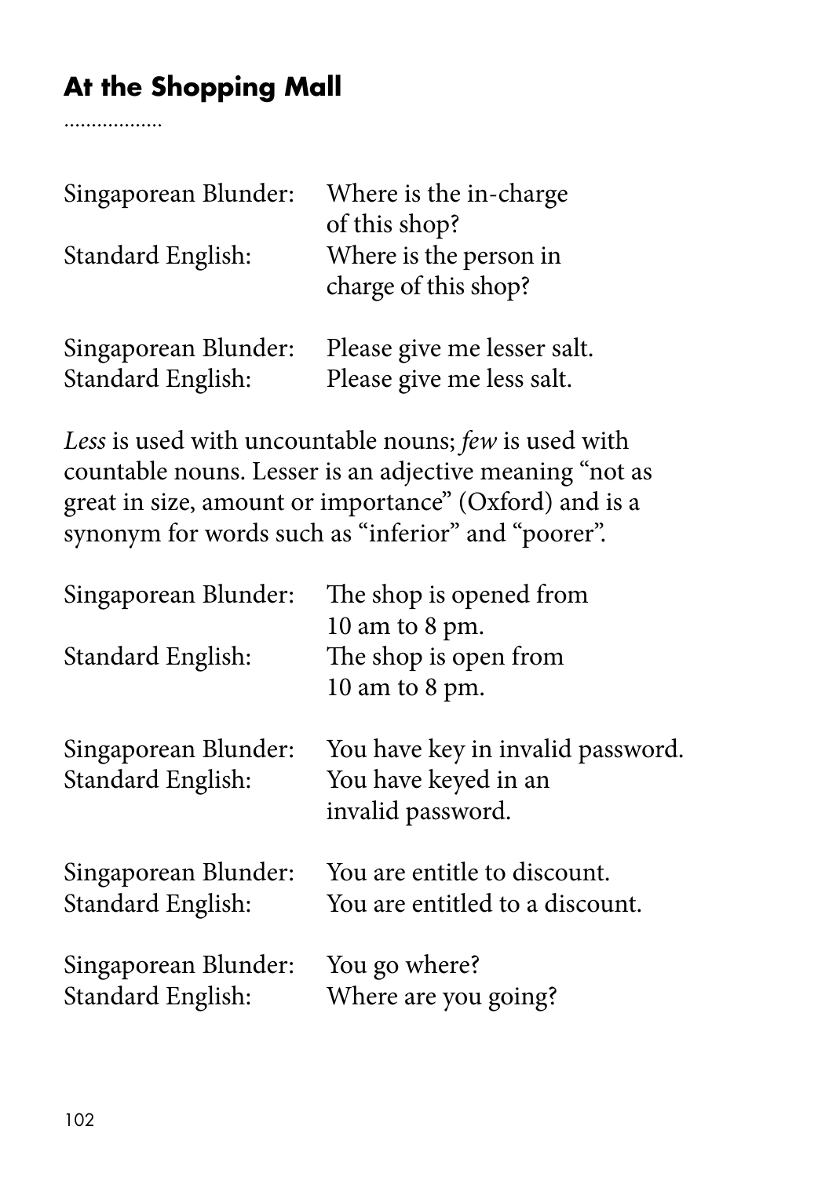## At the Shopping Mall

Singaporean Blunder: Where is the in-charge of this shop?
Standard English: Where is the person in charge of this shop?

Singaporean Blunder: Please give me lesser salt.
Standard English: Please give me less salt.

*Less* is used with uncountable nouns; *few* is used with countable nouns. Lesser is an adjective meaning "not as great in size, amount or importance" (Oxford) and is a synonym for words such as "inferior" and "poorer".

Singaporean Blunder: The shop is opened from 10 am to 8 pm.
Standard English: The shop is open from 10 am to 8 pm.

Singaporean Blunder: You have key in invalid password.
Standard English: You have keyed in an invalid password.

Singaporean Blunder: You are entitle to discount.
Standard English: You are entitled to a discount.

Singaporean Blunder: You go where?
Standard English: Where are you going?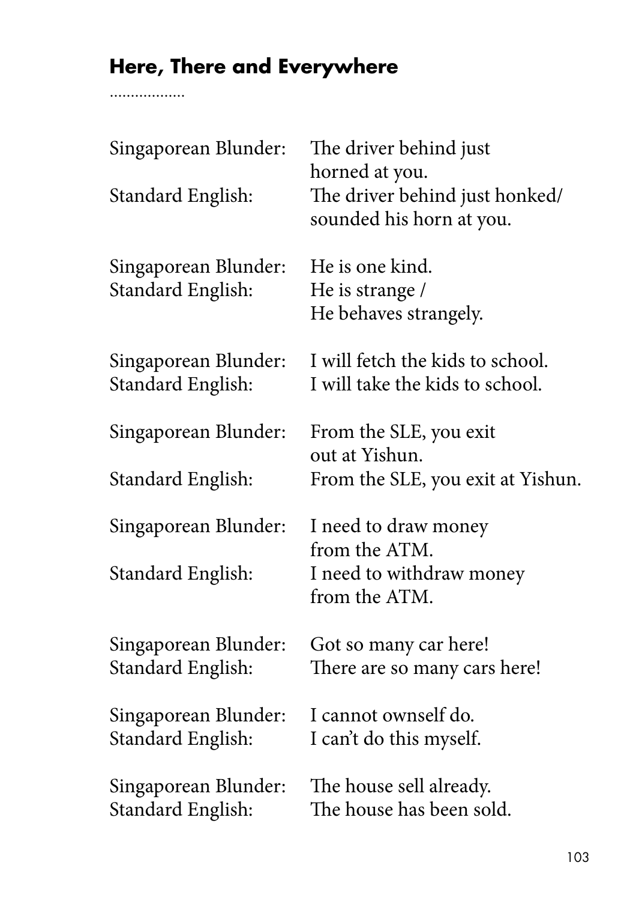## Here, There and Everywhere

Singaporean Blunder: The driver behind just horned at you.
Standard English: The driver behind just honked/ sounded his horn at you.

Singaporean Blunder: He is one kind.
Standard English: He is strange / He behaves strangely.

Singaporean Blunder: I will fetch the kids to school.
Standard English: I will take the kids to school.

Singaporean Blunder: From the SLE, you exit out at Yishun.
Standard English: From the SLE, you exit at Yishun.

Singaporean Blunder: I need to draw money from the ATM.
Standard English: I need to withdraw money from the ATM.

Singaporean Blunder: Got so many car here!
Standard English: There are so many cars here!

Singaporean Blunder: I cannot ownself do.
Standard English: I can't do this myself.

Singaporean Blunder: The house sell already.
Standard English: The house has been sold.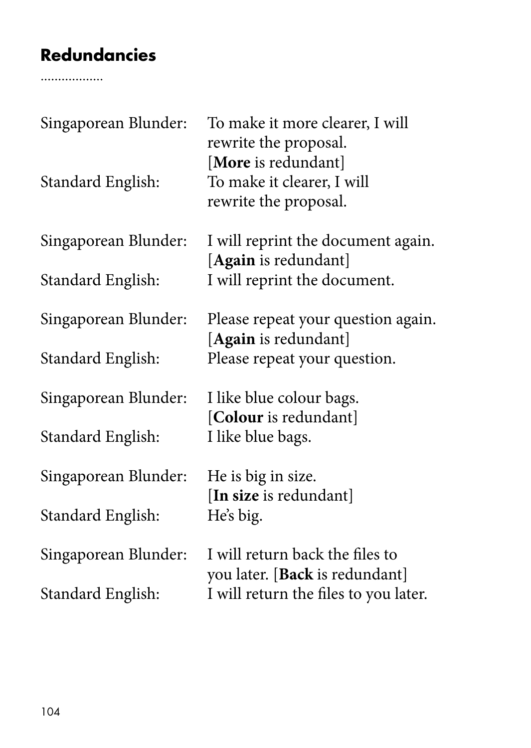## Redundancies

Singaporean Blunder: To make it more clearer, I will rewrite the proposal. [**More** is redundant]
Standard English: To make it clearer, I will rewrite the proposal.

Singaporean Blunder: I will reprint the document again. [**Again** is redundant]
Standard English: I will reprint the document.

Singaporean Blunder: Please repeat your question again. [**Again** is redundant]
Standard English: Please repeat your question.

Singaporean Blunder: I like blue colour bags. [**Colour** is redundant]
Standard English: I like blue bags.

Singaporean Blunder: He is big in size. [**In size** is redundant]
Standard English: He's big.

Singaporean Blunder: I will return back the files to you later. [**Back** is redundant]
Standard English: I will return the files to you later.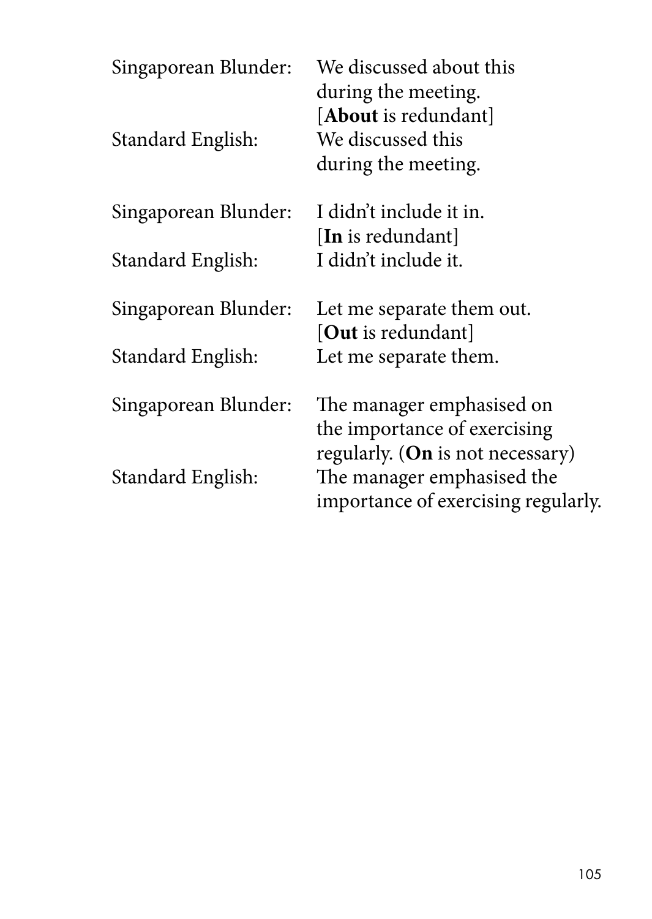| | |
|---|---|
| Singaporean Blunder: | We discussed about this during the meeting. [**About** is redundant] |
| Standard English: | We discussed this during the meeting. |
| Singaporean Blunder: | I didn't include it in. [**In** is redundant] |
| Standard English: | I didn't include it. |
| Singaporean Blunder: | Let me separate them out. [**Out** is redundant] |
| Standard English: | Let me separate them. |
| Singaporean Blunder: | The manager emphasised on the importance of exercising regularly. (**On** is not necessary) |
| Standard English: | The manager emphasised the importance of exercising regularly. |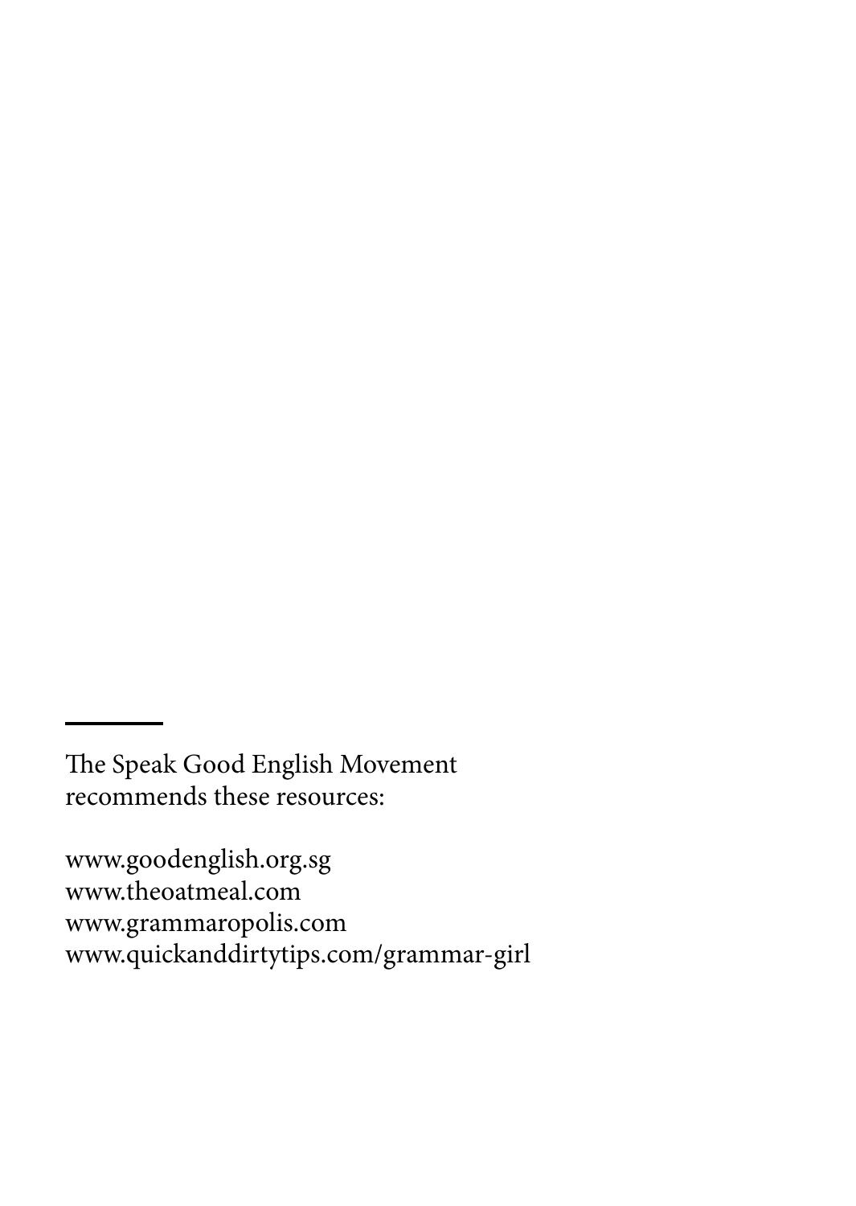---

The Speak Good English Movement
recommends these resources:

www.goodenglish.org.sg
www.theoatmeal.com
www.grammaropolis.com
www.quickanddirtytips.com/grammar-girl